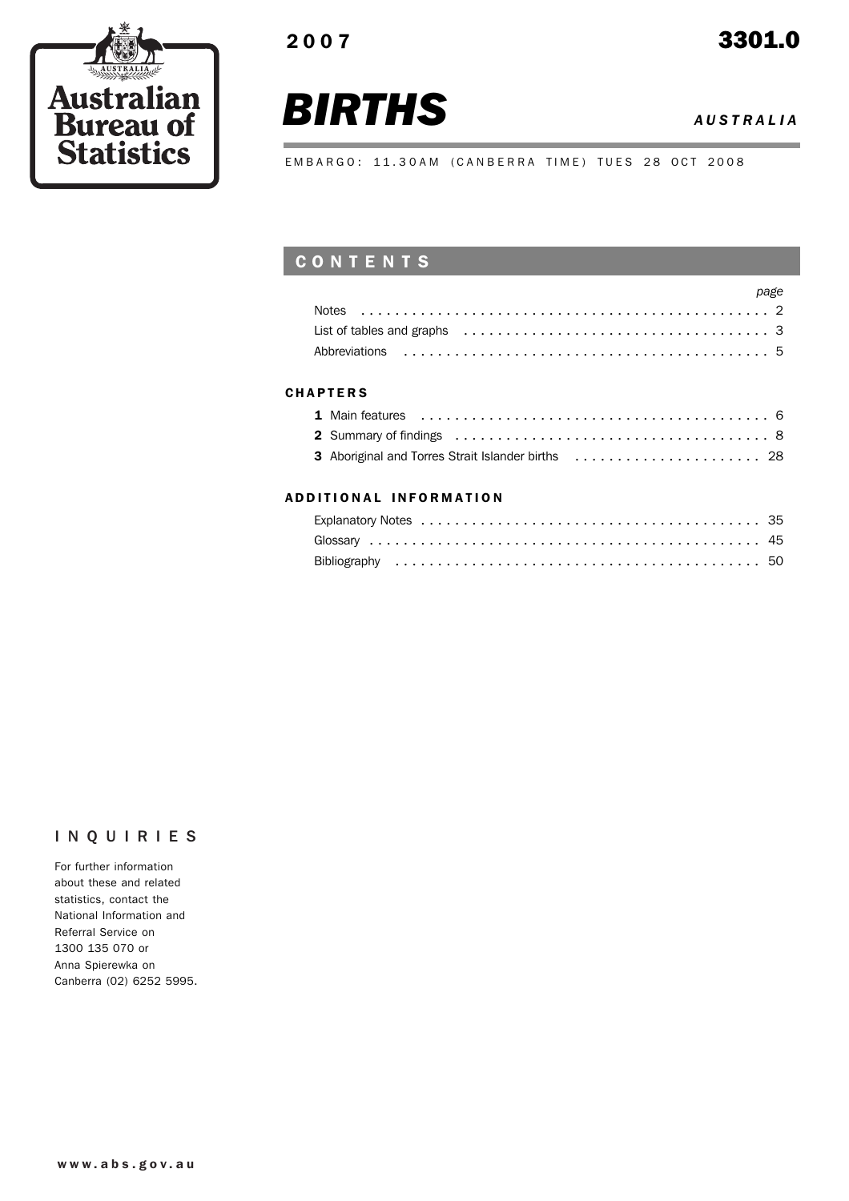Australian Bureau of Statistics

2007 **3301.0**

# *BIRTHS* *AUSTRALIA*

EMBARGO: 11.30AM (CANBERRA TIME) TUES 28 OCT 2008

## CONTENTS

| | *page* |
|---|---|
| Notes | 2 |
| List of tables and graphs | 3 |
| Abbreviations | 5 |

### CHAPTERS

| | |
|---|---|
| **1** Main features | 6 |
| **2** Summary of findings | 8 |
| **3** Aboriginal and Torres Strait Islander births | 28 |

### ADDITIONAL INFORMATION

| | |
|---|---|
| Explanatory Notes | 35 |
| Glossary | 45 |
| Bibliography | 50 |

## INQUIRIES

For further information about these and related statistics, contact the National Information and Referral Service on 1300 135 070 or Anna Spierewka on Canberra (02) 6252 5995.

www.abs.gov.au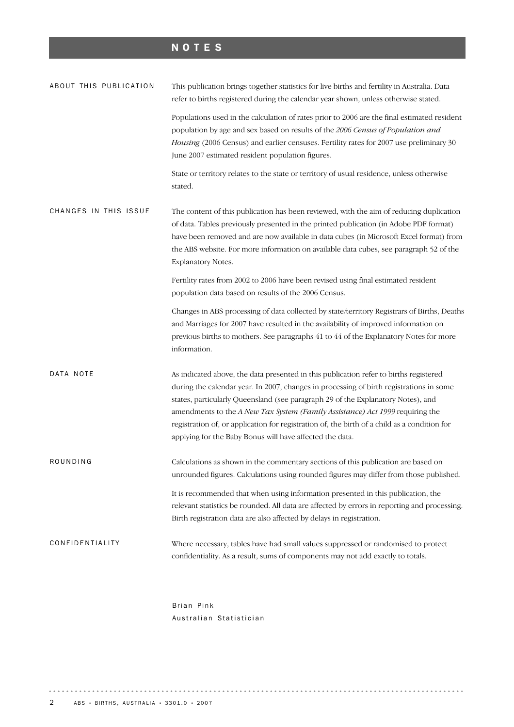# NOTES

## ABOUT THIS PUBLICATION

This publication brings together statistics for live births and fertility in Australia. Data refer to births registered during the calendar year shown, unless otherwise stated.

Populations used in the calculation of rates prior to 2006 are the final estimated resident population by age and sex based on results of the *2006 Census of Population and Housing* (2006 Census) and earlier censuses. Fertility rates for 2007 use preliminary 30 June 2007 estimated resident population figures.

State or territory relates to the state or territory of usual residence, unless otherwise stated.

## CHANGES IN THIS ISSUE

The content of this publication has been reviewed, with the aim of reducing duplication of data. Tables previously presented in the printed publication (in Adobe PDF format) have been removed and are now available in data cubes (in Microsoft Excel format) from the ABS website. For more information on available data cubes, see paragraph 52 of the Explanatory Notes.

Fertility rates from 2002 to 2006 have been revised using final estimated resident population data based on results of the 2006 Census.

Changes in ABS processing of data collected by state/territory Registrars of Births, Deaths and Marriages for 2007 have resulted in the availability of improved information on previous births to mothers. See paragraphs 41 to 44 of the Explanatory Notes for more information.

## DATA NOTE

As indicated above, the data presented in this publication refer to births registered during the calendar year. In 2007, changes in processing of birth registrations in some states, particularly Queensland (see paragraph 29 of the Explanatory Notes), and amendments to the *A New Tax System (Family Assistance) Act 1999* requiring the registration of, or application for registration of, the birth of a child as a condition for applying for the Baby Bonus will have affected the data.

## ROUNDING

Calculations as shown in the commentary sections of this publication are based on unrounded figures. Calculations using rounded figures may differ from those published.

It is recommended that when using information presented in this publication, the relevant statistics be rounded. All data are affected by errors in reporting and processing. Birth registration data are also affected by delays in registration.

## CONFIDENTIALITY

Where necessary, tables have had small values suppressed or randomised to protect confidentiality. As a result, sums of components may not add exactly to totals.

Brian Pink
Australian Statistician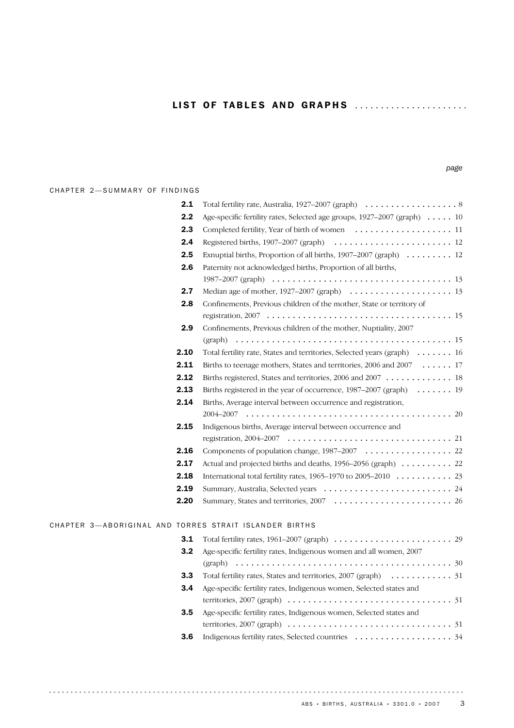# LIST OF TABLES AND GRAPHS

| | | page |
|---|---|---|
| **CHAPTER 2—SUMMARY OF FINDINGS** | | |
| **2.1** | Total fertility rate, Australia, 1927–2007 (graph) | 8 |
| **2.2** | Age-specific fertility rates, Selected age groups, 1927–2007 (graph) | 10 |
| **2.3** | Completed fertility, Year of birth of women | 11 |
| **2.4** | Registered births, 1907–2007 (graph) | 12 |
| **2.5** | Exnuptial births, Proportion of all births, 1907–2007 (graph) | 12 |
| **2.6** | Paternity not acknowledged births, Proportion of all births, 1987–2007 (graph) | 13 |
| **2.7** | Median age of mother, 1927–2007 (graph) | 13 |
| **2.8** | Confinements, Previous children of the mother, State or territory of registration, 2007 | 15 |
| **2.9** | Confinements, Previous children of the mother, Nuptiality, 2007 (graph) | 15 |
| **2.10** | Total fertility rate, States and territories, Selected years (graph) | 16 |
| **2.11** | Births to teenage mothers, States and territories, 2006 and 2007 | 17 |
| **2.12** | Births registered, States and territories, 2006 and 2007 | 18 |
| **2.13** | Births registered in the year of occurrence, 1987–2007 (graph) | 19 |
| **2.14** | Births, Average interval between occurrence and registration, 2004–2007 | 20 |
| **2.15** | Indigenous births, Average interval between occurrence and registration, 2004–2007 | 21 |
| **2.16** | Components of population change, 1987–2007 | 22 |
| **2.17** | Actual and projected births and deaths, 1956–2056 (graph) | 22 |
| **2.18** | International total fertility rates, 1965–1970 to 2005–2010 | 23 |
| **2.19** | Summary, Australia, Selected years | 24 |
| **2.20** | Summary, States and territories, 2007 | 26 |
| **CHAPTER 3—ABORIGINAL AND TORRES STRAIT ISLANDER BIRTHS** | | |
| **3.1** | Total fertility rates, 1961–2007 (graph) | 29 |
| **3.2** | Age-specific fertility rates, Indigenous women and all women, 2007 (graph) | 30 |
| **3.3** | Total fertility rates, States and territories, 2007 (graph) | 31 |
| **3.4** | Age-specific fertility rates, Indigenous women, Selected states and territories, 2007 (graph) | 31 |
| **3.5** | Age-specific fertility rates, Indigenous women, Selected states and territories, 2007 (graph) | 31 |
| **3.6** | Indigenous fertility rates, Selected countries | 34 |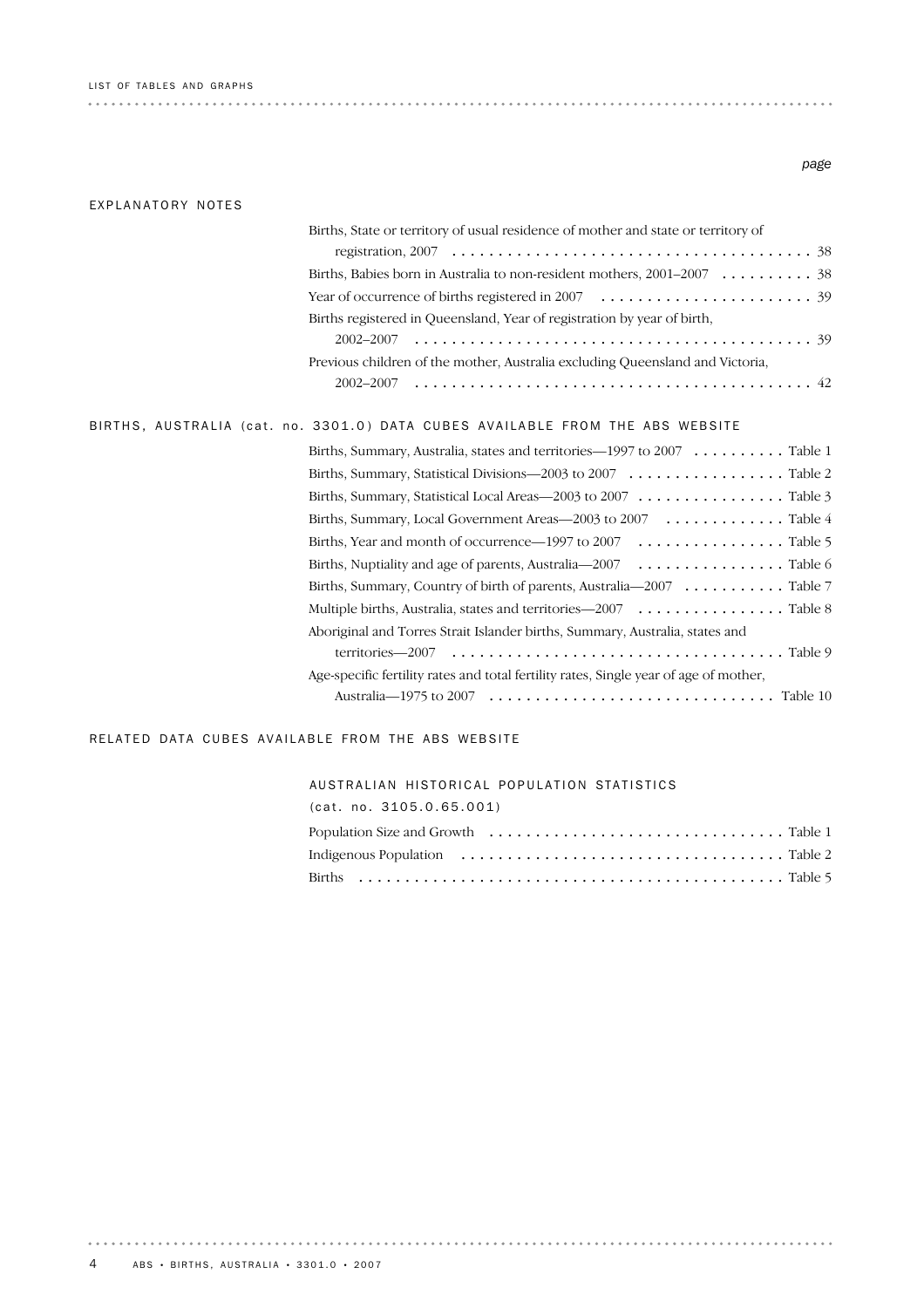LIST OF TABLES AND GRAPHS

| | page |
|---|---|
| **EXPLANATORY NOTES** | |
| Births, State or territory of usual residence of mother and state or territory of registration, 2007 | 38 |
| Births, Babies born in Australia to non-resident mothers, 2001–2007 | 38 |
| Year of occurrence of births registered in 2007 | 39 |
| Births registered in Queensland, Year of registration by year of birth, 2002–2007 | 39 |
| Previous children of the mother, Australia excluding Queensland and Victoria, 2002–2007 | 42 |

## BIRTHS, AUSTRALIA (cat. no. 3301.0) DATA CUBES AVAILABLE FROM THE ABS WEBSITE

| | |
|---|---|
| Births, Summary, Australia, states and territories—1997 to 2007 | Table 1 |
| Births, Summary, Statistical Divisions—2003 to 2007 | Table 2 |
| Births, Summary, Statistical Local Areas—2003 to 2007 | Table 3 |
| Births, Summary, Local Government Areas—2003 to 2007 | Table 4 |
| Births, Year and month of occurrence—1997 to 2007 | Table 5 |
| Births, Nuptiality and age of parents, Australia—2007 | Table 6 |
| Births, Summary, Country of birth of parents, Australia—2007 | Table 7 |
| Multiple births, Australia, states and territories—2007 | Table 8 |
| Aboriginal and Torres Strait Islander births, Summary, Australia, states and territories—2007 | Table 9 |
| Age-specific fertility rates and total fertility rates, Single year of age of mother, Australia—1975 to 2007 | Table 10 |

## RELATED DATA CUBES AVAILABLE FROM THE ABS WEBSITE

### AUSTRALIAN HISTORICAL POPULATION STATISTICS (cat. no. 3105.0.65.001)

| | |
|---|---|
| Population Size and Growth | Table 1 |
| Indigenous Population | Table 2 |
| Births | Table 5 |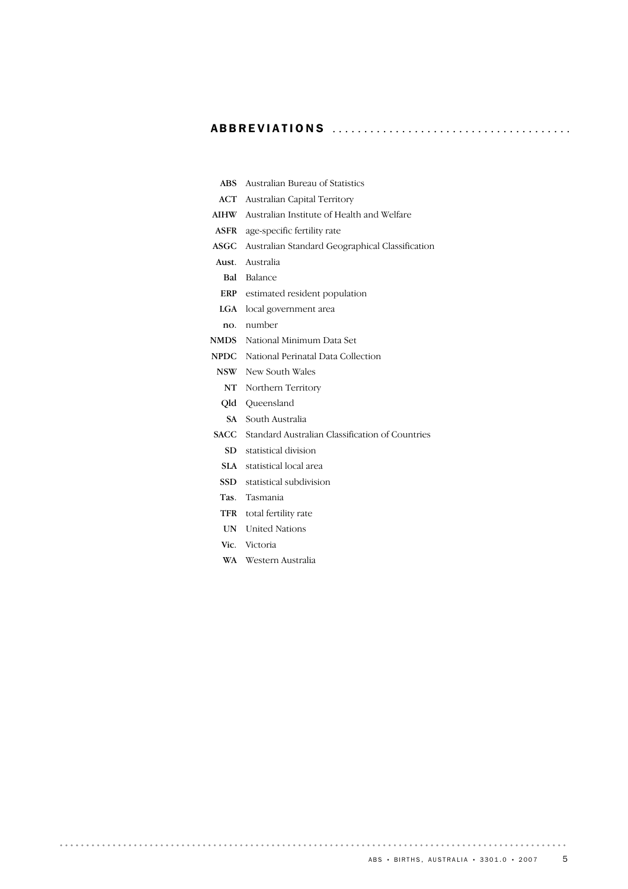# ABBREVIATIONS

**ABS** Australian Bureau of Statistics
**ACT** Australian Capital Territory
**AIHW** Australian Institute of Health and Welfare
**ASFR** age-specific fertility rate
**ASGC** Australian Standard Geographical Classification
**Aust.** Australia
**Bal** Balance
**ERP** estimated resident population
**LGA** local government area
**no.** number
**NMDS** National Minimum Data Set
**NPDC** National Perinatal Data Collection
**NSW** New South Wales
**NT** Northern Territory
**Qld** Queensland
**SA** South Australia
**SACC** Standard Australian Classification of Countries
**SD** statistical division
**SLA** statistical local area
**SSD** statistical subdivision
**Tas.** Tasmania
**TFR** total fertility rate
**UN** United Nations
**Vic.** Victoria
**WA** Western Australia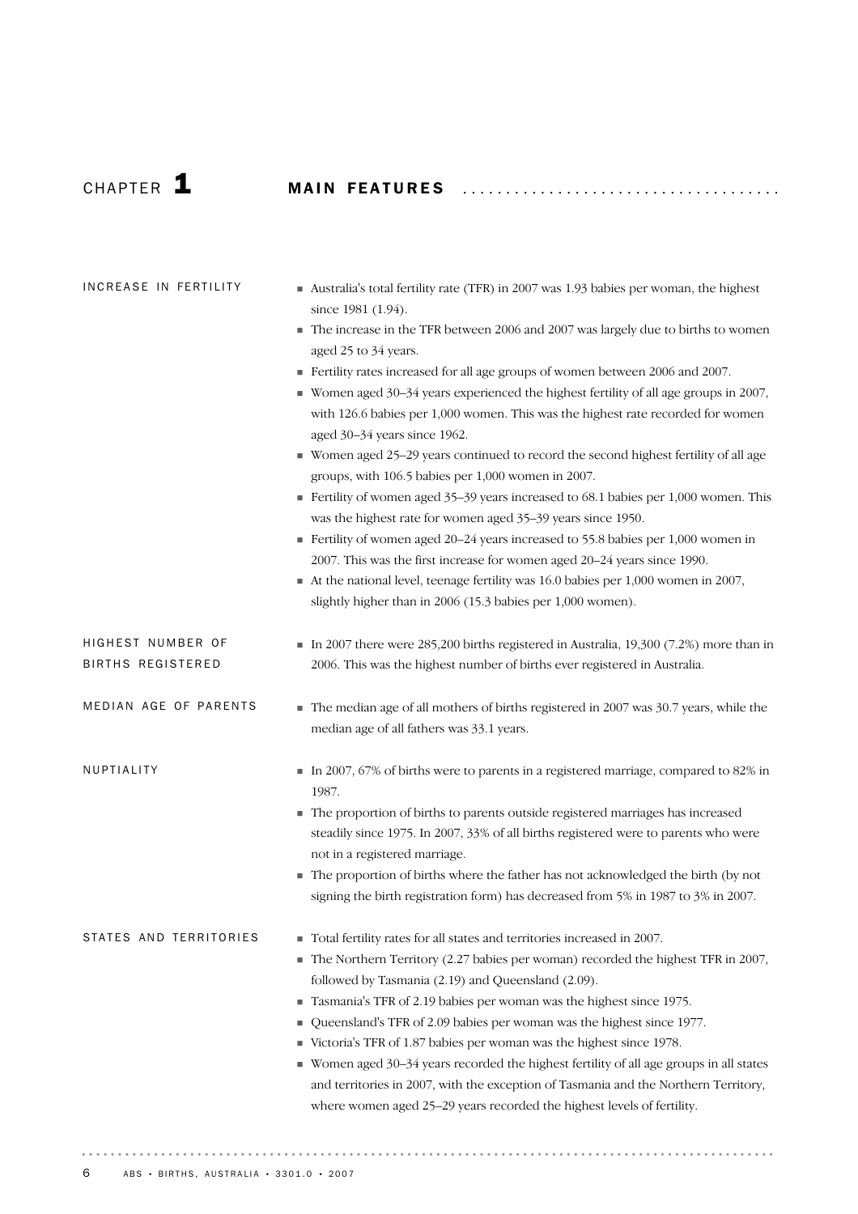# CHAPTER 1 MAIN FEATURES

## INCREASE IN FERTILITY

- Australia's total fertility rate (TFR) in 2007 was 1.93 babies per woman, the highest since 1981 (1.94).
- The increase in the TFR between 2006 and 2007 was largely due to births to women aged 25 to 34 years.
- Fertility rates increased for all age groups of women between 2006 and 2007.
- Women aged 30–34 years experienced the highest fertility of all age groups in 2007, with 126.6 babies per 1,000 women. This was the highest rate recorded for women aged 30–34 years since 1962.
- Women aged 25–29 years continued to record the second highest fertility of all age groups, with 106.5 babies per 1,000 women in 2007.
- Fertility of women aged 35–39 years increased to 68.1 babies per 1,000 women. This was the highest rate for women aged 35–39 years since 1950.
- Fertility of women aged 20–24 years increased to 55.8 babies per 1,000 women in 2007. This was the first increase for women aged 20–24 years since 1990.
- At the national level, teenage fertility was 16.0 babies per 1,000 women in 2007, slightly higher than in 2006 (15.3 babies per 1,000 women).

## HIGHEST NUMBER OF BIRTHS REGISTERED

- In 2007 there were 285,200 births registered in Australia, 19,300 (7.2%) more than in 2006. This was the highest number of births ever registered in Australia.

## MEDIAN AGE OF PARENTS

- The median age of all mothers of births registered in 2007 was 30.7 years, while the median age of all fathers was 33.1 years.

## NUPTIALITY

- In 2007, 67% of births were to parents in a registered marriage, compared to 82% in 1987.
- The proportion of births to parents outside registered marriages has increased steadily since 1975. In 2007, 33% of all births registered were to parents who were not in a registered marriage.
- The proportion of births where the father has not acknowledged the birth (by not signing the birth registration form) has decreased from 5% in 1987 to 3% in 2007.

## STATES AND TERRITORIES

- Total fertility rates for all states and territories increased in 2007.
- The Northern Territory (2.27 babies per woman) recorded the highest TFR in 2007, followed by Tasmania (2.19) and Queensland (2.09).
- Tasmania's TFR of 2.19 babies per woman was the highest since 1975.
- Queensland's TFR of 2.09 babies per woman was the highest since 1977.
- Victoria's TFR of 1.87 babies per woman was the highest since 1978.
- Women aged 30–34 years recorded the highest fertility of all age groups in all states and territories in 2007, with the exception of Tasmania and the Northern Territory, where women aged 25–29 years recorded the highest levels of fertility.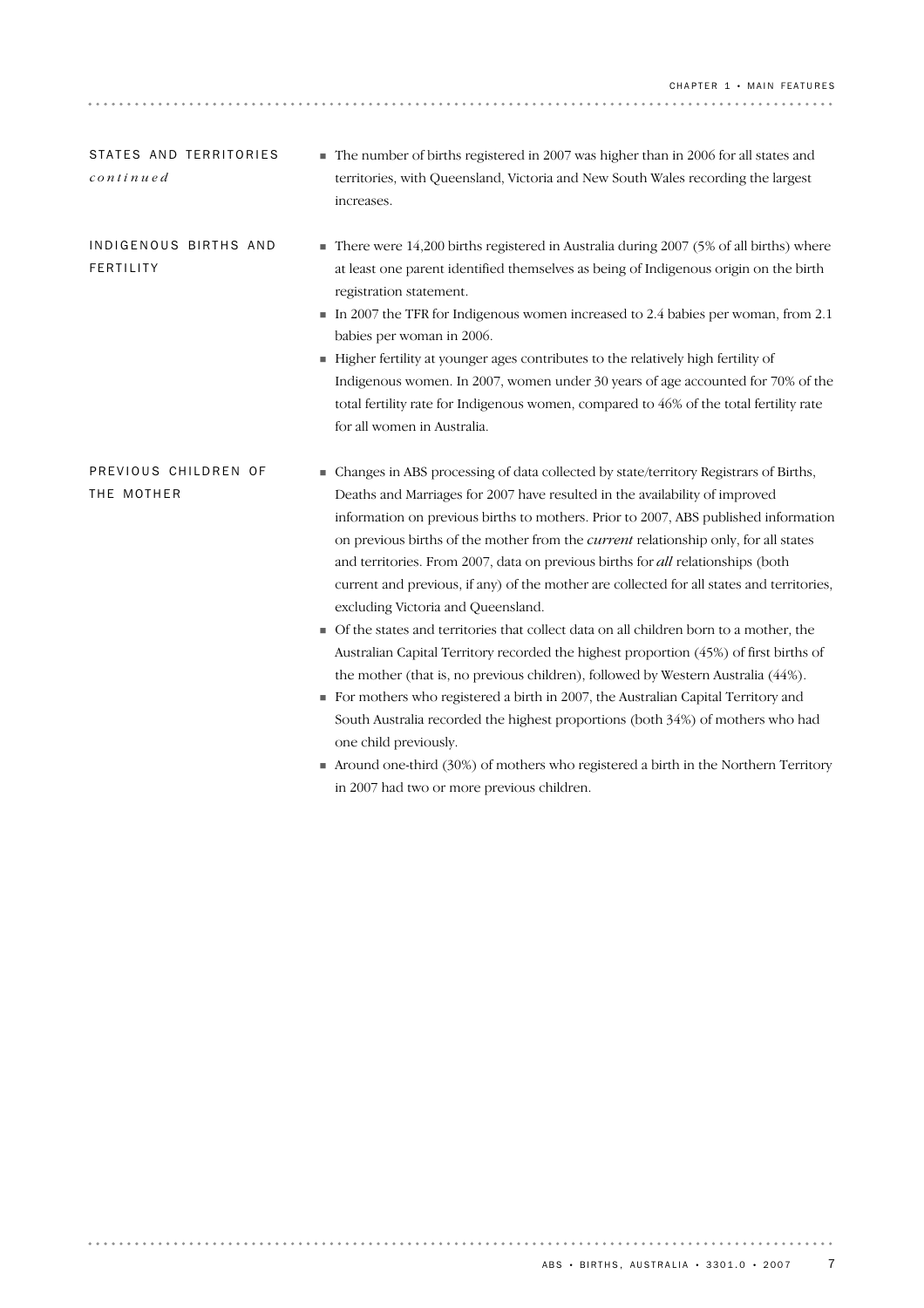## STATES AND TERRITORIES *continued*

- The number of births registered in 2007 was higher than in 2006 for all states and territories, with Queensland, Victoria and New South Wales recording the largest increases.

## INDIGENOUS BIRTHS AND FERTILITY

- There were 14,200 births registered in Australia during 2007 (5% of all births) where at least one parent identified themselves as being of Indigenous origin on the birth registration statement.
- In 2007 the TFR for Indigenous women increased to 2.4 babies per woman, from 2.1 babies per woman in 2006.
- Higher fertility at younger ages contributes to the relatively high fertility of Indigenous women. In 2007, women under 30 years of age accounted for 70% of the total fertility rate for Indigenous women, compared to 46% of the total fertility rate for all women in Australia.

## PREVIOUS CHILDREN OF THE MOTHER

- Changes in ABS processing of data collected by state/territory Registrars of Births, Deaths and Marriages for 2007 have resulted in the availability of improved information on previous births to mothers. Prior to 2007, ABS published information on previous births of the mother from the *current* relationship only, for all states and territories. From 2007, data on previous births for ***all*** relationships (both current and previous, if any) of the mother are collected for all states and territories, excluding Victoria and Queensland.
- Of the states and territories that collect data on all children born to a mother, the Australian Capital Territory recorded the highest proportion (45%) of first births of the mother (that is, no previous children), followed by Western Australia (44%).
- For mothers who registered a birth in 2007, the Australian Capital Territory and South Australia recorded the highest proportions (both 34%) of mothers who had one child previously.
- Around one-third (30%) of mothers who registered a birth in the Northern Territory in 2007 had two or more previous children.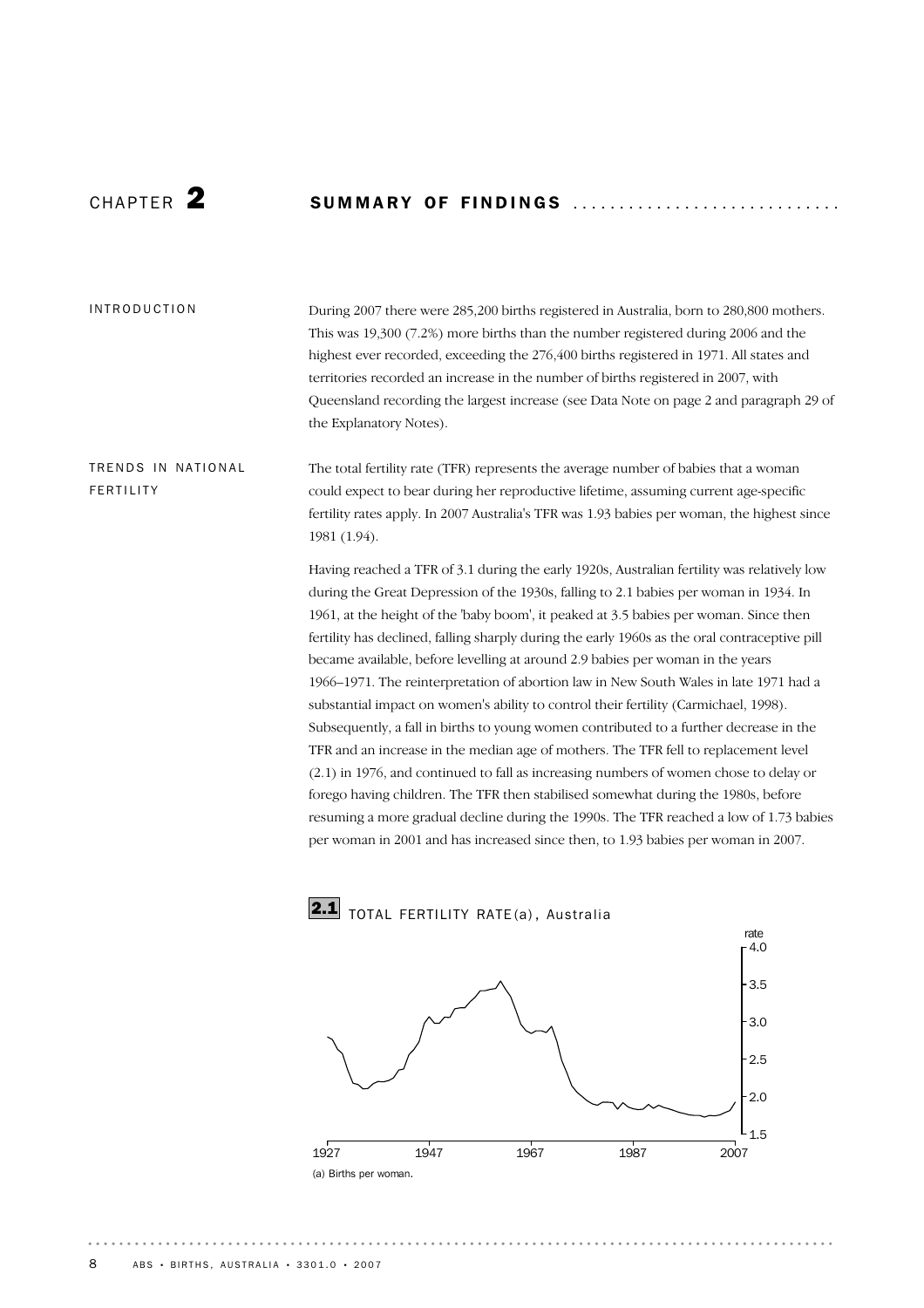# CHAPTER 2 SUMMARY OF FINDINGS

## INTRODUCTION

During 2007 there were 285,200 births registered in Australia, born to 280,800 mothers. This was 19,300 (7.2%) more births than the number registered during 2006 and the highest ever recorded, exceeding the 276,400 births registered in 1971. All states and territories recorded an increase in the number of births registered in 2007, with Queensland recording the largest increase (see Data Note on page 2 and paragraph 29 of the Explanatory Notes).

## TRENDS IN NATIONAL FERTILITY

The total fertility rate (TFR) represents the average number of babies that a woman could expect to bear during her reproductive lifetime, assuming current age-specific fertility rates apply. In 2007 Australia's TFR was 1.93 babies per woman, the highest since 1981 (1.94).

Having reached a TFR of 3.1 during the early 1920s, Australian fertility was relatively low during the Great Depression of the 1930s, falling to 2.1 babies per woman in 1934. In 1961, at the height of the 'baby boom', it peaked at 3.5 babies per woman. Since then fertility has declined, falling sharply during the early 1960s as the oral contraceptive pill became available, before levelling at around 2.9 babies per woman in the years 1966–1971. The reinterpretation of abortion law in New South Wales in late 1971 had a substantial impact on women's ability to control their fertility (Carmichael, 1998). Subsequently, a fall in births to young women contributed to a further decrease in the TFR and an increase in the median age of mothers. The TFR fell to replacement level (2.1) in 1976, and continued to fall as increasing numbers of women chose to delay or forego having children. The TFR then stabilised somewhat during the 1980s, before resuming a more gradual decline during the 1990s. The TFR reached a low of 1.73 babies per woman in 2001 and has increased since then, to 1.93 babies per woman in 2007.

**2.1** TOTAL FERTILITY RATE(a), Australia

(a) Births per woman.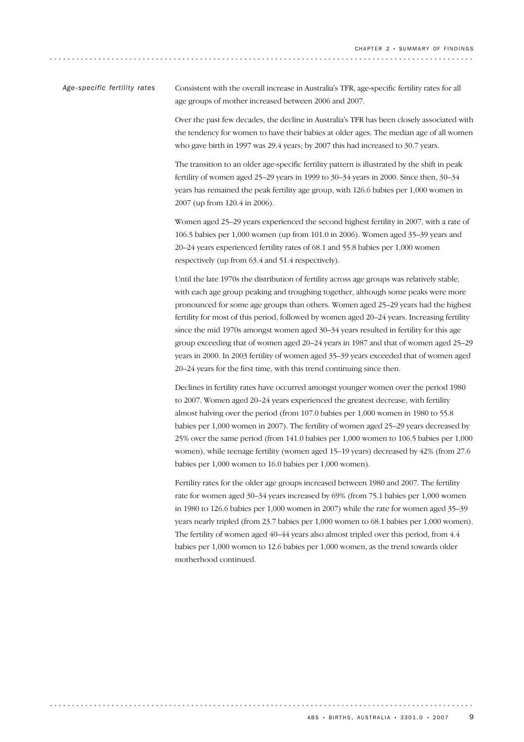*Age-specific fertility rates*

Consistent with the overall increase in Australia's TFR, age-specific fertility rates for all age groups of mother increased between 2006 and 2007.

Over the past few decades, the decline in Australia's TFR has been closely associated with the tendency for women to have their babies at older ages. The median age of all women who gave birth in 1997 was 29.4 years; by 2007 this had increased to 30.7 years.

The transition to an older age-specific fertility pattern is illustrated by the shift in peak fertility of women aged 25–29 years in 1999 to 30–34 years in 2000. Since then, 30–34 years has remained the peak fertility age group, with 126.6 babies per 1,000 women in 2007 (up from 120.4 in 2006).

Women aged 25–29 years experienced the second highest fertility in 2007, with a rate of 106.5 babies per 1,000 women (up from 101.0 in 2006). Women aged 35–39 years and 20–24 years experienced fertility rates of 68.1 and 55.8 babies per 1,000 women respectively (up from 63.4 and 51.4 respectively).

Until the late 1970s the distribution of fertility across age groups was relatively stable, with each age group peaking and troughing together, although some peaks were more pronounced for some age groups than others. Women aged 25–29 years had the highest fertility for most of this period, followed by women aged 20–24 years. Increasing fertility since the mid 1970s amongst women aged 30–34 years resulted in fertility for this age group exceeding that of women aged 20–24 years in 1987 and that of women aged 25–29 years in 2000. In 2003 fertility of women aged 35–39 years exceeded that of women aged 20–24 years for the first time, with this trend continuing since then.

Declines in fertility rates have occurred amongst younger women over the period 1980 to 2007. Women aged 20–24 years experienced the greatest decrease, with fertility almost halving over the period (from 107.0 babies per 1,000 women in 1980 to 55.8 babies per 1,000 women in 2007). The fertility of women aged 25–29 years decreased by 25% over the same period (from 141.0 babies per 1,000 women to 106.5 babies per 1,000 women), while teenage fertility (women aged 15–19 years) decreased by 42% (from 27.6 babies per 1,000 women to 16.0 babies per 1,000 women).

Fertility rates for the older age groups increased between 1980 and 2007. The fertility rate for women aged 30–34 years increased by 69% (from 75.1 babies per 1,000 women in 1980 to 126.6 babies per 1,000 women in 2007) while the rate for women aged 35–39 years nearly tripled (from 23.7 babies per 1,000 women to 68.1 babies per 1,000 women). The fertility of women aged 40–44 years also almost tripled over this period, from 4.4 babies per 1,000 women to 12.6 babies per 1,000 women, as the trend towards older motherhood continued.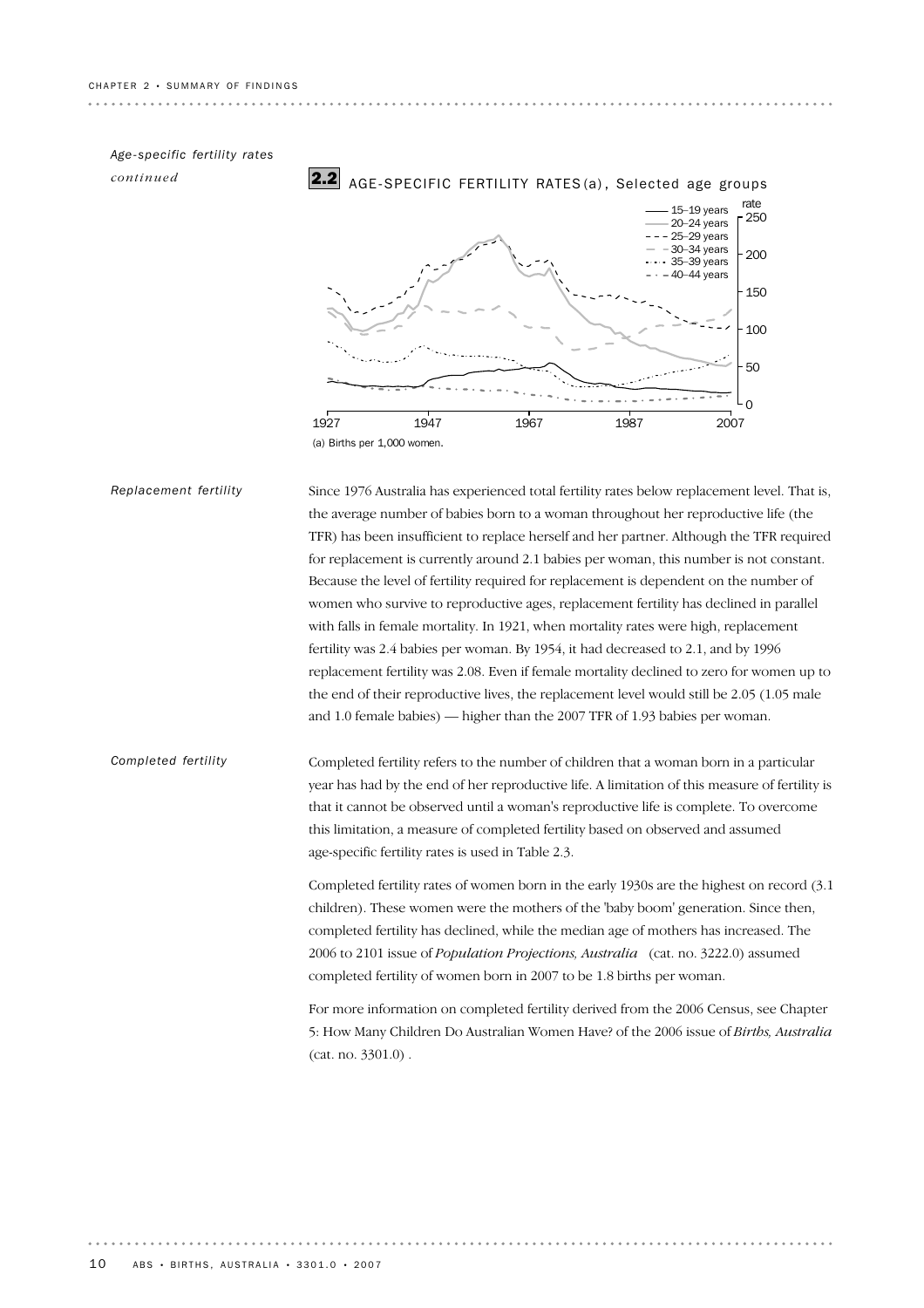*Age-specific fertility rates continued*

**2.2 AGE-SPECIFIC FERTILITY RATES(a), Selected age groups**

(a) Births per 1,000 women.

### Replacement fertility

Since 1976 Australia has experienced total fertility rates below replacement level. That is, the average number of babies born to a woman throughout her reproductive life (the TFR) has been insufficient to replace herself and her partner. Although the TFR required for replacement is currently around 2.1 babies per woman, this number is not constant. Because the level of fertility required for replacement is dependent on the number of women who survive to reproductive ages, replacement fertility has declined in parallel with falls in female mortality. In 1921, when mortality rates were high, replacement fertility was 2.4 babies per woman. By 1954, it had decreased to 2.1, and by 1996 replacement fertility was 2.08. Even if female mortality declined to zero for women up to the end of their reproductive lives, the replacement level would still be 2.05 (1.05 male and 1.0 female babies) — higher than the 2007 TFR of 1.93 babies per woman.

### Completed fertility

Completed fertility refers to the number of children that a woman born in a particular year has had by the end of her reproductive life. A limitation of this measure of fertility is that it cannot be observed until a woman's reproductive life is complete. To overcome this limitation, a measure of completed fertility based on observed and assumed age-specific fertility rates is used in Table 2.3.

Completed fertility rates of women born in the early 1930s are the highest on record (3.1 children). These women were the mothers of the 'baby boom' generation. Since then, completed fertility has declined, while the median age of mothers has increased. The 2006 to 2101 issue of *Population Projections, Australia* (cat. no. 3222.0) assumed completed fertility of women born in 2007 to be 1.8 births per woman.

For more information on completed fertility derived from the 2006 Census, see Chapter 5: How Many Children Do Australian Women Have? of the 2006 issue of *Births, Australia* (cat. no. 3301.0) .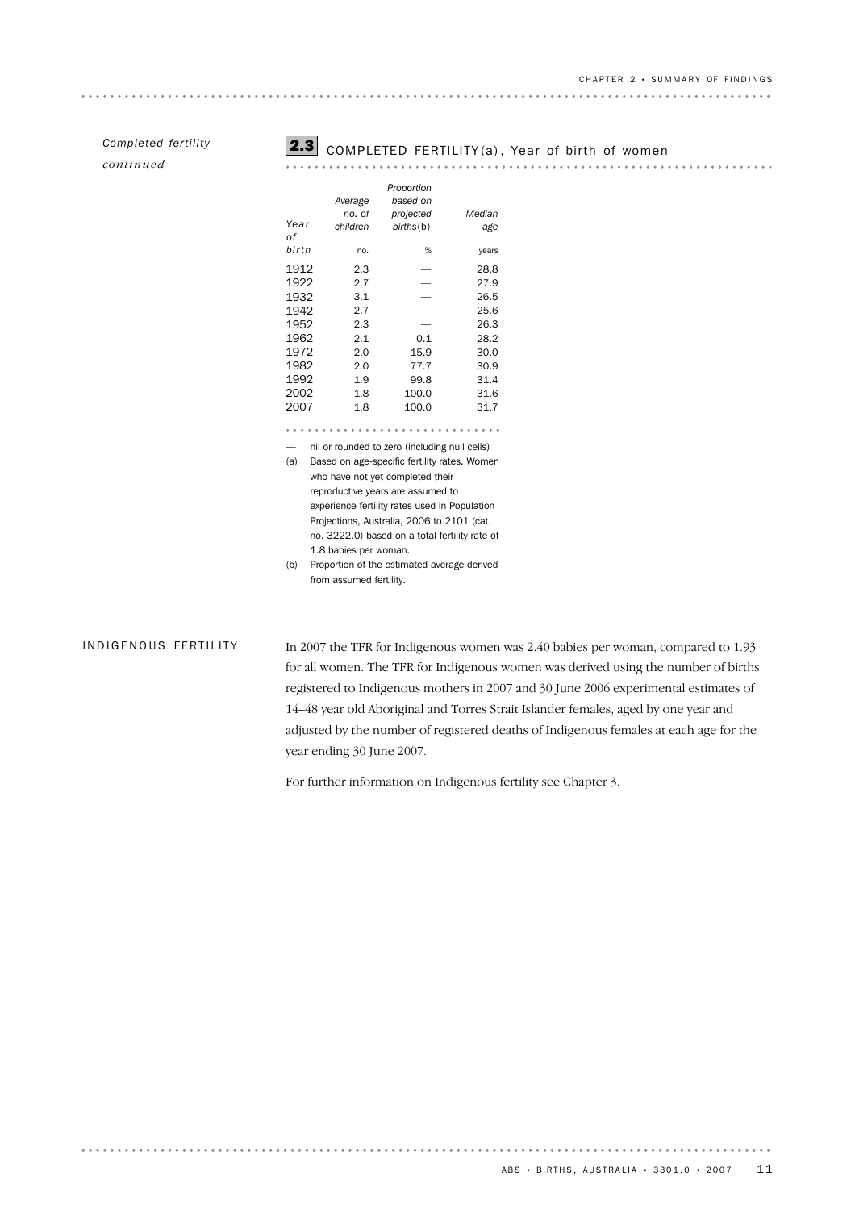*Completed fertility continued*

## 2.3 COMPLETED FERTILITY(a), Year of birth of women

| Year of birth | Average no. of children | Proportion based on projected births(b) | Median age |
|---|---|---|---|
| | no. | % | years |
| 1912 | 2.3 | — | 28.8 |
| 1922 | 2.7 | — | 27.9 |
| 1932 | 3.1 | — | 26.5 |
| 1942 | 2.7 | — | 25.6 |
| 1952 | 2.3 | — | 26.3 |
| 1962 | 2.1 | 0.1 | 28.2 |
| 1972 | 2.0 | 15.9 | 30.0 |
| 1982 | 2.0 | 77.7 | 30.9 |
| 1992 | 1.9 | 99.8 | 31.4 |
| 2002 | 1.8 | 100.0 | 31.6 |
| 2007 | 1.8 | 100.0 | 31.7 |

— nil or rounded to zero (including null cells)

(a) Based on age-specific fertility rates. Women who have not yet completed their reproductive years are assumed to experience fertility rates used in Population Projections, Australia, 2006 to 2101 (cat. no. 3222.0) based on a total fertility rate of 1.8 babies per woman.

(b) Proportion of the estimated average derived from assumed fertility.

## INDIGENOUS FERTILITY

In 2007 the TFR for Indigenous women was 2.40 babies per woman, compared to 1.93 for all women. The TFR for Indigenous women was derived using the number of births registered to Indigenous mothers in 2007 and 30 June 2006 experimental estimates of 14–48 year old Aboriginal and Torres Strait Islander females, aged by one year and adjusted by the number of registered deaths of Indigenous females at each age for the year ending 30 June 2007.

For further information on Indigenous fertility see Chapter 3.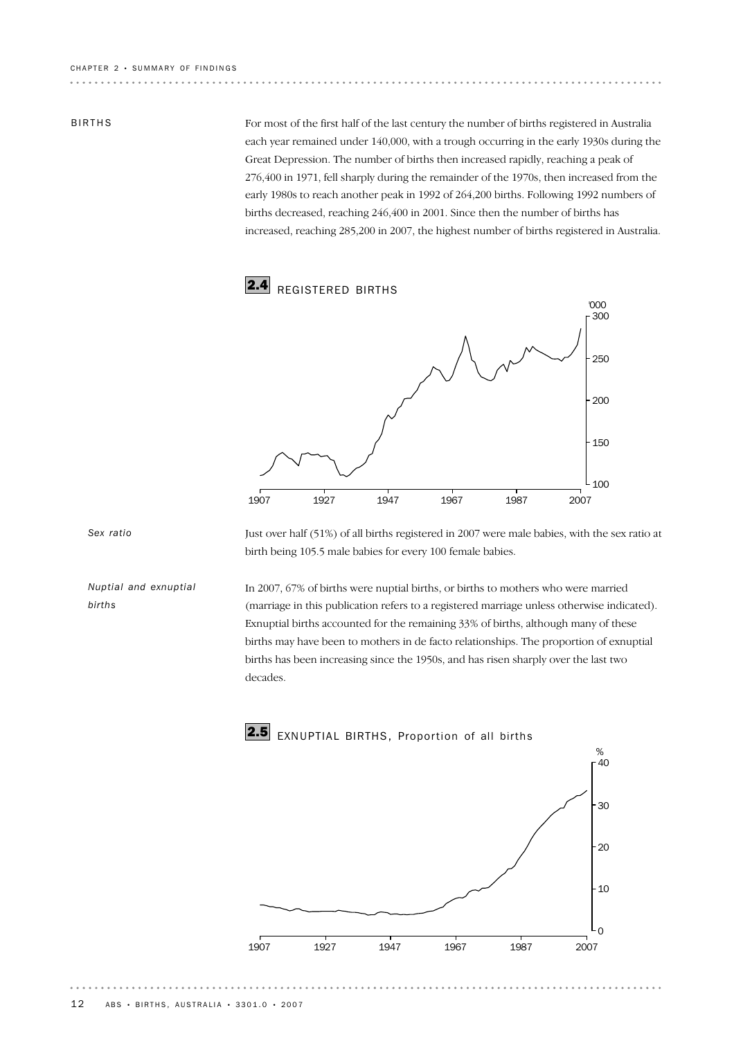## BIRTHS

For most of the first half of the last century the number of births registered in Australia each year remained under 140,000, with a trough occurring in the early 1930s during the Great Depression. The number of births then increased rapidly, reaching a peak of 276,400 in 1971, fell sharply during the remainder of the 1970s, then increased from the early 1980s to reach another peak in 1992 of 264,200 births. Following 1992 numbers of births decreased, reaching 246,400 in 2001. Since then the number of births has increased, reaching 285,200 in 2007, the highest number of births registered in Australia.

**2.4** REGISTERED BIRTHS

*Sex ratio*

Just over half (51%) of all births registered in 2007 were male babies, with the sex ratio at birth being 105.5 male babies for every 100 female babies.

*Nuptial and exnuptial births*

In 2007, 67% of births were nuptial births, or births to mothers who were married (marriage in this publication refers to a registered marriage unless otherwise indicated). Exnuptial births accounted for the remaining 33% of births, although many of these births may have been to mothers in de facto relationships. The proportion of exnuptial births has been increasing since the 1950s, and has risen sharply over the last two decades.

**2.5** EXNUPTIAL BIRTHS, Proportion of all births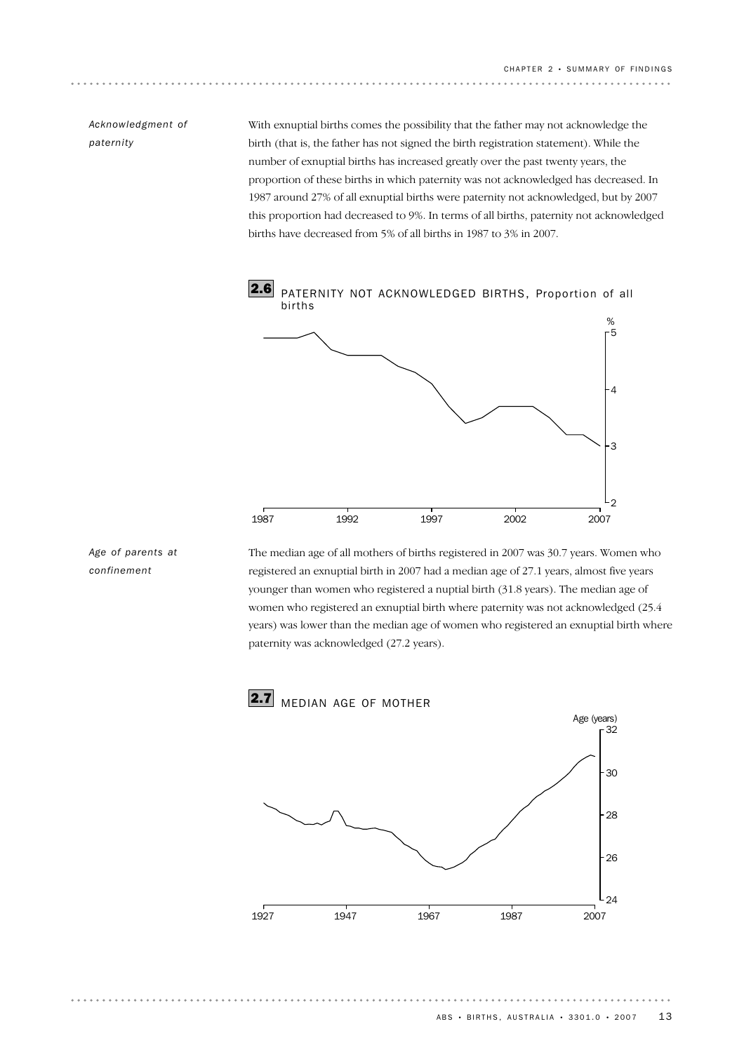*Acknowledgment of paternity*

With exnuptial births comes the possibility that the father may not acknowledge the birth (that is, the father has not signed the birth registration statement). While the number of exnuptial births has increased greatly over the past twenty years, the proportion of these births in which paternity was not acknowledged has decreased. In 1987 around 27% of all exnuptial births were paternity not acknowledged, but by 2007 this proportion had decreased to 9%. In terms of all births, paternity not acknowledged births have decreased from 5% of all births in 1987 to 3% in 2007.

**2.6** PATERNITY NOT ACKNOWLEDGED BIRTHS, Proportion of all births

*Age of parents at confinement*

The median age of all mothers of births registered in 2007 was 30.7 years. Women who registered an exnuptial birth in 2007 had a median age of 27.1 years, almost five years younger than women who registered a nuptial birth (31.8 years). The median age of women who registered an exnuptial birth where paternity was not acknowledged (25.4 years) was lower than the median age of women who registered an exnuptial birth where paternity was acknowledged (27.2 years).

**2.7** MEDIAN AGE OF MOTHER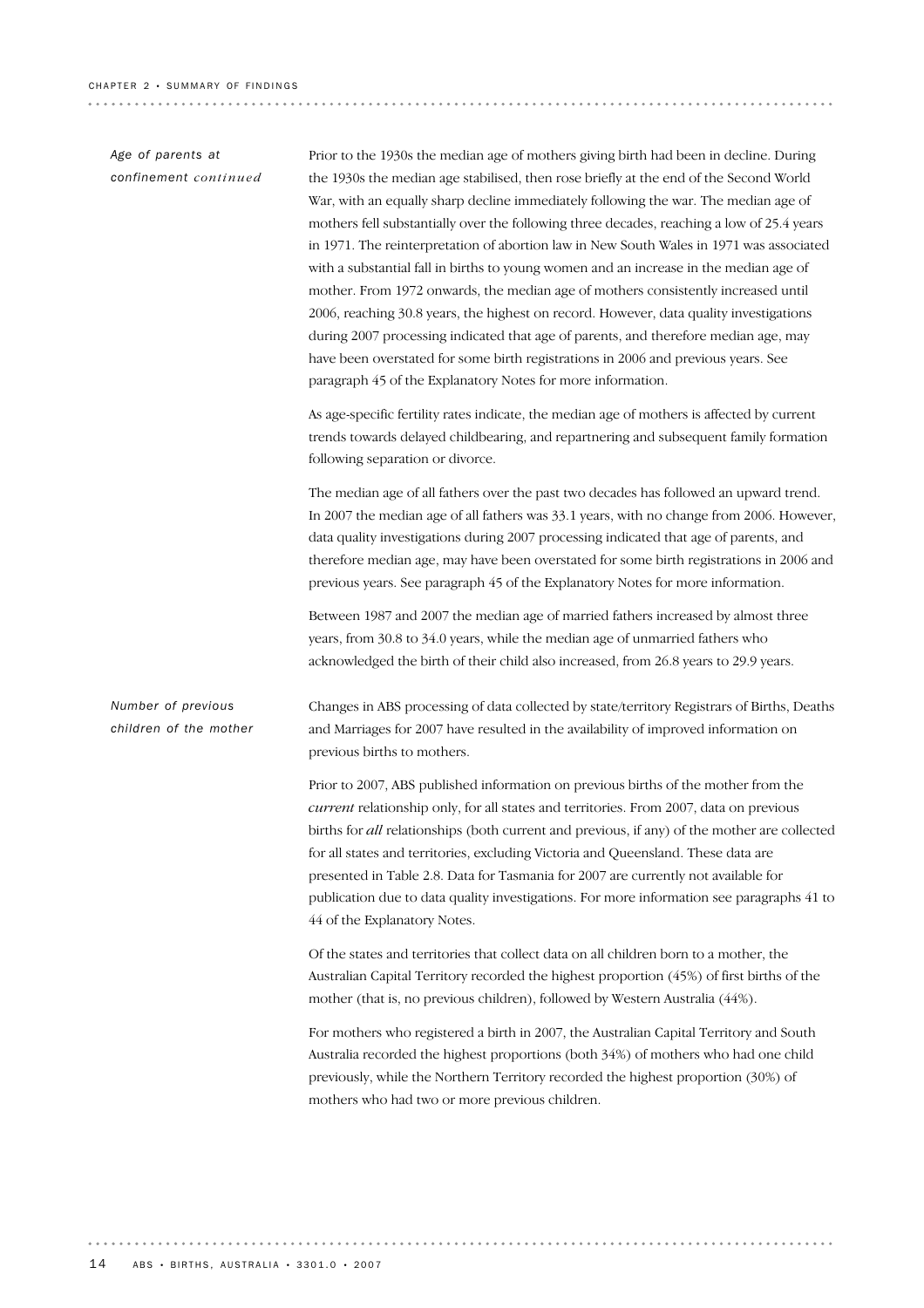## Age of parents at confinement *continued*

Prior to the 1930s the median age of mothers giving birth had been in decline. During the 1930s the median age stabilised, then rose briefly at the end of the Second World War, with an equally sharp decline immediately following the war. The median age of mothers fell substantially over the following three decades, reaching a low of 25.4 years in 1971. The reinterpretation of abortion law in New South Wales in 1971 was associated with a substantial fall in births to young women and an increase in the median age of mother. From 1972 onwards, the median age of mothers consistently increased until 2006, reaching 30.8 years, the highest on record. However, data quality investigations during 2007 processing indicated that age of parents, and therefore median age, may have been overstated for some birth registrations in 2006 and previous years. See paragraph 45 of the Explanatory Notes for more information.

As age-specific fertility rates indicate, the median age of mothers is affected by current trends towards delayed childbearing, and repartnering and subsequent family formation following separation or divorce.

The median age of all fathers over the past two decades has followed an upward trend. In 2007 the median age of all fathers was 33.1 years, with no change from 2006. However, data quality investigations during 2007 processing indicated that age of parents, and therefore median age, may have been overstated for some birth registrations in 2006 and previous years. See paragraph 45 of the Explanatory Notes for more information.

Between 1987 and 2007 the median age of married fathers increased by almost three years, from 30.8 to 34.0 years, while the median age of unmarried fathers who acknowledged the birth of their child also increased, from 26.8 years to 29.9 years.

## Number of previous children of the mother

Changes in ABS processing of data collected by state/territory Registrars of Births, Deaths and Marriages for 2007 have resulted in the availability of improved information on previous births to mothers.

Prior to 2007, ABS published information on previous births of the mother from the *current* relationship only, for all states and territories. From 2007, data on previous births for *all* relationships (both current and previous, if any) of the mother are collected for all states and territories, excluding Victoria and Queensland. These data are presented in Table 2.8. Data for Tasmania for 2007 are currently not available for publication due to data quality investigations. For more information see paragraphs 41 to 44 of the Explanatory Notes.

Of the states and territories that collect data on all children born to a mother, the Australian Capital Territory recorded the highest proportion (45%) of first births of the mother (that is, no previous children), followed by Western Australia (44%).

For mothers who registered a birth in 2007, the Australian Capital Territory and South Australia recorded the highest proportions (both 34%) of mothers who had one child previously, while the Northern Territory recorded the highest proportion (30%) of mothers who had two or more previous children.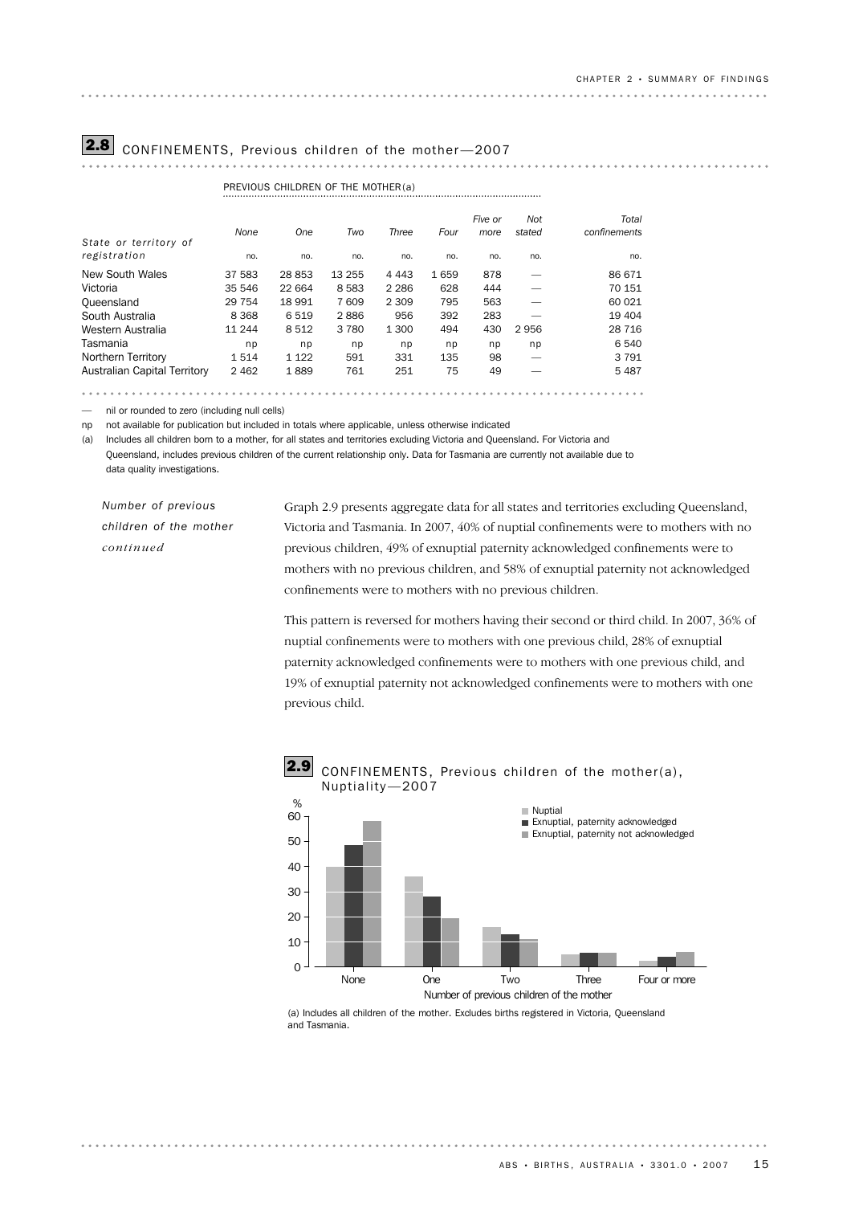## 2.8 CONFINEMENTS, Previous children of the mother—2007

| State or territory of registration | PREVIOUS CHILDREN OF THE MOTHER(a) None | One | Two | Three | Four | Five or more | Not stated | Total confinements |
|---|---|---|---|---|---|---|---|---|
| | no. | no. | no. | no. | no. | no. | no. | no. |
| New South Wales | 37 583 | 28 853 | 13 255 | 4 443 | 1 659 | 878 | — | 86 671 |
| Victoria | 35 546 | 22 664 | 8 583 | 2 286 | 628 | 444 | — | 70 151 |
| Queensland | 29 754 | 18 991 | 7 609 | 2 309 | 795 | 563 | — | 60 021 |
| South Australia | 8 368 | 6 519 | 2 886 | 956 | 392 | 283 | — | 19 404 |
| Western Australia | 11 244 | 8 512 | 3 780 | 1 300 | 494 | 430 | 2 956 | 28 716 |
| Tasmania | np | np | np | np | np | np | np | 6 540 |
| Northern Territory | 1 514 | 1 122 | 591 | 331 | 135 | 98 | — | 3 791 |
| Australian Capital Territory | 2 462 | 1 889 | 761 | 251 | 75 | 49 | — | 5 487 |

— nil or rounded to zero (including null cells)

np not available for publication but included in totals where applicable, unless otherwise indicated

(a) Includes all children born to a mother, for all states and territories excluding Victoria and Queensland. For Victoria and Queensland, includes previous children of the current relationship only. Data for Tasmania are currently not available due to data quality investigations.

*Number of previous children of the mother continued*

Graph 2.9 presents aggregate data for all states and territories excluding Queensland, Victoria and Tasmania. In 2007, 40% of nuptial confinements were to mothers with no previous children, 49% of exnuptial paternity acknowledged confinements were to mothers with no previous children, and 58% of exnuptial paternity not acknowledged confinements were to mothers with no previous children.

This pattern is reversed for mothers having their second or third child. In 2007, 36% of nuptial confinements were to mothers with one previous child, 28% of exnuptial paternity acknowledged confinements were to mothers with one previous child, and 19% of exnuptial paternity not acknowledged confinements were to mothers with one previous child.

## 2.9 CONFINEMENTS, Previous children of the mother(a), Nuptiality—2007

(a) Includes all children of the mother. Excludes births registered in Victoria, Queensland and Tasmania.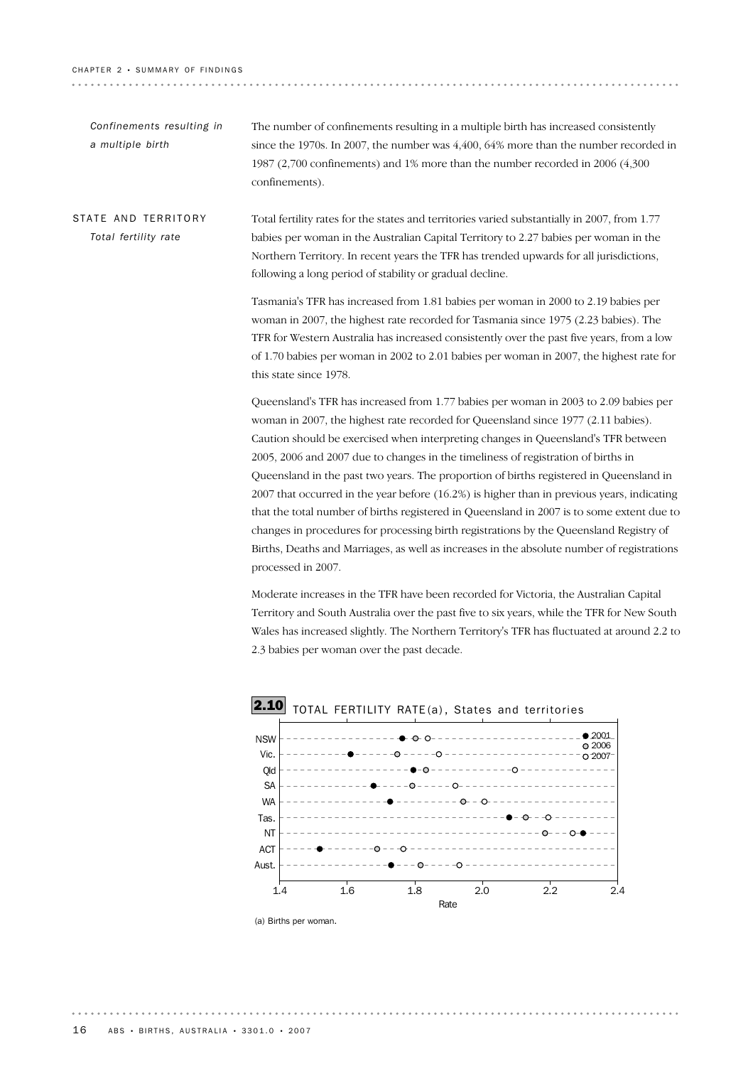*Confinements resulting in a multiple birth*

The number of confinements resulting in a multiple birth has increased consistently since the 1970s. In 2007, the number was 4,400, 64% more than the number recorded in 1987 (2,700 confinements) and 1% more than the number recorded in 2006 (4,300 confinements).

## STATE AND TERRITORY

*Total fertility rate*

Total fertility rates for the states and territories varied substantially in 2007, from 1.77 babies per woman in the Australian Capital Territory to 2.27 babies per woman in the Northern Territory. In recent years the TFR has trended upwards for all jurisdictions, following a long period of stability or gradual decline.

Tasmania's TFR has increased from 1.81 babies per woman in 2000 to 2.19 babies per woman in 2007, the highest rate recorded for Tasmania since 1975 (2.23 babies). The TFR for Western Australia has increased consistently over the past five years, from a low of 1.70 babies per woman in 2002 to 2.01 babies per woman in 2007, the highest rate for this state since 1978.

Queensland's TFR has increased from 1.77 babies per woman in 2003 to 2.09 babies per woman in 2007, the highest rate recorded for Queensland since 1977 (2.11 babies). Caution should be exercised when interpreting changes in Queensland's TFR between 2005, 2006 and 2007 due to changes in the timeliness of registration of births in Queensland in the past two years. The proportion of births registered in Queensland in 2007 that occurred in the year before (16.2%) is higher than in previous years, indicating that the total number of births registered in Queensland in 2007 is to some extent due to changes in procedures for processing birth registrations by the Queensland Registry of Births, Deaths and Marriages, as well as increases in the absolute number of registrations processed in 2007.

Moderate increases in the TFR have been recorded for Victoria, the Australian Capital Territory and South Australia over the past five to six years, while the TFR for New South Wales has increased slightly. The Northern Territory's TFR has fluctuated at around 2.2 to 2.3 babies per woman over the past decade.

**2.10** TOTAL FERTILITY RATE(a), States and territories

(a) Births per woman.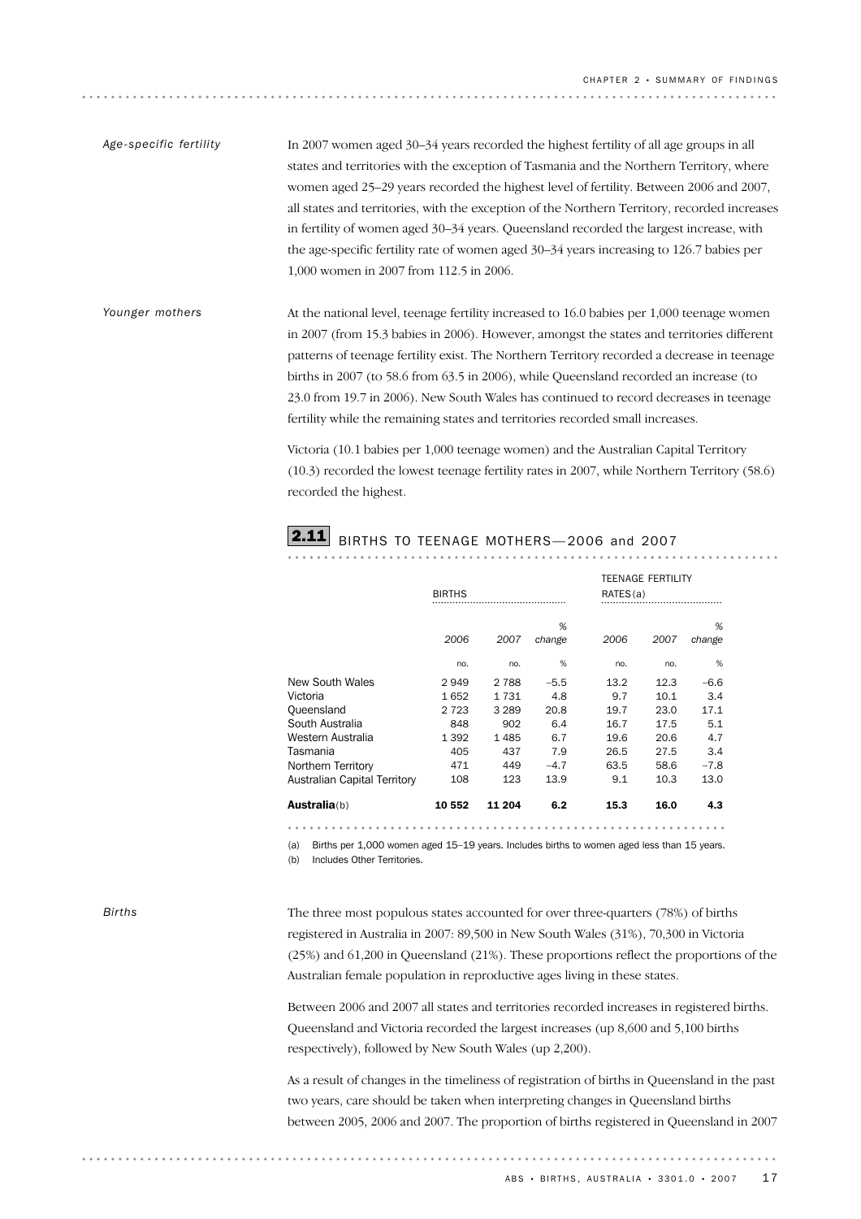*Age-specific fertility*

In 2007 women aged 30–34 years recorded the highest fertility of all age groups in all states and territories with the exception of Tasmania and the Northern Territory, where women aged 25–29 years recorded the highest level of fertility. Between 2006 and 2007, all states and territories, with the exception of the Northern Territory, recorded increases in fertility of women aged 30–34 years. Queensland recorded the largest increase, with the age-specific fertility rate of women aged 30–34 years increasing to 126.7 babies per 1,000 women in 2007 from 112.5 in 2006.

*Younger mothers*

At the national level, teenage fertility increased to 16.0 babies per 1,000 teenage women in 2007 (from 15.3 babies in 2006). However, amongst the states and territories different patterns of teenage fertility exist. The Northern Territory recorded a decrease in teenage births in 2007 (to 58.6 from 63.5 in 2006), while Queensland recorded an increase (to 23.0 from 19.7 in 2006). New South Wales has continued to record decreases in teenage fertility while the remaining states and territories recorded small increases.

Victoria (10.1 babies per 1,000 teenage women) and the Australian Capital Territory (10.3) recorded the lowest teenage fertility rates in 2007, while Northern Territory (58.6) recorded the highest.

## 2.11 BIRTHS TO TEENAGE MOTHERS—2006 and 2007

| | BIRTHS | | | TEENAGE FERTILITY RATES(a) | | |
|---|---|---|---|---|---|---|
| | *2006* | *2007* | *% change* | *2006* | *2007* | *% change* |
| | no. | no. | % | no. | no. | % |
| New South Wales | 2 949 | 2 788 | –5.5 | 13.2 | 12.3 | –6.6 |
| Victoria | 1 652 | 1 731 | 4.8 | 9.7 | 10.1 | 3.4 |
| Queensland | 2 723 | 3 289 | 20.8 | 19.7 | 23.0 | 17.1 |
| South Australia | 848 | 902 | 6.4 | 16.7 | 17.5 | 5.1 |
| Western Australia | 1 392 | 1 485 | 6.7 | 19.6 | 20.6 | 4.7 |
| Tasmania | 405 | 437 | 7.9 | 26.5 | 27.5 | 3.4 |
| Northern Territory | 471 | 449 | –4.7 | 63.5 | 58.6 | –7.8 |
| Australian Capital Territory | 108 | 123 | 13.9 | 9.1 | 10.3 | 13.0 |
| **Australia**(b) | **10 552** | **11 204** | **6.2** | **15.3** | **16.0** | **4.3** |

(a) Births per 1,000 women aged 15–19 years. Includes births to women aged less than 15 years.
(b) Includes Other Territories.

*Births*

The three most populous states accounted for over three-quarters (78%) of births registered in Australia in 2007: 89,500 in New South Wales (31%), 70,300 in Victoria (25%) and 61,200 in Queensland (21%). These proportions reflect the proportions of the Australian female population in reproductive ages living in these states.

Between 2006 and 2007 all states and territories recorded increases in registered births. Queensland and Victoria recorded the largest increases (up 8,600 and 5,100 births respectively), followed by New South Wales (up 2,200).

As a result of changes in the timeliness of registration of births in Queensland in the past two years, care should be taken when interpreting changes in Queensland births between 2005, 2006 and 2007. The proportion of births registered in Queensland in 2007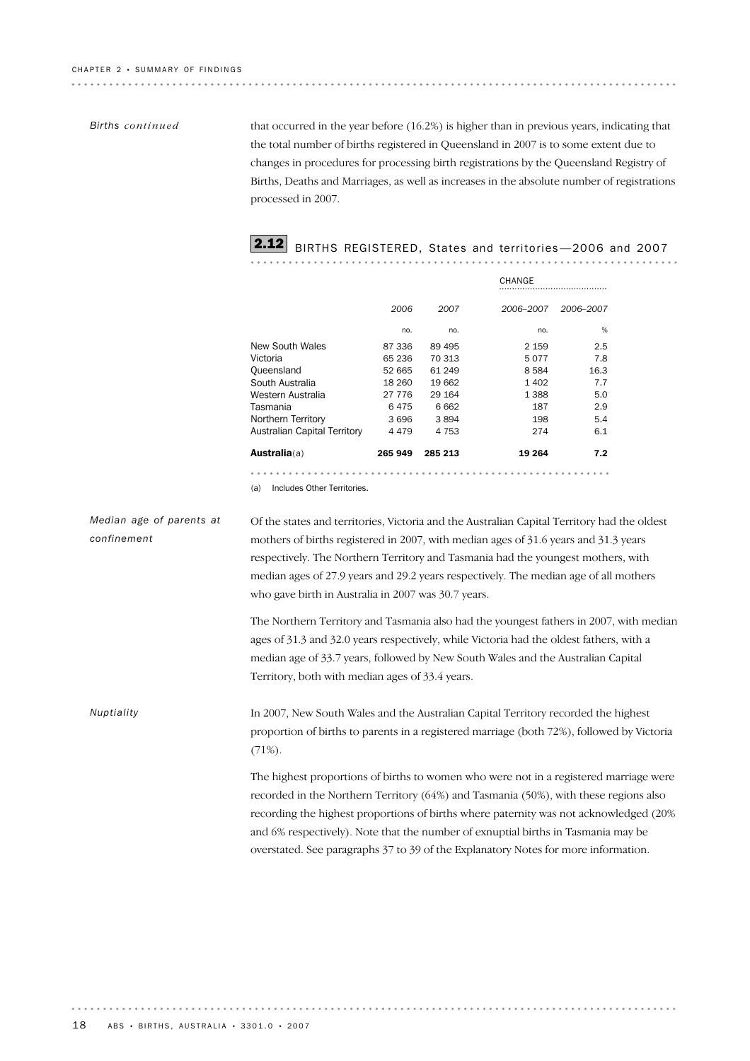*Births continued*

that occurred in the year before (16.2%) is higher than in previous years, indicating that the total number of births registered in Queensland in 2007 is to some extent due to changes in procedures for processing birth registrations by the Queensland Registry of Births, Deaths and Marriages, as well as increases in the absolute number of registrations processed in 2007.

**2.12** BIRTHS REGISTERED, States and territories—2006 and 2007

| | 2006 | 2007 | CHANGE 2006–2007 | CHANGE 2006–2007 |
|---|---|---|---|---|
| | no. | no. | no. | % |
| New South Wales | 87 336 | 89 495 | 2 159 | 2.5 |
| Victoria | 65 236 | 70 313 | 5 077 | 7.8 |
| Queensland | 52 665 | 61 249 | 8 584 | 16.3 |
| South Australia | 18 260 | 19 662 | 1 402 | 7.7 |
| Western Australia | 27 776 | 29 164 | 1 388 | 5.0 |
| Tasmania | 6 475 | 6 662 | 187 | 2.9 |
| Northern Territory | 3 696 | 3 894 | 198 | 5.4 |
| Australian Capital Territory | 4 479 | 4 753 | 274 | 6.1 |
| **Australia**(a) | **265 949** | **285 213** | **19 264** | **7.2** |

(a) Includes Other Territories.

*Median age of parents at confinement*

Of the states and territories, Victoria and the Australian Capital Territory had the oldest mothers of births registered in 2007, with median ages of 31.6 years and 31.3 years respectively. The Northern Territory and Tasmania had the youngest mothers, with median ages of 27.9 years and 29.2 years respectively. The median age of all mothers who gave birth in Australia in 2007 was 30.7 years.

The Northern Territory and Tasmania also had the youngest fathers in 2007, with median ages of 31.3 and 32.0 years respectively, while Victoria had the oldest fathers, with a median age of 33.7 years, followed by New South Wales and the Australian Capital Territory, both with median ages of 33.4 years.

*Nuptiality*

In 2007, New South Wales and the Australian Capital Territory recorded the highest proportion of births to parents in a registered marriage (both 72%), followed by Victoria (71%).

The highest proportions of births to women who were not in a registered marriage were recorded in the Northern Territory (64%) and Tasmania (50%), with these regions also recording the highest proportions of births where paternity was not acknowledged (20% and 6% respectively). Note that the number of exnuptial births in Tasmania may be overstated. See paragraphs 37 to 39 of the Explanatory Notes for more information.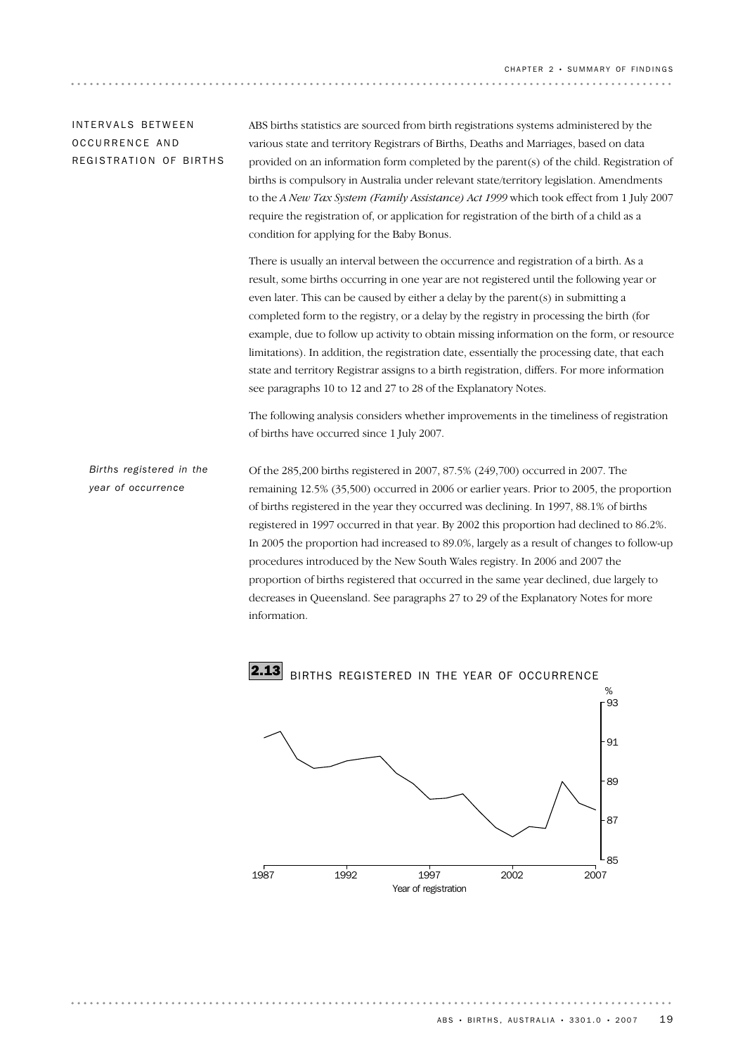## INTERVALS BETWEEN OCCURRENCE AND REGISTRATION OF BIRTHS

ABS births statistics are sourced from birth registrations systems administered by the various state and territory Registrars of Births, Deaths and Marriages, based on data provided on an information form completed by the parent(s) of the child. Registration of births is compulsory in Australia under relevant state/territory legislation. Amendments to the *A New Tax System (Family Assistance) Act 1999* which took effect from 1 July 2007 require the registration of, or application for registration of the birth of a child as a condition for applying for the Baby Bonus.

There is usually an interval between the occurrence and registration of a birth. As a result, some births occurring in one year are not registered until the following year or even later. This can be caused by either a delay by the parent(s) in submitting a completed form to the registry, or a delay by the registry in processing the birth (for example, due to follow up activity to obtain missing information on the form, or resource limitations). In addition, the registration date, essentially the processing date, that each state and territory Registrar assigns to a birth registration, differs. For more information see paragraphs 10 to 12 and 27 to 28 of the Explanatory Notes.

The following analysis considers whether improvements in the timeliness of registration of births have occurred since 1 July 2007.

### *Births registered in the year of occurrence*

Of the 285,200 births registered in 2007, 87.5% (249,700) occurred in 2007. The remaining 12.5% (35,500) occurred in 2006 or earlier years. Prior to 2005, the proportion of births registered in the year they occurred was declining. In 1997, 88.1% of births registered in 1997 occurred in that year. By 2002 this proportion had declined to 86.2%. In 2005 the proportion had increased to 89.0%, largely as a result of changes to follow-up procedures introduced by the New South Wales registry. In 2006 and 2007 the proportion of births registered that occurred in the same year declined, due largely to decreases in Queensland. See paragraphs 27 to 29 of the Explanatory Notes for more information.

**2.13** BIRTHS REGISTERED IN THE YEAR OF OCCURRENCE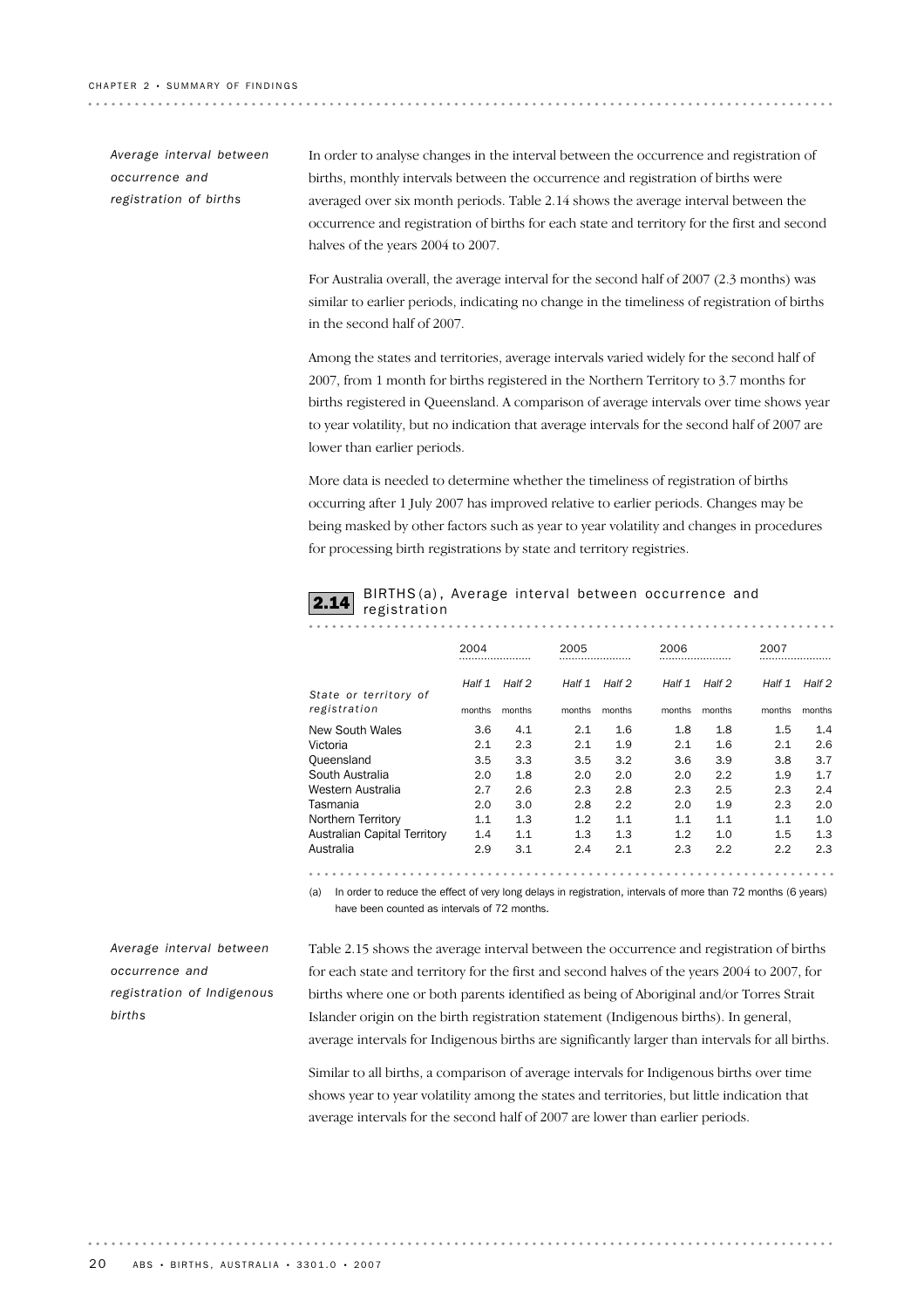### Average interval between occurrence and registration of births

In order to analyse changes in the interval between the occurrence and registration of births, monthly intervals between the occurrence and registration of births were averaged over six month periods. Table 2.14 shows the average interval between the occurrence and registration of births for each state and territory for the first and second halves of the years 2004 to 2007.

For Australia overall, the average interval for the second half of 2007 (2.3 months) was similar to earlier periods, indicating no change in the timeliness of registration of births in the second half of 2007.

Among the states and territories, average intervals varied widely for the second half of 2007, from 1 month for births registered in the Northern Territory to 3.7 months for births registered in Queensland. A comparison of average intervals over time shows year to year volatility, but no indication that average intervals for the second half of 2007 are lower than earlier periods.

More data is needed to determine whether the timeliness of registration of births occurring after 1 July 2007 has improved relative to earlier periods. Changes may be being masked by other factors such as year to year volatility and changes in procedures for processing birth registrations by state and territory registries.

**2.14 BIRTHS(a), Average interval between occurrence and registration**

| State or territory of registration | 2004 | | 2005 | | 2006 | | 2007 | |
|---|---|---|---|---|---|---|---|---|
| | Half 1 | Half 2 | Half 1 | Half 2 | Half 1 | Half 2 | Half 1 | Half 2 |
| | months | months | months | months | months | months | months | months |
| New South Wales | 3.6 | 4.1 | 2.1 | 1.6 | 1.8 | 1.8 | 1.5 | 1.4 |
| Victoria | 2.1 | 2.3 | 2.1 | 1.9 | 2.1 | 1.6 | 2.1 | 2.6 |
| Queensland | 3.5 | 3.3 | 3.5 | 3.2 | 3.6 | 3.9 | 3.8 | 3.7 |
| South Australia | 2.0 | 1.8 | 2.0 | 2.0 | 2.0 | 2.2 | 1.9 | 1.7 |
| Western Australia | 2.7 | 2.6 | 2.3 | 2.8 | 2.3 | 2.5 | 2.3 | 2.4 |
| Tasmania | 2.0 | 3.0 | 2.8 | 2.2 | 2.0 | 1.9 | 2.3 | 2.0 |
| Northern Territory | 1.1 | 1.3 | 1.2 | 1.1 | 1.1 | 1.1 | 1.1 | 1.0 |
| Australian Capital Territory | 1.4 | 1.1 | 1.3 | 1.3 | 1.2 | 1.0 | 1.5 | 1.3 |
| Australia | 2.9 | 3.1 | 2.4 | 2.1 | 2.3 | 2.2 | 2.2 | 2.3 |

(a) In order to reduce the effect of very long delays in registration, intervals of more than 72 months (6 years) have been counted as intervals of 72 months.

### Average interval between occurrence and registration of Indigenous births

Table 2.15 shows the average interval between the occurrence and registration of births for each state and territory for the first and second halves of the years 2004 to 2007, for births where one or both parents identified as being of Aboriginal and/or Torres Strait Islander origin on the birth registration statement (Indigenous births). In general, average intervals for Indigenous births are significantly larger than intervals for all births.

Similar to all births, a comparison of average intervals for Indigenous births over time shows year to year volatility among the states and territories, but little indication that average intervals for the second half of 2007 are lower than earlier periods.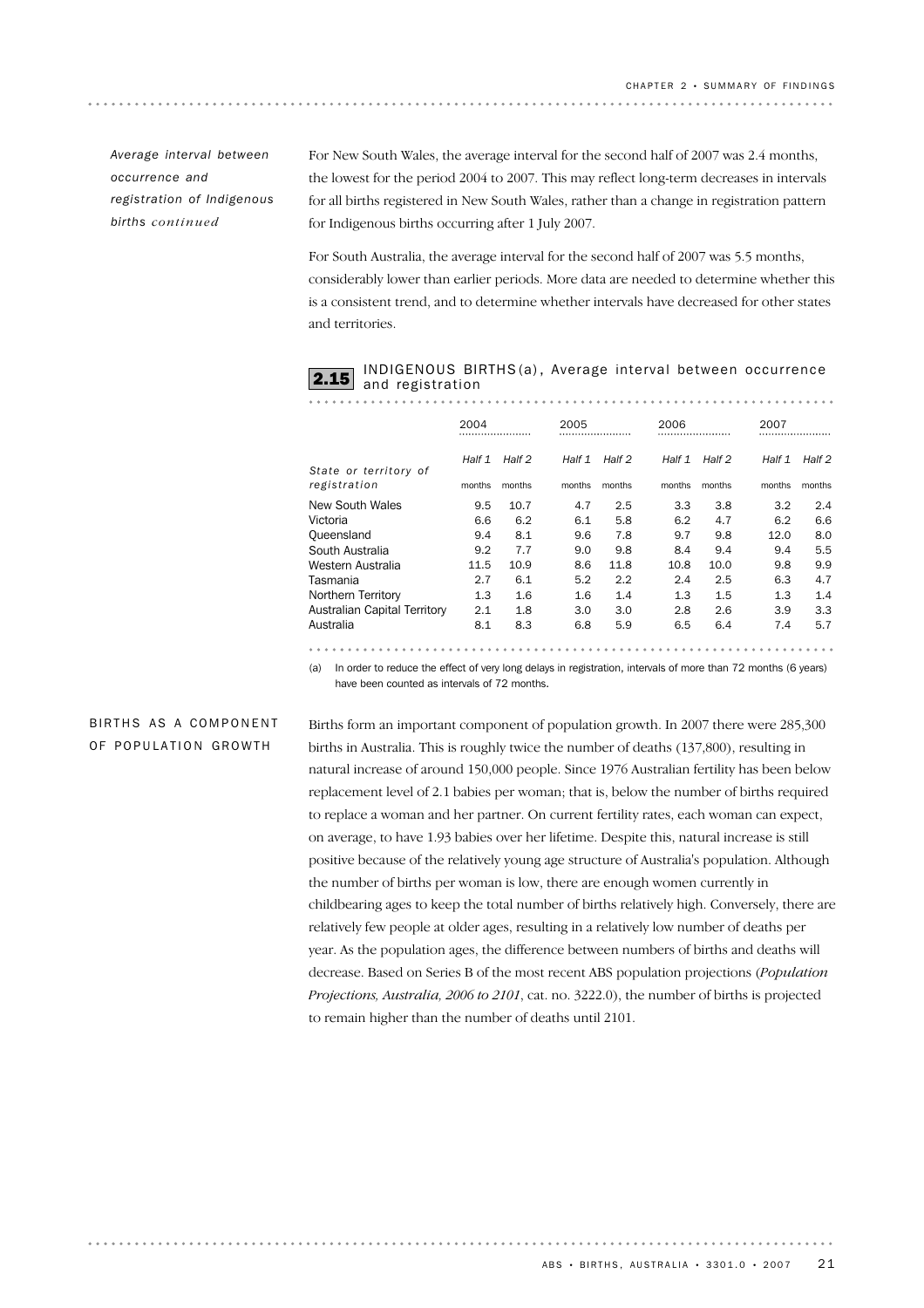*Average interval between occurrence and registration of Indigenous births continued*

For New South Wales, the average interval for the second half of 2007 was 2.4 months, the lowest for the period 2004 to 2007. This may reflect long-term decreases in intervals for all births registered in New South Wales, rather than a change in registration pattern for Indigenous births occurring after 1 July 2007.

For South Australia, the average interval for the second half of 2007 was 5.5 months, considerably lower than earlier periods. More data are needed to determine whether this is a consistent trend, and to determine whether intervals have decreased for other states and territories.

**2.15 INDIGENOUS BIRTHS(a), Average interval between occurrence and registration**

| State or territory of registration | 2004 | | 2005 | | 2006 | | 2007 | |
|---|---|---|---|---|---|---|---|---|
| | Half 1 | Half 2 | Half 1 | Half 2 | Half 1 | Half 2 | Half 1 | Half 2 |
| | months | months | months | months | months | months | months | months |
| New South Wales | 9.5 | 10.7 | 4.7 | 2.5 | 3.3 | 3.8 | 3.2 | 2.4 |
| Victoria | 6.6 | 6.2 | 6.1 | 5.8 | 6.2 | 4.7 | 6.2 | 6.6 |
| Queensland | 9.4 | 8.1 | 9.6 | 7.8 | 9.7 | 9.8 | 12.0 | 8.0 |
| South Australia | 9.2 | 7.7 | 9.0 | 9.8 | 8.4 | 9.4 | 9.4 | 5.5 |
| Western Australia | 11.5 | 10.9 | 8.6 | 11.8 | 10.8 | 10.0 | 9.8 | 9.9 |
| Tasmania | 2.7 | 6.1 | 5.2 | 2.2 | 2.4 | 2.5 | 6.3 | 4.7 |
| Northern Territory | 1.3 | 1.6 | 1.6 | 1.4 | 1.3 | 1.5 | 1.3 | 1.4 |
| Australian Capital Territory | 2.1 | 1.8 | 3.0 | 3.0 | 2.8 | 2.6 | 3.9 | 3.3 |
| Australia | 8.1 | 8.3 | 6.8 | 5.9 | 6.5 | 6.4 | 7.4 | 5.7 |

(a) In order to reduce the effect of very long delays in registration, intervals of more than 72 months (6 years) have been counted as intervals of 72 months.

## BIRTHS AS A COMPONENT OF POPULATION GROWTH

Births form an important component of population growth. In 2007 there were 285,300 births in Australia. This is roughly twice the number of deaths (137,800), resulting in natural increase of around 150,000 people. Since 1976 Australian fertility has been below replacement level of 2.1 babies per woman; that is, below the number of births required to replace a woman and her partner. On current fertility rates, each woman can expect, on average, to have 1.93 babies over her lifetime. Despite this, natural increase is still positive because of the relatively young age structure of Australia's population. Although the number of births per woman is low, there are enough women currently in childbearing ages to keep the total number of births relatively high. Conversely, there are relatively few people at older ages, resulting in a relatively low number of deaths per year. As the population ages, the difference between numbers of births and deaths will decrease. Based on Series B of the most recent ABS population projections (*Population Projections, Australia, 2006 to 2101*, cat. no. 3222.0), the number of births is projected to remain higher than the number of deaths until 2101.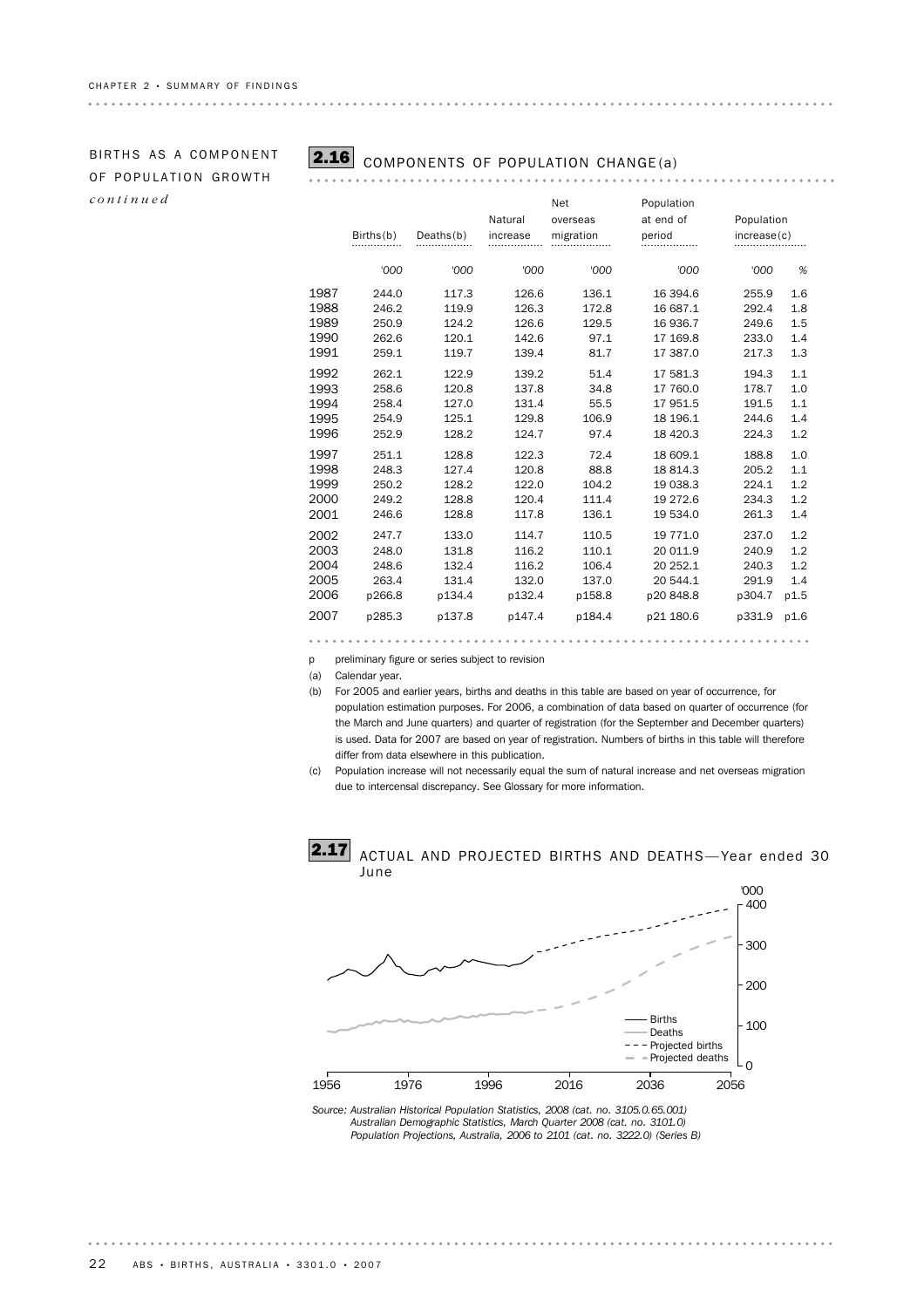BIRTHS AS A COMPONENT OF POPULATION GROWTH *continued*

## 2.16 COMPONENTS OF POPULATION CHANGE(a)

| | Births(b) | Deaths(b) | Natural increase | Net overseas migration | Population at end of period | Population increase(c) | |
|---|---|---|---|---|---|---|---|
| | '000 | '000 | '000 | '000 | '000 | '000 | % |
| 1987 | 244.0 | 117.3 | 126.6 | 136.1 | 16 394.6 | 255.9 | 1.6 |
| 1988 | 246.2 | 119.9 | 126.3 | 172.8 | 16 687.1 | 292.4 | 1.8 |
| 1989 | 250.9 | 124.2 | 126.6 | 129.5 | 16 936.7 | 249.6 | 1.5 |
| 1990 | 262.6 | 120.1 | 142.6 | 97.1 | 17 169.8 | 233.0 | 1.4 |
| 1991 | 259.1 | 119.7 | 139.4 | 81.7 | 17 387.0 | 217.3 | 1.3 |
| 1992 | 262.1 | 122.9 | 139.2 | 51.4 | 17 581.3 | 194.3 | 1.1 |
| 1993 | 258.6 | 120.8 | 137.8 | 34.8 | 17 760.0 | 178.7 | 1.0 |
| 1994 | 258.4 | 127.0 | 131.4 | 55.5 | 17 951.5 | 191.5 | 1.1 |
| 1995 | 254.9 | 125.1 | 129.8 | 106.9 | 18 196.1 | 244.6 | 1.4 |
| 1996 | 252.9 | 128.2 | 124.7 | 97.4 | 18 420.3 | 224.3 | 1.2 |
| 1997 | 251.1 | 128.8 | 122.3 | 72.4 | 18 609.1 | 188.8 | 1.0 |
| 1998 | 248.3 | 127.4 | 120.8 | 88.8 | 18 814.3 | 205.2 | 1.1 |
| 1999 | 250.2 | 128.2 | 122.0 | 104.2 | 19 038.3 | 224.1 | 1.2 |
| 2000 | 249.2 | 128.8 | 120.4 | 111.4 | 19 272.6 | 234.3 | 1.2 |
| 2001 | 246.6 | 128.8 | 117.8 | 136.1 | 19 534.0 | 261.3 | 1.4 |
| 2002 | 247.7 | 133.0 | 114.7 | 110.5 | 19 771.0 | 237.0 | 1.2 |
| 2003 | 248.0 | 131.8 | 116.2 | 110.1 | 20 011.9 | 240.9 | 1.2 |
| 2004 | 248.6 | 132.4 | 116.2 | 106.4 | 20 252.1 | 240.3 | 1.2 |
| 2005 | 263.4 | 131.4 | 132.0 | 137.0 | 20 544.1 | 291.9 | 1.4 |
| 2006 | p266.8 | p134.4 | p132.4 | p158.8 | p20 848.8 | p304.7 | p1.5 |
| 2007 | p285.3 | p137.8 | p147.4 | p184.4 | p21 180.6 | p331.9 | p1.6 |

p preliminary figure or series subject to revision

(a) Calendar year.

(b) For 2005 and earlier years, births and deaths in this table are based on year of occurrence, for population estimation purposes. For 2006, a combination of data based on quarter of occurrence (for the March and June quarters) and quarter of registration (for the September and December quarters) is used. Data for 2007 are based on year of registration. Numbers of births in this table will therefore differ from data elsewhere in this publication.

(c) Population increase will not necessarily equal the sum of natural increase and net overseas migration due to intercensal discrepancy. See Glossary for more information.

## 2.17 ACTUAL AND PROJECTED BIRTHS AND DEATHS—Year ended 30 June

*Source: Australian Historical Population Statistics, 2008 (cat. no. 3105.0.65.001)*
*Australian Demographic Statistics, March Quarter 2008 (cat. no. 3101.0)*
*Population Projections, Australia, 2006 to 2101 (cat. no. 3222.0) (Series B)*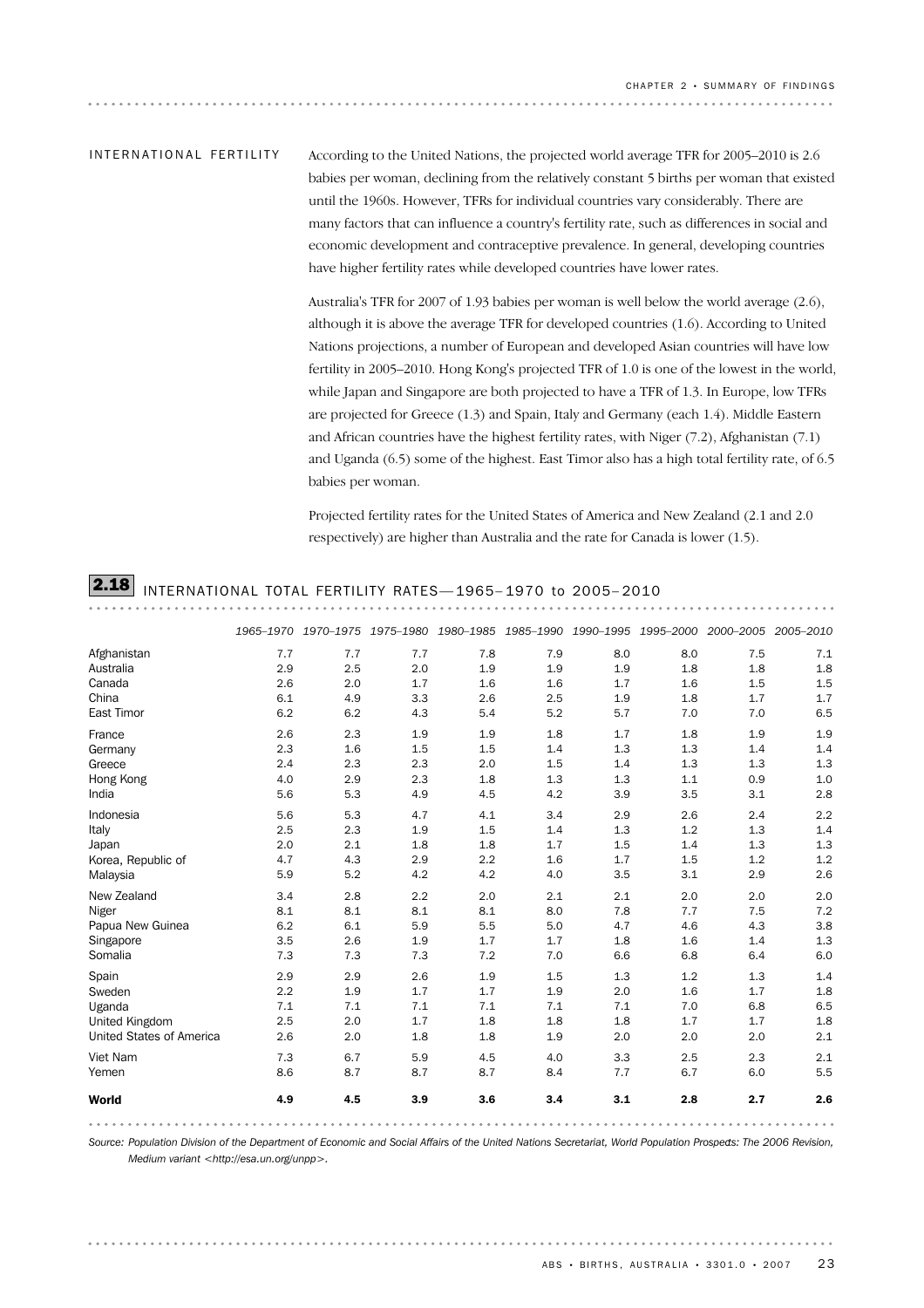## INTERNATIONAL FERTILITY

According to the United Nations, the projected world average TFR for 2005–2010 is 2.6 babies per woman, declining from the relatively constant 5 births per woman that existed until the 1960s. However, TFRs for individual countries vary considerably. There are many factors that can influence a country's fertility rate, such as differences in social and economic development and contraceptive prevalence. In general, developing countries have higher fertility rates while developed countries have lower rates.

Australia's TFR for 2007 of 1.93 babies per woman is well below the world average (2.6), although it is above the average TFR for developed countries (1.6). According to United Nations projections, a number of European and developed Asian countries will have low fertility in 2005–2010. Hong Kong's projected TFR of 1.0 is one of the lowest in the world, while Japan and Singapore are both projected to have a TFR of 1.3. In Europe, low TFRs are projected for Greece (1.3) and Spain, Italy and Germany (each 1.4). Middle Eastern and African countries have the highest fertility rates, with Niger (7.2), Afghanistan (7.1) and Uganda (6.5) some of the highest. East Timor also has a high total fertility rate, of 6.5 babies per woman.

Projected fertility rates for the United States of America and New Zealand (2.1 and 2.0 respectively) are higher than Australia and the rate for Canada is lower (1.5).

### 2.18 INTERNATIONAL TOTAL FERTILITY RATES—1965–1970 to 2005–2010

| | 1965–1970 | 1970–1975 | 1975–1980 | 1980–1985 | 1985–1990 | 1990–1995 | 1995–2000 | 2000–2005 | 2005–2010 |
|---|---|---|---|---|---|---|---|---|---|
| Afghanistan | 7.7 | 7.7 | 7.7 | 7.8 | 7.9 | 8.0 | 8.0 | 7.5 | 7.1 |
| Australia | 2.9 | 2.5 | 2.0 | 1.9 | 1.9 | 1.9 | 1.8 | 1.8 | 1.8 |
| Canada | 2.6 | 2.0 | 1.7 | 1.6 | 1.6 | 1.7 | 1.6 | 1.5 | 1.5 |
| China | 6.1 | 4.9 | 3.3 | 2.6 | 2.5 | 1.9 | 1.8 | 1.7 | 1.7 |
| East Timor | 6.2 | 6.2 | 4.3 | 5.4 | 5.2 | 5.7 | 7.0 | 7.0 | 6.5 |
| France | 2.6 | 2.3 | 1.9 | 1.9 | 1.8 | 1.7 | 1.8 | 1.9 | 1.9 |
| Germany | 2.3 | 1.6 | 1.5 | 1.5 | 1.4 | 1.3 | 1.3 | 1.4 | 1.4 |
| Greece | 2.4 | 2.3 | 2.3 | 2.0 | 1.5 | 1.4 | 1.3 | 1.3 | 1.3 |
| Hong Kong | 4.0 | 2.9 | 2.3 | 1.8 | 1.3 | 1.3 | 1.1 | 0.9 | 1.0 |
| India | 5.6 | 5.3 | 4.9 | 4.5 | 4.2 | 3.9 | 3.5 | 3.1 | 2.8 |
| Indonesia | 5.6 | 5.3 | 4.7 | 4.1 | 3.4 | 2.9 | 2.6 | 2.4 | 2.2 |
| Italy | 2.5 | 2.3 | 1.9 | 1.5 | 1.4 | 1.3 | 1.2 | 1.3 | 1.4 |
| Japan | 2.0 | 2.1 | 1.8 | 1.8 | 1.7 | 1.5 | 1.4 | 1.3 | 1.3 |
| Korea, Republic of | 4.7 | 4.3 | 2.9 | 2.2 | 1.6 | 1.7 | 1.5 | 1.2 | 1.2 |
| Malaysia | 5.9 | 5.2 | 4.2 | 4.2 | 4.0 | 3.5 | 3.1 | 2.9 | 2.6 |
| New Zealand | 3.4 | 2.8 | 2.2 | 2.0 | 2.1 | 2.1 | 2.0 | 2.0 | 2.0 |
| Niger | 8.1 | 8.1 | 8.1 | 8.1 | 8.0 | 7.8 | 7.7 | 7.5 | 7.2 |
| Papua New Guinea | 6.2 | 6.1 | 5.9 | 5.5 | 5.0 | 4.7 | 4.6 | 4.3 | 3.8 |
| Singapore | 3.5 | 2.6 | 1.9 | 1.7 | 1.7 | 1.8 | 1.6 | 1.4 | 1.3 |
| Somalia | 7.3 | 7.3 | 7.3 | 7.2 | 7.0 | 6.6 | 6.8 | 6.4 | 6.0 |
| Spain | 2.9 | 2.9 | 2.6 | 1.9 | 1.5 | 1.3 | 1.2 | 1.3 | 1.4 |
| Sweden | 2.2 | 1.9 | 1.7 | 1.7 | 1.9 | 2.0 | 1.6 | 1.7 | 1.8 |
| Uganda | 7.1 | 7.1 | 7.1 | 7.1 | 7.1 | 7.1 | 7.0 | 6.8 | 6.5 |
| United Kingdom | 2.5 | 2.0 | 1.7 | 1.8 | 1.8 | 1.8 | 1.7 | 1.7 | 1.8 |
| United States of America | 2.6 | 2.0 | 1.8 | 1.8 | 1.9 | 2.0 | 2.0 | 2.0 | 2.1 |
| Viet Nam | 7.3 | 6.7 | 5.9 | 4.5 | 4.0 | 3.3 | 2.5 | 2.3 | 2.1 |
| Yemen | 8.6 | 8.7 | 8.7 | 8.7 | 8.4 | 7.7 | 6.7 | 6.0 | 5.5 |
| **World** | **4.9** | **4.5** | **3.9** | **3.6** | **3.4** | **3.1** | **2.8** | **2.7** | **2.6** |

*Source: Population Division of the Department of Economic and Social Affairs of the United Nations Secretariat, World Population Prospects: The 2006 Revision, Medium variant <http://esa.un.org/unpp>.*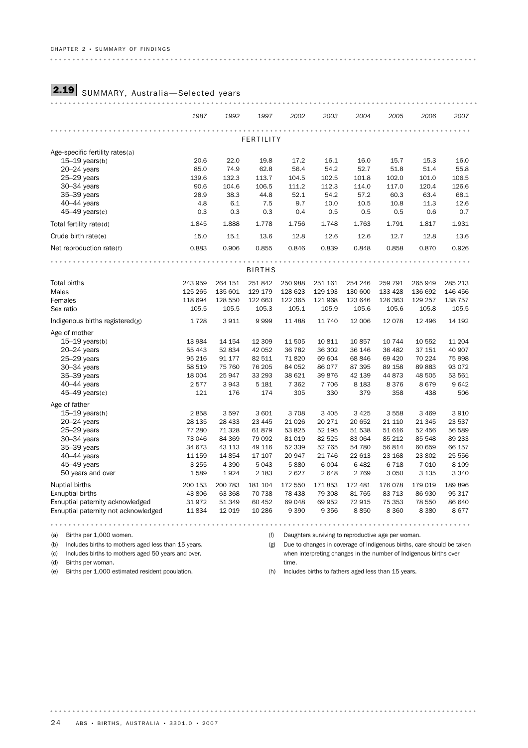## 2.19 SUMMARY, Australia—Selected years

| | 1987 | 1992 | 1997 | 2002 | 2003 | 2004 | 2005 | 2006 | 2007 |
|---|---|---|---|---|---|---|---|---|---|
| **FERTILITY** | | | | | | | | | |
| Age-specific fertility rates(a) | | | | | | | | | |
| 15–19 years(b) | 20.6 | 22.0 | 19.8 | 17.2 | 16.1 | 16.0 | 15.7 | 15.3 | 16.0 |
| 20–24 years | 85.0 | 74.9 | 62.8 | 56.4 | 54.2 | 52.7 | 51.8 | 51.4 | 55.8 |
| 25–29 years | 139.6 | 132.3 | 113.7 | 104.5 | 102.5 | 101.8 | 102.0 | 101.0 | 106.5 |
| 30–34 years | 90.6 | 104.6 | 106.5 | 111.2 | 112.3 | 114.0 | 117.0 | 120.4 | 126.6 |
| 35–39 years | 28.9 | 38.3 | 44.8 | 52.1 | 54.2 | 57.2 | 60.3 | 63.4 | 68.1 |
| 40–44 years | 4.8 | 6.1 | 7.5 | 9.7 | 10.0 | 10.5 | 10.8 | 11.3 | 12.6 |
| 45–49 years(c) | 0.3 | 0.3 | 0.3 | 0.4 | 0.5 | 0.5 | 0.5 | 0.6 | 0.7 |
| Total fertility rate(d) | 1.845 | 1.888 | 1.778 | 1.756 | 1.748 | 1.763 | 1.791 | 1.817 | 1.931 |
| Crude birth rate(e) | 15.0 | 15.1 | 13.6 | 12.8 | 12.6 | 12.6 | 12.7 | 12.8 | 13.6 |
| Net reproduction rate(f) | 0.883 | 0.906 | 0.855 | 0.846 | 0.839 | 0.848 | 0.858 | 0.870 | 0.926 |
| **BIRTHS** | | | | | | | | | |
| Total births | 243 959 | 264 151 | 251 842 | 250 988 | 251 161 | 254 246 | 259 791 | 265 949 | 285 213 |
| Males | 125 265 | 135 601 | 129 179 | 128 623 | 129 193 | 130 600 | 133 428 | 136 692 | 146 456 |
| Females | 118 694 | 128 550 | 122 663 | 122 365 | 121 968 | 123 646 | 126 363 | 129 257 | 138 757 |
| Sex ratio | 105.5 | 105.5 | 105.3 | 105.1 | 105.9 | 105.6 | 105.6 | 105.8 | 105.5 |
| Indigenous births registered(g) | 1 728 | 3 911 | 9 999 | 11 488 | 11 740 | 12 006 | 12 078 | 12 496 | 14 192 |
| Age of mother | | | | | | | | | |
| 15–19 years(b) | 13 984 | 14 154 | 12 309 | 11 505 | 10 811 | 10 857 | 10 744 | 10 552 | 11 204 |
| 20–24 years | 55 443 | 52 834 | 42 052 | 36 782 | 36 302 | 36 146 | 36 482 | 37 151 | 40 907 |
| 25–29 years | 95 216 | 91 177 | 82 511 | 71 820 | 69 604 | 68 846 | 69 420 | 70 224 | 75 998 |
| 30–34 years | 58 519 | 75 760 | 76 205 | 84 052 | 86 077 | 87 395 | 89 158 | 89 883 | 93 072 |
| 35–39 years | 18 004 | 25 947 | 33 293 | 38 621 | 39 876 | 42 139 | 44 873 | 48 505 | 53 561 |
| 40–44 years | 2 577 | 3 943 | 5 181 | 7 362 | 7 706 | 8 183 | 8 376 | 8 679 | 9 642 |
| 45–49 years(c) | 121 | 176 | 174 | 305 | 330 | 379 | 358 | 438 | 506 |
| Age of father | | | | | | | | | |
| 15–19 years(h) | 2 858 | 3 597 | 3 601 | 3 708 | 3 405 | 3 425 | 3 558 | 3 469 | 3 910 |
| 20–24 years | 28 135 | 28 433 | 23 445 | 21 026 | 20 271 | 20 652 | 21 110 | 21 345 | 23 537 |
| 25–29 years | 77 280 | 71 328 | 61 879 | 53 825 | 52 195 | 51 538 | 51 616 | 52 456 | 56 589 |
| 30–34 years | 73 046 | 84 369 | 79 092 | 81 019 | 82 525 | 83 064 | 85 212 | 85 548 | 89 233 |
| 35–39 years | 34 673 | 43 113 | 49 116 | 52 339 | 52 765 | 54 780 | 56 814 | 60 659 | 66 157 |
| 40–44 years | 11 159 | 14 854 | 17 107 | 20 947 | 21 746 | 22 613 | 23 168 | 23 802 | 25 556 |
| 45–49 years | 3 255 | 4 390 | 5 043 | 5 880 | 6 004 | 6 482 | 6 718 | 7 010 | 8 109 |
| 50 years and over | 1 589 | 1 924 | 2 183 | 2 627 | 2 648 | 2 769 | 3 050 | 3 135 | 3 340 |
| Nuptial births | 200 153 | 200 783 | 181 104 | 172 550 | 171 853 | 172 481 | 176 078 | 179 019 | 189 896 |
| Exnuptial births | 43 806 | 63 368 | 70 738 | 78 438 | 79 308 | 81 765 | 83 713 | 86 930 | 95 317 |
| Exnuptial paternity acknowledged | 31 972 | 51 349 | 60 452 | 69 048 | 69 952 | 72 915 | 75 353 | 78 550 | 86 640 |
| Exnuptial paternity not acknowledged | 11 834 | 12 019 | 10 286 | 9 390 | 9 356 | 8 850 | 8 360 | 8 380 | 8 677 |

(a) Births per 1,000 women.
(b) Includes births to mothers aged less than 15 years.
(c) Includes births to mothers aged 50 years and over.
(d) Births per woman.
(e) Births per 1,000 estimated resident poopulation.
(f) Daughters surviving to reproductive age per woman.
(g) Due to changes in coverage of Indigenous births, care should be taken when interpreting changes in the number of Indigenous births over time.
(h) Includes births to fathers aged less than 15 years.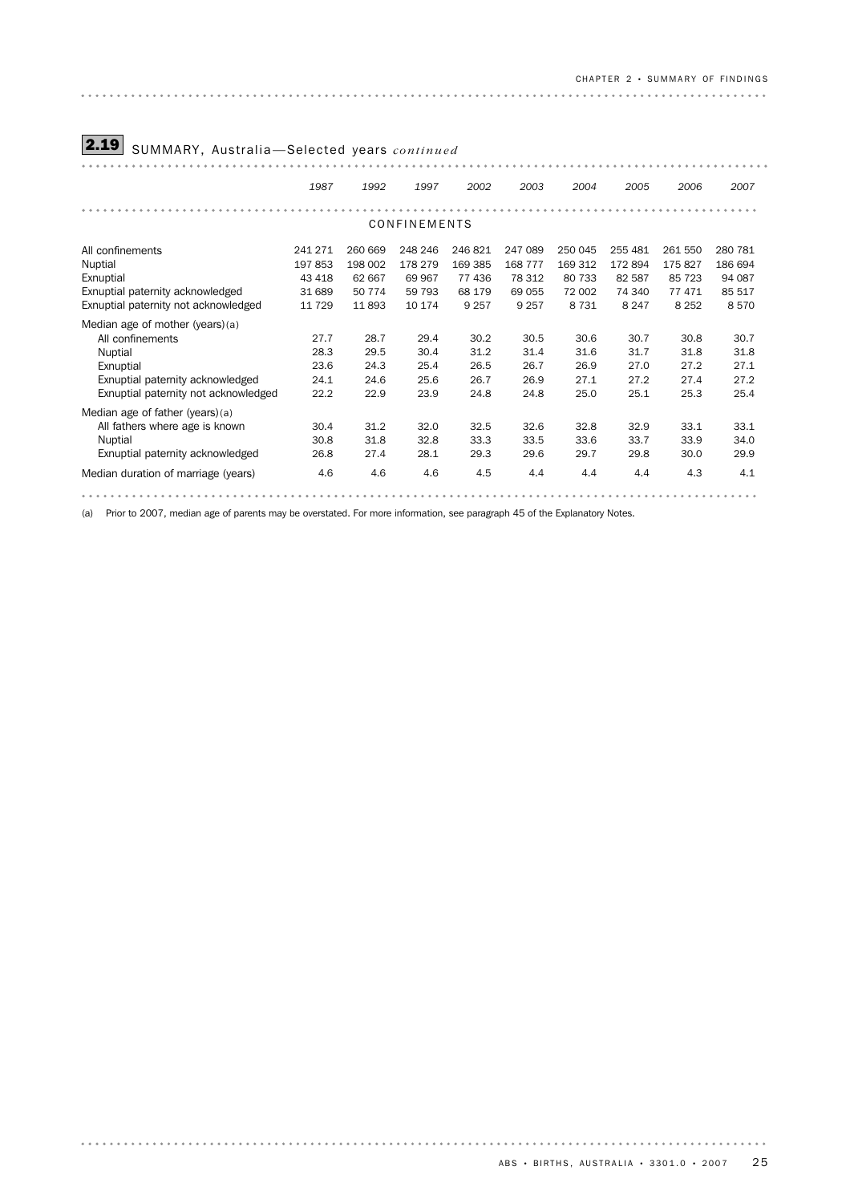## 2.19 SUMMARY, Australia—Selected years *continued*

| | 1987 | 1992 | 1997 | 2002 | 2003 | 2004 | 2005 | 2006 | 2007 |
|---|---|---|---|---|---|---|---|---|---|
| **CONFINEMENTS** | | | | | | | | | |
| All confinements | 241 271 | 260 669 | 248 246 | 246 821 | 247 089 | 250 045 | 255 481 | 261 550 | 280 781 |
| Nuptial | 197 853 | 198 002 | 178 279 | 169 385 | 168 777 | 169 312 | 172 894 | 175 827 | 186 694 |
| Exnuptial | 43 418 | 62 667 | 69 967 | 77 436 | 78 312 | 80 733 | 82 587 | 85 723 | 94 087 |
| Exnuptial paternity acknowledged | 31 689 | 50 774 | 59 793 | 68 179 | 69 055 | 72 002 | 74 340 | 77 471 | 85 517 |
| Exnuptial paternity not acknowledged | 11 729 | 11 893 | 10 174 | 9 257 | 9 257 | 8 731 | 8 247 | 8 252 | 8 570 |
| Median age of mother (years)(a) | | | | | | | | | |
| All confinements | 27.7 | 28.7 | 29.4 | 30.2 | 30.5 | 30.6 | 30.7 | 30.8 | 30.7 |
| Nuptial | 28.3 | 29.5 | 30.4 | 31.2 | 31.4 | 31.6 | 31.7 | 31.8 | 31.8 |
| Exnuptial | 23.6 | 24.3 | 25.4 | 26.5 | 26.7 | 26.9 | 27.0 | 27.2 | 27.1 |
| Exnuptial paternity acknowledged | 24.1 | 24.6 | 25.6 | 26.7 | 26.9 | 27.1 | 27.2 | 27.4 | 27.2 |
| Exnuptial paternity not acknowledged | 22.2 | 22.9 | 23.9 | 24.8 | 24.8 | 25.0 | 25.1 | 25.3 | 25.4 |
| Median age of father (years)(a) | | | | | | | | | |
| All fathers where age is known | 30.4 | 31.2 | 32.0 | 32.5 | 32.6 | 32.8 | 32.9 | 33.1 | 33.1 |
| Nuptial | 30.8 | 31.8 | 32.8 | 33.3 | 33.5 | 33.6 | 33.7 | 33.9 | 34.0 |
| Exnuptial paternity acknowledged | 26.8 | 27.4 | 28.1 | 29.3 | 29.6 | 29.7 | 29.8 | 30.0 | 29.9 |
| Median duration of marriage (years) | 4.6 | 4.6 | 4.6 | 4.5 | 4.4 | 4.4 | 4.4 | 4.3 | 4.1 |

(a) Prior to 2007, median age of parents may be overstated. For more information, see paragraph 45 of the Explanatory Notes.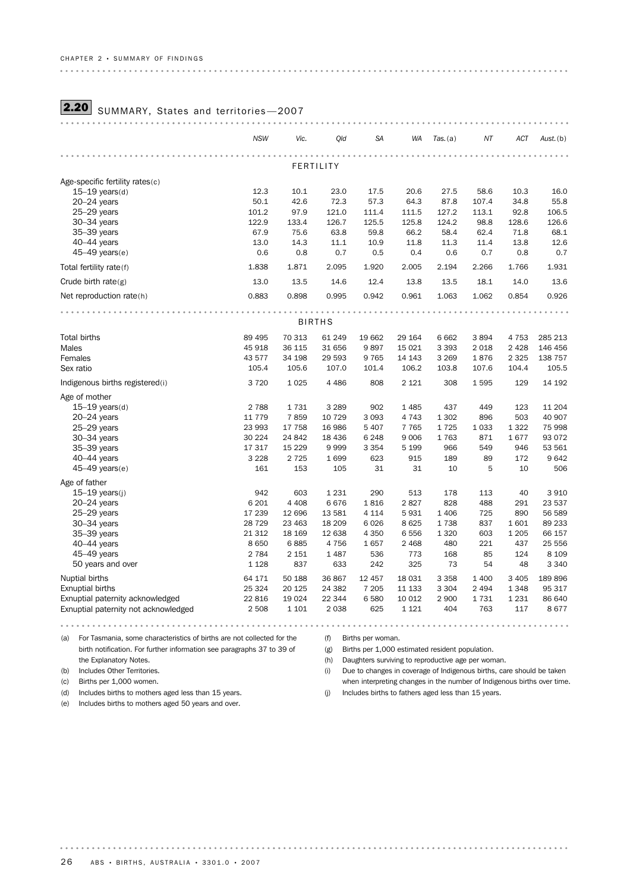## 2.20 SUMMARY, States and territories—2007

| | NSW | Vic. | Qld | SA | WA | Tas.(a) | NT | ACT | Aust.(b) |
|---|---|---|---|---|---|---|---|---|---|
| **FERTILITY** | | | | | | | | | |
| Age-specific fertility rates(c) | | | | | | | | | |
| 15–19 years(d) | 12.3 | 10.1 | 23.0 | 17.5 | 20.6 | 27.5 | 58.6 | 10.3 | 16.0 |
| 20–24 years | 50.1 | 42.6 | 72.3 | 57.3 | 64.3 | 87.8 | 107.4 | 34.8 | 55.8 |
| 25–29 years | 101.2 | 97.9 | 121.0 | 111.4 | 111.5 | 127.2 | 113.1 | 92.8 | 106.5 |
| 30–34 years | 122.9 | 133.4 | 126.7 | 125.5 | 125.8 | 124.2 | 98.8 | 128.6 | 126.6 |
| 35–39 years | 67.9 | 75.6 | 63.8 | 59.8 | 66.2 | 58.4 | 62.4 | 71.8 | 68.1 |
| 40–44 years | 13.0 | 14.3 | 11.1 | 10.9 | 11.8 | 11.3 | 11.4 | 13.8 | 12.6 |
| 45–49 years(e) | 0.6 | 0.8 | 0.7 | 0.5 | 0.4 | 0.6 | 0.7 | 0.8 | 0.7 |
| Total fertility rate(f) | 1.838 | 1.871 | 2.095 | 1.920 | 2.005 | 2.194 | 2.266 | 1.766 | 1.931 |
| Crude birth rate(g) | 13.0 | 13.5 | 14.6 | 12.4 | 13.8 | 13.5 | 18.1 | 14.0 | 13.6 |
| Net reproduction rate(h) | 0.883 | 0.898 | 0.995 | 0.942 | 0.961 | 1.063 | 1.062 | 0.854 | 0.926 |
| **BIRTHS** | | | | | | | | | |
| Total births | 89 495 | 70 313 | 61 249 | 19 662 | 29 164 | 6 662 | 3 894 | 4 753 | 285 213 |
| Males | 45 918 | 36 115 | 31 656 | 9 897 | 15 021 | 3 393 | 2 018 | 2 428 | 146 456 |
| Females | 43 577 | 34 198 | 29 593 | 9 765 | 14 143 | 3 269 | 1 876 | 2 325 | 138 757 |
| Sex ratio | 105.4 | 105.6 | 107.0 | 101.4 | 106.2 | 103.8 | 107.6 | 104.4 | 105.5 |
| Indigenous births registered(i) | 3 720 | 1 025 | 4 486 | 808 | 2 121 | 308 | 1 595 | 129 | 14 192 |
| Age of mother | | | | | | | | | |
| 15–19 years(d) | 2 788 | 1 731 | 3 289 | 902 | 1 485 | 437 | 449 | 123 | 11 204 |
| 20–24 years | 11 779 | 7 859 | 10 729 | 3 093 | 4 743 | 1 302 | 896 | 503 | 40 907 |
| 25–29 years | 23 993 | 17 758 | 16 986 | 5 407 | 7 765 | 1 725 | 1 033 | 1 322 | 75 998 |
| 30–34 years | 30 224 | 24 842 | 18 436 | 6 248 | 9 006 | 1 763 | 871 | 1 677 | 93 072 |
| 35–39 years | 17 317 | 15 229 | 9 999 | 3 354 | 5 199 | 966 | 549 | 946 | 53 561 |
| 40–44 years | 3 228 | 2 725 | 1 699 | 623 | 915 | 189 | 89 | 172 | 9 642 |
| 45–49 years(e) | 161 | 153 | 105 | 31 | 31 | 10 | 5 | 10 | 506 |
| Age of father | | | | | | | | | |
| 15–19 years(j) | 942 | 603 | 1 231 | 290 | 513 | 178 | 113 | 40 | 3 910 |
| 20–24 years | 6 201 | 4 408 | 6 676 | 1 816 | 2 827 | 828 | 488 | 291 | 23 537 |
| 25–29 years | 17 239 | 12 696 | 13 581 | 4 114 | 5 931 | 1 406 | 725 | 890 | 56 589 |
| 30–34 years | 28 729 | 23 463 | 18 209 | 6 026 | 8 625 | 1 738 | 837 | 1 601 | 89 233 |
| 35–39 years | 21 312 | 18 169 | 12 638 | 4 350 | 6 556 | 1 320 | 603 | 1 205 | 66 157 |
| 40–44 years | 8 650 | 6 885 | 4 756 | 1 657 | 2 468 | 480 | 221 | 437 | 25 556 |
| 45–49 years | 2 784 | 2 151 | 1 487 | 536 | 773 | 168 | 85 | 124 | 8 109 |
| 50 years and over | 1 128 | 837 | 633 | 242 | 325 | 73 | 54 | 48 | 3 340 |
| Nuptial births | 64 171 | 50 188 | 36 867 | 12 457 | 18 031 | 3 358 | 1 400 | 3 405 | 189 896 |
| Exnuptial births | 25 324 | 20 125 | 24 382 | 7 205 | 11 133 | 3 304 | 2 494 | 1 348 | 95 317 |
| Exnuptial paternity acknowledged | 22 816 | 19 024 | 22 344 | 6 580 | 10 012 | 2 900 | 1 731 | 1 231 | 86 640 |
| Exnuptial paternity not acknowledged | 2 508 | 1 101 | 2 038 | 625 | 1 121 | 404 | 763 | 117 | 8 677 |

(a) For Tasmania, some characteristics of births are not collected for the birth notification. For further information see paragraphs 37 to 39 of the Explanatory Notes.
(b) Includes Other Territories.
(c) Births per 1,000 women.
(d) Includes births to mothers aged less than 15 years.
(e) Includes births to mothers aged 50 years and over.
(f) Births per woman.
(g) Births per 1,000 estimated resident population.
(h) Daughters surviving to reproductive age per woman.
(i) Due to changes in coverage of Indigenous births, care should be taken when interpreting changes in the number of Indigenous births over time.
(j) Includes births to fathers aged less than 15 years.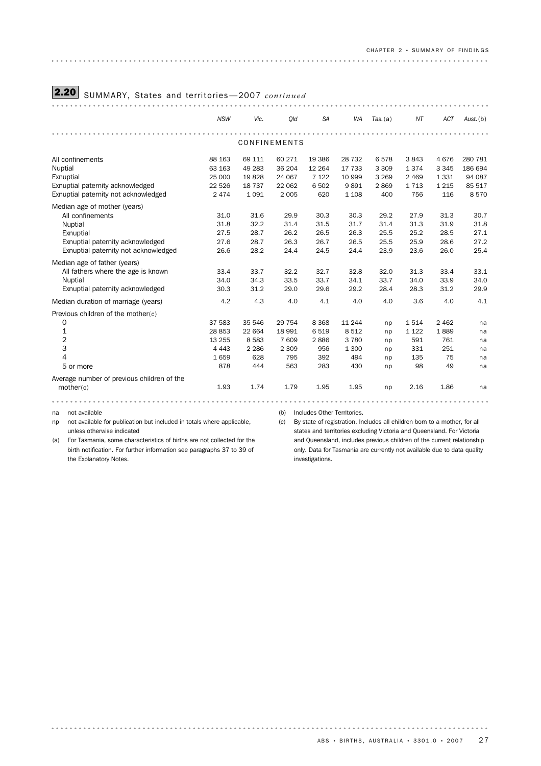## 2.20 SUMMARY, States and territories—2007 *continued*

| | NSW | Vic. | Qld | SA | WA | Tas. (a) | NT | ACT | Aust. (b) |
|---|---|---|---|---|---|---|---|---|---|
| **CONFINEMENTS** | | | | | | | | | |
| All confinements | 88 163 | 69 111 | 60 271 | 19 386 | 28 732 | 6 578 | 3 843 | 4 676 | 280 781 |
| Nuptial | 63 163 | 49 283 | 36 204 | 12 264 | 17 733 | 3 309 | 1 374 | 3 345 | 186 694 |
| Exnuptial | 25 000 | 19 828 | 24 067 | 7 122 | 10 999 | 3 269 | 2 469 | 1 331 | 94 087 |
| Exnuptial paternity acknowledged | 22 526 | 18 737 | 22 062 | 6 502 | 9 891 | 2 869 | 1 713 | 1 215 | 85 517 |
| Exnuptial paternity not acknowledged | 2 474 | 1 091 | 2 005 | 620 | 1 108 | 400 | 756 | 116 | 8 570 |
| Median age of mother (years) | | | | | | | | | |
| All confinements | 31.0 | 31.6 | 29.9 | 30.3 | 30.3 | 29.2 | 27.9 | 31.3 | 30.7 |
| Nuptial | 31.8 | 32.2 | 31.4 | 31.5 | 31.7 | 31.4 | 31.3 | 31.9 | 31.8 |
| Exnuptial | 27.5 | 28.7 | 26.2 | 26.5 | 26.3 | 25.5 | 25.2 | 28.5 | 27.1 |
| Exnuptial paternity acknowledged | 27.6 | 28.7 | 26.3 | 26.7 | 26.5 | 25.5 | 25.9 | 28.6 | 27.2 |
| Exnuptial paternity not acknowledged | 26.6 | 28.2 | 24.4 | 24.5 | 24.4 | 23.9 | 23.6 | 26.0 | 25.4 |
| Median age of father (years) | | | | | | | | | |
| All fathers where the age is known | 33.4 | 33.7 | 32.2 | 32.7 | 32.8 | 32.0 | 31.3 | 33.4 | 33.1 |
| Nuptial | 34.0 | 34.3 | 33.5 | 33.7 | 34.1 | 33.7 | 34.0 | 33.9 | 34.0 |
| Exnuptial paternity acknowledged | 30.3 | 31.2 | 29.0 | 29.6 | 29.2 | 28.4 | 28.3 | 31.2 | 29.9 |
| Median duration of marriage (years) | 4.2 | 4.3 | 4.0 | 4.1 | 4.0 | 4.0 | 3.6 | 4.0 | 4.1 |
| Previous children of the mother(c) | | | | | | | | | |
| 0 | 37 583 | 35 546 | 29 754 | 8 368 | 11 244 | np | 1 514 | 2 462 | na |
| 1 | 28 853 | 22 664 | 18 991 | 6 519 | 8 512 | np | 1 122 | 1 889 | na |
| 2 | 13 255 | 8 583 | 7 609 | 2 886 | 3 780 | np | 591 | 761 | na |
| 3 | 4 443 | 2 286 | 2 309 | 956 | 1 300 | np | 331 | 251 | na |
| 4 | 1 659 | 628 | 795 | 392 | 494 | np | 135 | 75 | na |
| 5 or more | 878 | 444 | 563 | 283 | 430 | np | 98 | 49 | na |
| Average number of previous children of the mother(c) | 1.93 | 1.74 | 1.79 | 1.95 | 1.95 | np | 2.16 | 1.86 | na |

na not available

np not available for publication but included in totals where applicable, unless otherwise indicated

(a) For Tasmania, some characteristics of births are not collected for the birth notification. For further information see paragraphs 37 to 39 of the Explanatory Notes.

(b) Includes Other Territories.

(c) By state of registration. Includes all children born to a mother, for all states and territories excluding Victoria and Queensland. For Victoria and Queensland, includes previous children of the current relationship only. Data for Tasmania are currently not available due to data quality investigations.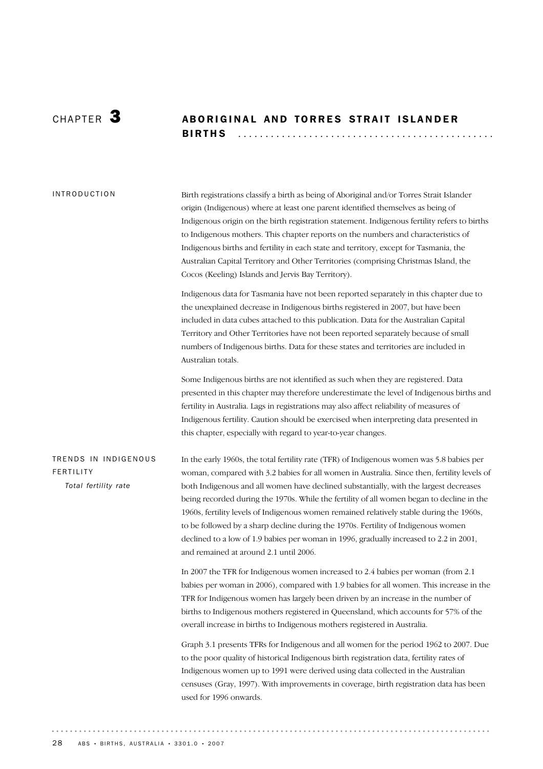# CHAPTER 3 ABORIGINAL AND TORRES STRAIT ISLANDER BIRTHS

## INTRODUCTION

Birth registrations classify a birth as being of Aboriginal and/or Torres Strait Islander origin (Indigenous) where at least one parent identified themselves as being of Indigenous origin on the birth registration statement. Indigenous fertility refers to births to Indigenous mothers. This chapter reports on the numbers and characteristics of Indigenous births and fertility in each state and territory, except for Tasmania, the Australian Capital Territory and Other Territories (comprising Christmas Island, the Cocos (Keeling) Islands and Jervis Bay Territory).

Indigenous data for Tasmania have not been reported separately in this chapter due to the unexplained decrease in Indigenous births registered in 2007, but have been included in data cubes attached to this publication. Data for the Australian Capital Territory and Other Territories have not been reported separately because of small numbers of Indigenous births. Data for these states and territories are included in Australian totals.

Some Indigenous births are not identified as such when they are registered. Data presented in this chapter may therefore underestimate the level of Indigenous births and fertility in Australia. Lags in registrations may also affect reliability of measures of Indigenous fertility. Caution should be exercised when interpreting data presented in this chapter, especially with regard to year-to-year changes.

## TRENDS IN INDIGENOUS FERTILITY

### *Total fertility rate*

In the early 1960s, the total fertility rate (TFR) of Indigenous women was 5.8 babies per woman, compared with 3.2 babies for all women in Australia. Since then, fertility levels of both Indigenous and all women have declined substantially, with the largest decreases being recorded during the 1970s. While the fertility of all women began to decline in the 1960s, fertility levels of Indigenous women remained relatively stable during the 1960s, to be followed by a sharp decline during the 1970s. Fertility of Indigenous women declined to a low of 1.9 babies per woman in 1996, gradually increased to 2.2 in 2001, and remained at around 2.1 until 2006.

In 2007 the TFR for Indigenous women increased to 2.4 babies per woman (from 2.1 babies per woman in 2006), compared with 1.9 babies for all women. This increase in the TFR for Indigenous women has largely been driven by an increase in the number of births to Indigenous mothers registered in Queensland, which accounts for 57% of the overall increase in births to Indigenous mothers registered in Australia.

Graph 3.1 presents TFRs for Indigenous and all women for the period 1962 to 2007. Due to the poor quality of historical Indigenous birth registration data, fertility rates of Indigenous women up to 1991 were derived using data collected in the Australian censuses (Gray, 1997). With improvements in coverage, birth registration data has been used for 1996 onwards.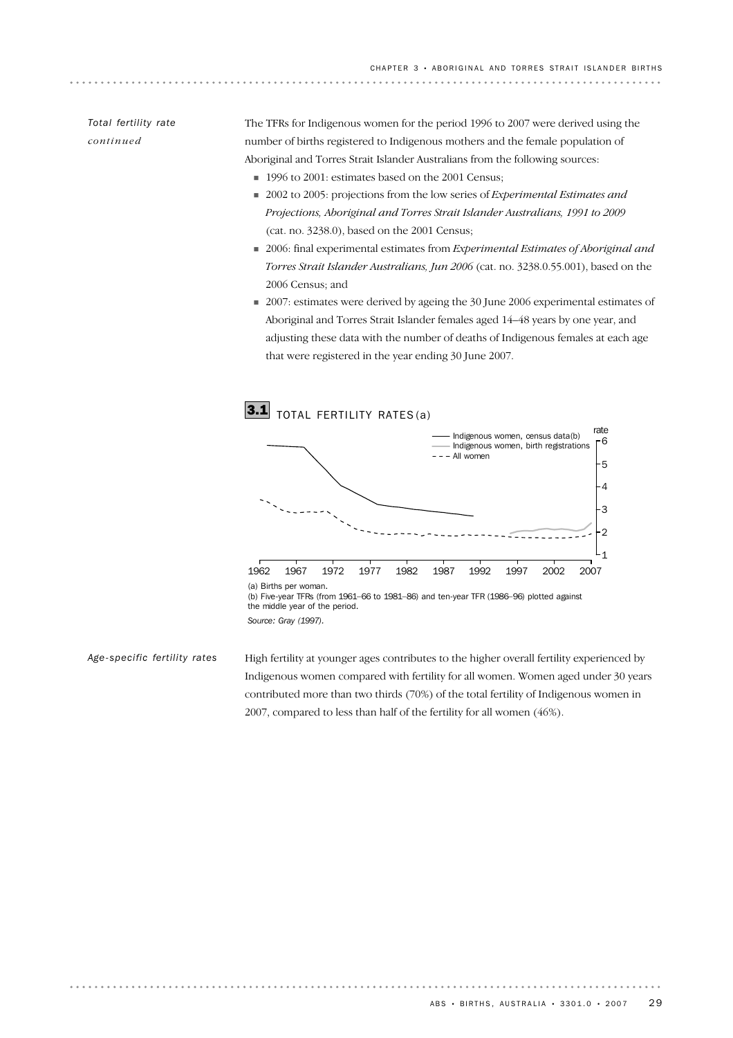*Total fertility rate continued*

The TFRs for Indigenous women for the period 1996 to 2007 were derived using the number of births registered to Indigenous mothers and the female population of Aboriginal and Torres Strait Islander Australians from the following sources:

- 1996 to 2001: estimates based on the 2001 Census;
- 2002 to 2005: projections from the low series of *Experimental Estimates and Projections, Aboriginal and Torres Strait Islander Australians, 1991 to 2009* (cat. no. 3238.0), based on the 2001 Census;
- 2006: final experimental estimates from *Experimental Estimates of Aboriginal and Torres Strait Islander Australians, Jun 2006* (cat. no. 3238.0.55.001), based on the 2006 Census; and
- 2007: estimates were derived by ageing the 30 June 2006 experimental estimates of Aboriginal and Torres Strait Islander females aged 14–48 years by one year, and adjusting these data with the number of deaths of Indigenous females at each age that were registered in the year ending 30 June 2007.

**3.1** TOTAL FERTILITY RATES(a)

(a) Births per woman.
(b) Five-year TFRs (from 1961–66 to 1981–86) and ten-year TFR (1986–96) plotted against the middle year of the period.
*Source: Gray (1997).*

*Age-specific fertility rates*

High fertility at younger ages contributes to the higher overall fertility experienced by Indigenous women compared with fertility for all women. Women aged under 30 years contributed more than two thirds (70%) of the total fertility of Indigenous women in 2007, compared to less than half of the fertility for all women (46%).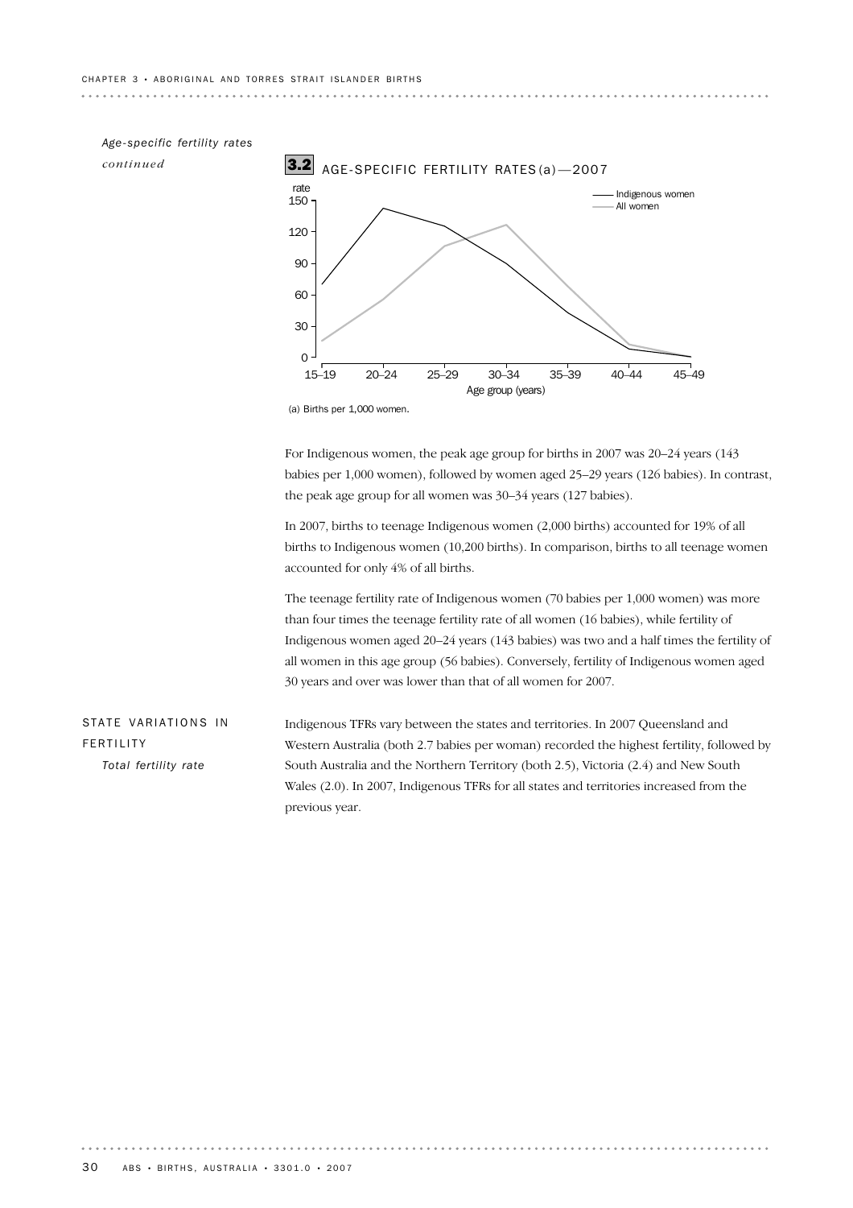*Age-specific fertility rates continued*

**3.2 AGE-SPECIFIC FERTILITY RATES(a)—2007**

(a) Births per 1,000 women.

For Indigenous women, the peak age group for births in 2007 was 20–24 years (143 babies per 1,000 women), followed by women aged 25–29 years (126 babies). In contrast, the peak age group for all women was 30–34 years (127 babies).

In 2007, births to teenage Indigenous women (2,000 births) accounted for 19% of all births to Indigenous women (10,200 births). In comparison, births to all teenage women accounted for only 4% of all births.

The teenage fertility rate of Indigenous women (70 babies per 1,000 women) was more than four times the teenage fertility rate of all women (16 babies), while fertility of Indigenous women aged 20–24 years (143 babies) was two and a half times the fertility of all women in this age group (56 babies). Conversely, fertility of Indigenous women aged 30 years and over was lower than that of all women for 2007.

## STATE VARIATIONS IN FERTILITY

*Total fertility rate*

Indigenous TFRs vary between the states and territories. In 2007 Queensland and Western Australia (both 2.7 babies per woman) recorded the highest fertility, followed by South Australia and the Northern Territory (both 2.5), Victoria (2.4) and New South Wales (2.0). In 2007, Indigenous TFRs for all states and territories increased from the previous year.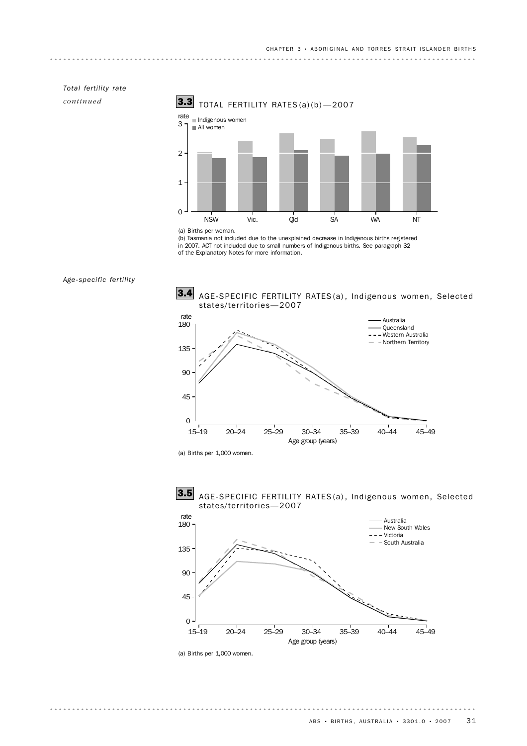*Total fertility rate continued*

**3.3 TOTAL FERTILITY RATES(a)(b)—2007**

(a) Births per woman.

(b) Tasmania not included due to the unexplained decrease in Indigenous births registered in 2007. ACT not included due to small numbers of Indigenous births. See paragraph 32 of the Explanatory Notes for more information.

*Age-specific fertility*

**3.4 AGE-SPECIFIC FERTILITY RATES(a), Indigenous women, Selected states/territories—2007**

(a) Births per 1,000 women.

**3.5 AGE-SPECIFIC FERTILITY RATES(a), Indigenous women, Selected states/territories—2007**

(a) Births per 1,000 women.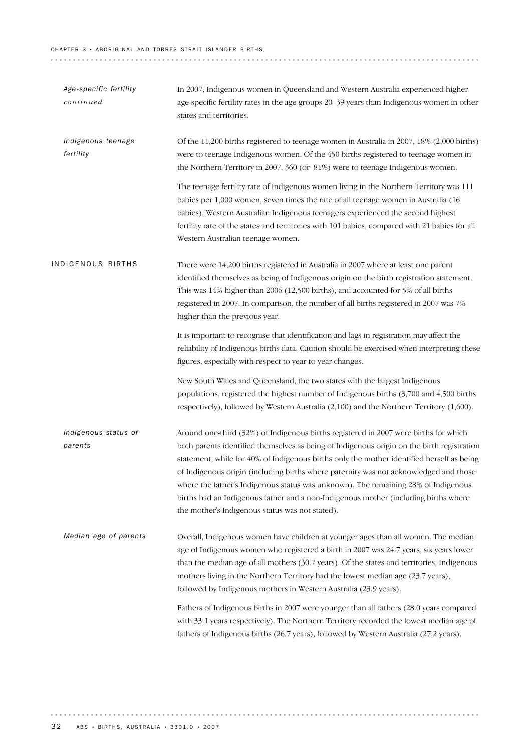### *Age-specific fertility continued*

In 2007, Indigenous women in Queensland and Western Australia experienced higher age-specific fertility rates in the age groups 20–39 years than Indigenous women in other states and territories.

### *Indigenous teenage fertility*

Of the 11,200 births registered to teenage women in Australia in 2007, 18% (2,000 births) were to teenage Indigenous women. Of the 450 births registered to teenage women in the Northern Territory in 2007, 360 (or 81%) were to teenage Indigenous women.

The teenage fertility rate of Indigenous women living in the Northern Territory was 111 babies per 1,000 women, seven times the rate of all teenage women in Australia (16 babies). Western Australian Indigenous teenagers experienced the second highest fertility rate of the states and territories with 101 babies, compared with 21 babies for all Western Australian teenage women.

## INDIGENOUS BIRTHS

There were 14,200 births registered in Australia in 2007 where at least one parent identified themselves as being of Indigenous origin on the birth registration statement. This was 14% higher than 2006 (12,500 births), and accounted for 5% of all births registered in 2007. In comparison, the number of all births registered in 2007 was 7% higher than the previous year.

It is important to recognise that identification and lags in registration may affect the reliability of Indigenous births data. Caution should be exercised when interpreting these figures, especially with respect to year-to-year changes.

New South Wales and Queensland, the two states with the largest Indigenous populations, registered the highest number of Indigenous births (3,700 and 4,500 births respectively), followed by Western Australia (2,100) and the Northern Territory (1,600).

### *Indigenous status of parents*

Around one-third (32%) of Indigenous births registered in 2007 were births for which both parents identified themselves as being of Indigenous origin on the birth registration statement, while for 40% of Indigenous births only the mother identified herself as being of Indigenous origin (including births where paternity was not acknowledged and those where the father's Indigenous status was unknown). The remaining 28% of Indigenous births had an Indigenous father and a non-Indigenous mother (including births where the mother's Indigenous status was not stated).

### *Median age of parents*

Overall, Indigenous women have children at younger ages than all women. The median age of Indigenous women who registered a birth in 2007 was 24.7 years, six years lower than the median age of all mothers (30.7 years). Of the states and territories, Indigenous mothers living in the Northern Territory had the lowest median age (23.7 years), followed by Indigenous mothers in Western Australia (23.9 years).

Fathers of Indigenous births in 2007 were younger than all fathers (28.0 years compared with 33.1 years respectively). The Northern Territory recorded the lowest median age of fathers of Indigenous births (26.7 years), followed by Western Australia (27.2 years).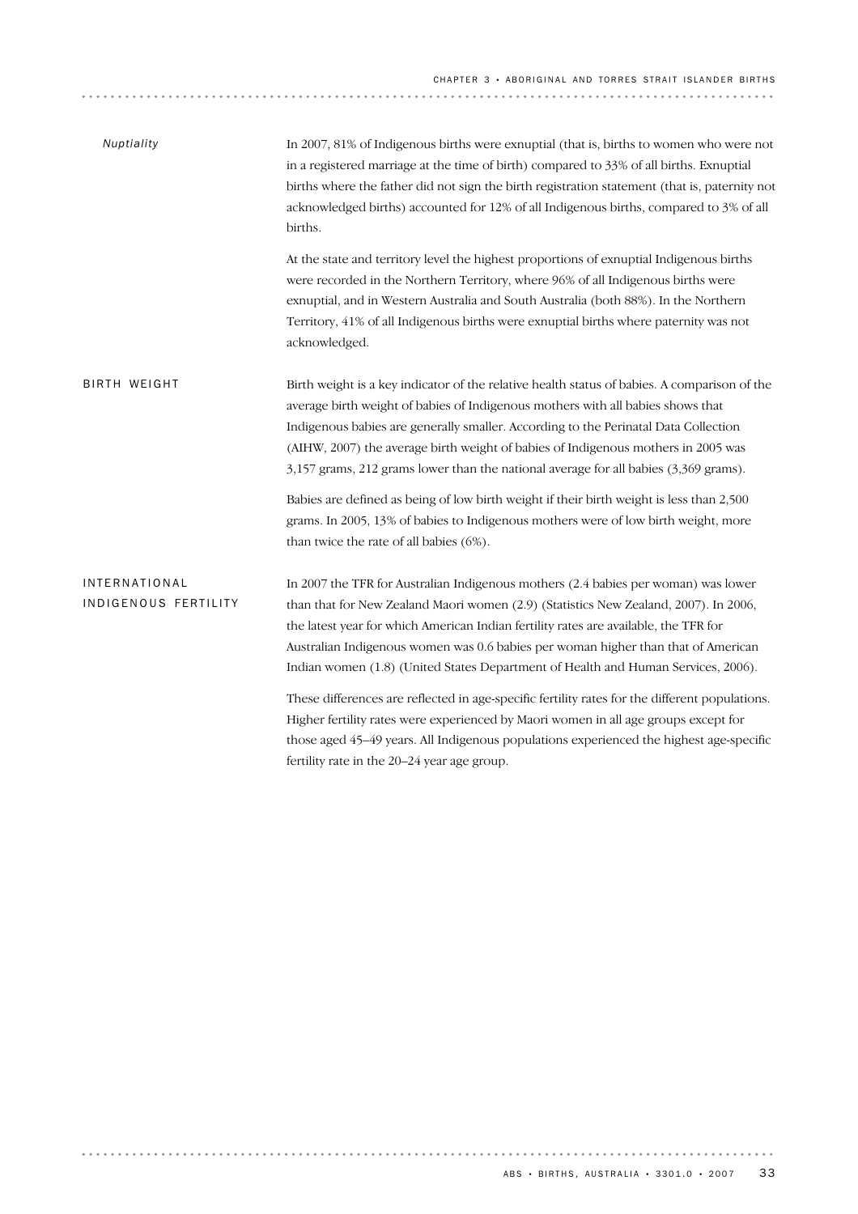*Nuptiality*

In 2007, 81% of Indigenous births were exnuptial (that is, births to women who were not in a registered marriage at the time of birth) compared to 33% of all births. Exnuptial births where the father did not sign the birth registration statement (that is, paternity not acknowledged births) accounted for 12% of all Indigenous births, compared to 3% of all births.

At the state and territory level the highest proportions of exnuptial Indigenous births were recorded in the Northern Territory, where 96% of all Indigenous births were exnuptial, and in Western Australia and South Australia (both 88%). In the Northern Territory, 41% of all Indigenous births were exnuptial births where paternity was not acknowledged.

## BIRTH WEIGHT

Birth weight is a key indicator of the relative health status of babies. A comparison of the average birth weight of babies of Indigenous mothers with all babies shows that Indigenous babies are generally smaller. According to the Perinatal Data Collection (AIHW, 2007) the average birth weight of babies of Indigenous mothers in 2005 was 3,157 grams, 212 grams lower than the national average for all babies (3,369 grams).

Babies are defined as being of low birth weight if their birth weight is less than 2,500 grams. In 2005, 13% of babies to Indigenous mothers were of low birth weight, more than twice the rate of all babies (6%).

## INTERNATIONAL INDIGENOUS FERTILITY

In 2007 the TFR for Australian Indigenous mothers (2.4 babies per woman) was lower than that for New Zealand Maori women (2.9) (Statistics New Zealand, 2007). In 2006, the latest year for which American Indian fertility rates are available, the TFR for Australian Indigenous women was 0.6 babies per woman higher than that of American Indian women (1.8) (United States Department of Health and Human Services, 2006).

These differences are reflected in age-specific fertility rates for the different populations. Higher fertility rates were experienced by Maori women in all age groups except for those aged 45–49 years. All Indigenous populations experienced the highest age-specific fertility rate in the 20–24 year age group.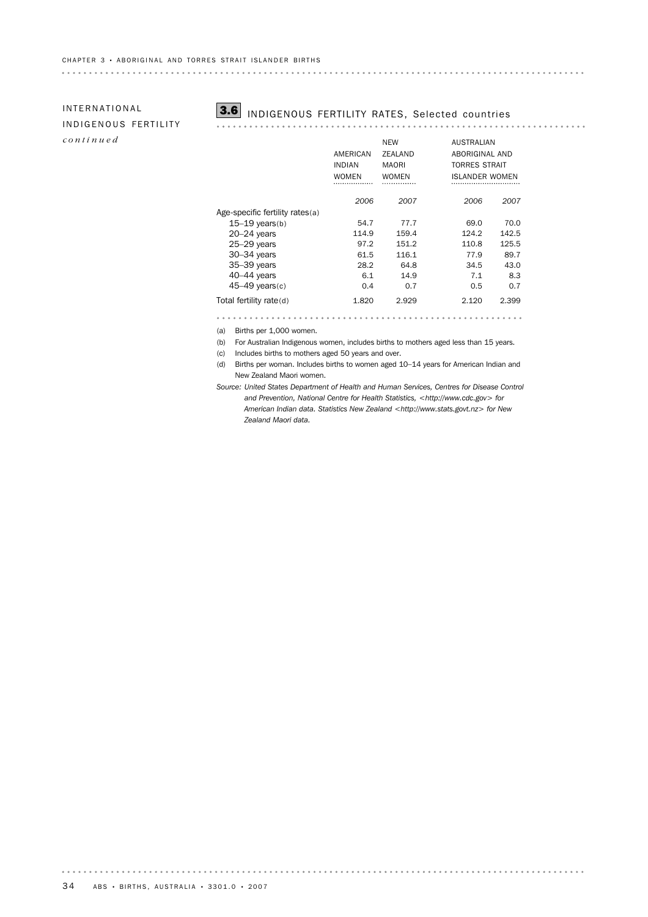## INTERNATIONAL INDIGENOUS FERTILITY *continued*

### 3.6 INDIGENOUS FERTILITY RATES, Selected countries

| | AMERICAN INDIAN WOMEN | NEW ZEALAND MAORI WOMEN | AUSTRALIAN ABORIGINAL AND TORRES STRAIT ISLANDER WOMEN | |
|---|---|---|---|---|
| | *2006* | *2007* | *2006* | *2007* |
| Age-specific fertility rates(a) | | | | |
| 15–19 years(b) | 54.7 | 77.7 | 69.0 | 70.0 |
| 20–24 years | 114.9 | 159.4 | 124.2 | 142.5 |
| 25–29 years | 97.2 | 151.2 | 110.8 | 125.5 |
| 30–34 years | 61.5 | 116.1 | 77.9 | 89.7 |
| 35–39 years | 28.2 | 64.8 | 34.5 | 43.0 |
| 40–44 years | 6.1 | 14.9 | 7.1 | 8.3 |
| 45–49 years(c) | 0.4 | 0.7 | 0.5 | 0.7 |
| Total fertility rate(d) | 1.820 | 2.929 | 2.120 | 2.399 |

(a) Births per 1,000 women.

(b) For Australian Indigenous women, includes births to mothers aged less than 15 years.

(c) Includes births to mothers aged 50 years and over.

(d) Births per woman. Includes births to women aged 10–14 years for American Indian and New Zealand Maori women.

*Source: United States Department of Health and Human Services, Centres for Disease Control and Prevention, National Centre for Health Statistics, <http://www.cdc.gov> for American Indian data. Statistics New Zealand <http://www.stats.govt.nz> for New Zealand Maori data.*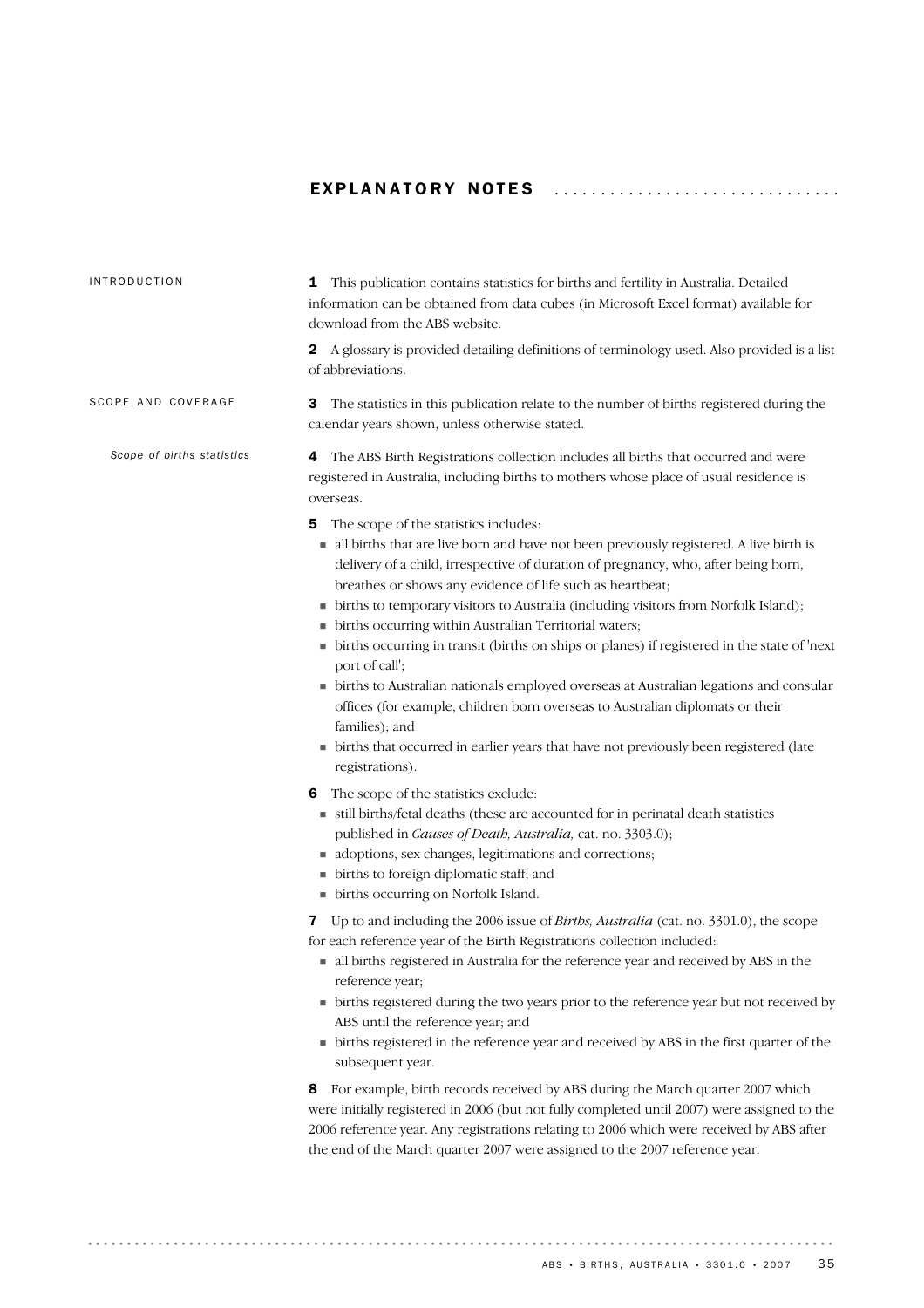# EXPLANATORY NOTES

## INTRODUCTION

**1** This publication contains statistics for births and fertility in Australia. Detailed information can be obtained from data cubes (in Microsoft Excel format) available for download from the ABS website.

**2** A glossary is provided detailing definitions of terminology used. Also provided is a list of abbreviations.

## SCOPE AND COVERAGE

**3** The statistics in this publication relate to the number of births registered during the calendar years shown, unless otherwise stated.

### *Scope of births statistics*

**4** The ABS Birth Registrations collection includes all births that occurred and were registered in Australia, including births to mothers whose place of usual residence is overseas.

**5** The scope of the statistics includes:

- all births that are live born and have not been previously registered. A live birth is delivery of a child, irrespective of duration of pregnancy, who, after being born, breathes or shows any evidence of life such as heartbeat;
- births to temporary visitors to Australia (including visitors from Norfolk Island);
- births occurring within Australian Territorial waters;
- births occurring in transit (births on ships or planes) if registered in the state of 'next port of call';
- births to Australian nationals employed overseas at Australian legations and consular offices (for example, children born overseas to Australian diplomats or their families); and
- births that occurred in earlier years that have not previously been registered (late registrations).

**6** The scope of the statistics exclude:

- still births/fetal deaths (these are accounted for in perinatal death statistics published in *Causes of Death, Australia,* cat. no. 3303.0);
- adoptions, sex changes, legitimations and corrections;
- births to foreign diplomatic staff; and
- births occurring on Norfolk Island.

**7** Up to and including the 2006 issue of *Births, Australia* (cat. no. 3301.0), the scope for each reference year of the Birth Registrations collection included:

- all births registered in Australia for the reference year and received by ABS in the reference year;
- births registered during the two years prior to the reference year but not received by ABS until the reference year; and
- births registered in the reference year and received by ABS in the first quarter of the subsequent year.

**8** For example, birth records received by ABS during the March quarter 2007 which were initially registered in 2006 (but not fully completed until 2007) were assigned to the 2006 reference year. Any registrations relating to 2006 which were received by ABS after the end of the March quarter 2007 were assigned to the 2007 reference year.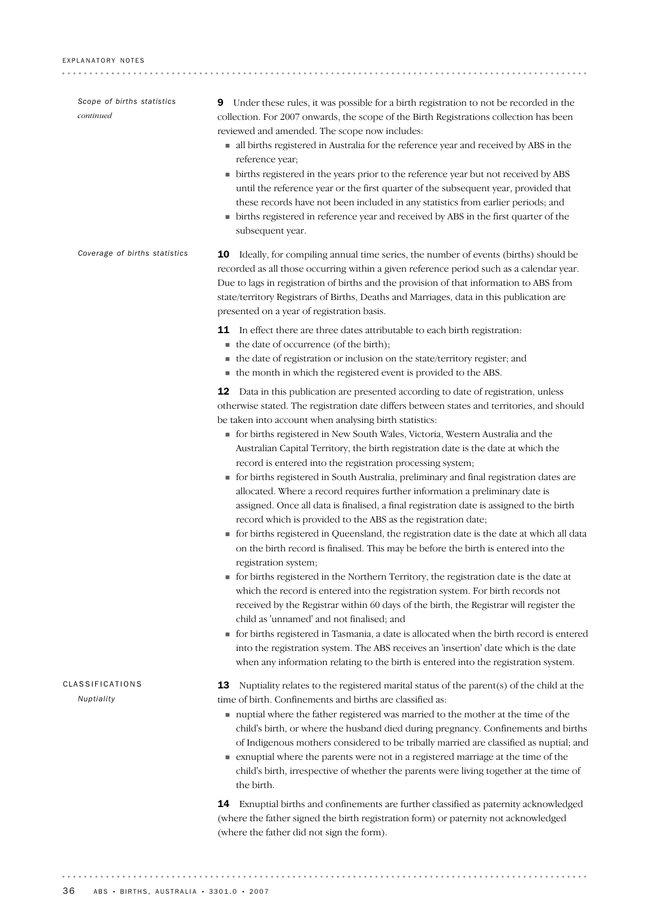#### *Scope of births statistics continued*

**9** Under these rules, it was possible for a birth registration to not be recorded in the collection. For 2007 onwards, the scope of the Birth Registrations collection has been reviewed and amended. The scope now includes:

- all births registered in Australia for the reference year and received by ABS in the reference year;
- births registered in the years prior to the reference year but not received by ABS until the reference year or the first quarter of the subsequent year, provided that these records have not been included in any statistics from earlier periods; and
- births registered in reference year and received by ABS in the first quarter of the subsequent year.

#### *Coverage of births statistics*

**10** Ideally, for compiling annual time series, the number of events (births) should be recorded as all those occurring within a given reference period such as a calendar year. Due to lags in registration of births and the provision of that information to ABS from state/territory Registrars of Births, Deaths and Marriages, data in this publication are presented on a year of registration basis.

**11** In effect there are three dates attributable to each birth registration:

- the date of occurrence (of the birth);
- the date of registration or inclusion on the state/territory register; and
- the month in which the registered event is provided to the ABS.

**12** Data in this publication are presented according to date of registration, unless otherwise stated. The registration date differs between states and territories, and should be taken into account when analysing birth statistics:

- for births registered in New South Wales, Victoria, Western Australia and the Australian Capital Territory, the birth registration date is the date at which the record is entered into the registration processing system;
- for births registered in South Australia, preliminary and final registration dates are allocated. Where a record requires further information a preliminary date is assigned. Once all data is finalised, a final registration date is assigned to the birth record which is provided to the ABS as the registration date;
- for births registered in Queensland, the registration date is the date at which all data on the birth record is finalised. This may be before the birth is entered into the registration system;
- for births registered in the Northern Territory, the registration date is the date at which the record is entered into the registration system. For birth records not received by the Registrar within 60 days of the birth, the Registrar will register the child as 'unnamed' and not finalised; and
- for births registered in Tasmania, a date is allocated when the birth record is entered into the registration system. The ABS receives an 'insertion' date which is the date when any information relating to the birth is entered into the registration system.

## CLASSIFICATIONS

#### *Nuptiality*

**13** Nuptiality relates to the registered marital status of the parent(s) of the child at the time of birth. Confinements and births are classified as:

- nuptial where the father registered was married to the mother at the time of the child's birth, or where the husband died during pregnancy. Confinements and births of Indigenous mothers considered to be tribally married are classified as nuptial; and
- exnuptial where the parents were not in a registered marriage at the time of the child's birth, irrespective of whether the parents were living together at the time of the birth.

**14** Exnuptial births and confinements are further classified as paternity acknowledged (where the father signed the birth registration form) or paternity not acknowledged (where the father did not sign the form).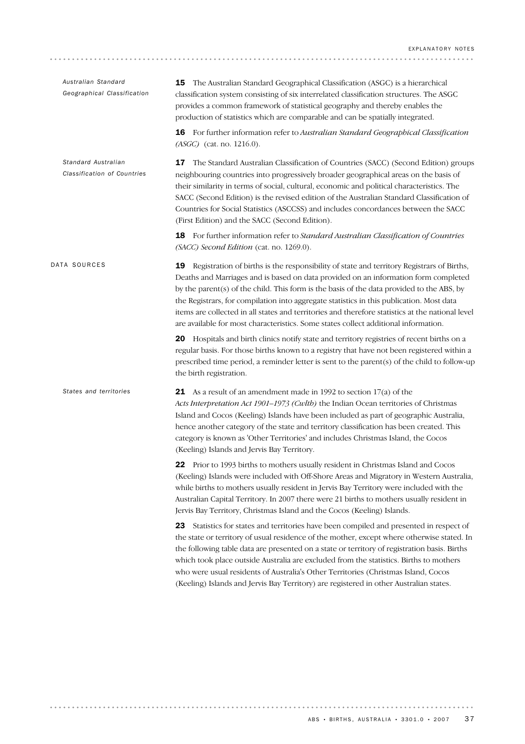### Australian Standard Geographical Classification

**15** The Australian Standard Geographical Classification (ASGC) is a hierarchical classification system consisting of six interrelated classification structures. The ASGC provides a common framework of statistical geography and thereby enables the production of statistics which are comparable and can be spatially integrated.

**16** For further information refer to *Australian Standard Geographical Classification (ASGC)* (cat. no. 1216.0).

### Standard Australian Classification of Countries

**17** The Standard Australian Classification of Countries (SACC) (Second Edition) groups neighbouring countries into progressively broader geographical areas on the basis of their similarity in terms of social, cultural, economic and political characteristics. The SACC (Second Edition) is the revised edition of the Australian Standard Classification of Countries for Social Statistics (ASCCSS) and includes concordances between the SACC (First Edition) and the SACC (Second Edition).

**18** For further information refer to *Standard Australian Classification of Countries (SACC) Second Edition* (cat. no. 1269.0).

## DATA SOURCES

**19** Registration of births is the responsibility of state and territory Registrars of Births, Deaths and Marriages and is based on data provided on an information form completed by the parent(s) of the child. This form is the basis of the data provided to the ABS, by the Registrars, for compilation into aggregate statistics in this publication. Most data items are collected in all states and territories and therefore statistics at the national level are available for most characteristics. Some states collect additional information.

**20** Hospitals and birth clinics notify state and territory registries of recent births on a regular basis. For those births known to a registry that have not been registered within a prescribed time period, a reminder letter is sent to the parent(s) of the child to follow-up the birth registration.

### States and territories

**21** As a result of an amendment made in 1992 to section 17(a) of the *Acts Interpretation Act 1901–1973 (Cwlth)* the Indian Ocean territories of Christmas Island and Cocos (Keeling) Islands have been included as part of geographic Australia, hence another category of the state and territory classification has been created. This category is known as 'Other Territories' and includes Christmas Island, the Cocos (Keeling) Islands and Jervis Bay Territory.

**22** Prior to 1993 births to mothers usually resident in Christmas Island and Cocos (Keeling) Islands were included with Off-Shore Areas and Migratory in Western Australia, while births to mothers usually resident in Jervis Bay Territory were included with the Australian Capital Territory. In 2007 there were 21 births to mothers usually resident in Jervis Bay Territory, Christmas Island and the Cocos (Keeling) Islands.

**23** Statistics for states and territories have been compiled and presented in respect of the state or territory of usual residence of the mother, except where otherwise stated. In the following table data are presented on a state or territory of registration basis. Births which took place outside Australia are excluded from the statistics. Births to mothers who were usual residents of Australia's Other Territories (Christmas Island, Cocos (Keeling) Islands and Jervis Bay Territory) are registered in other Australian states.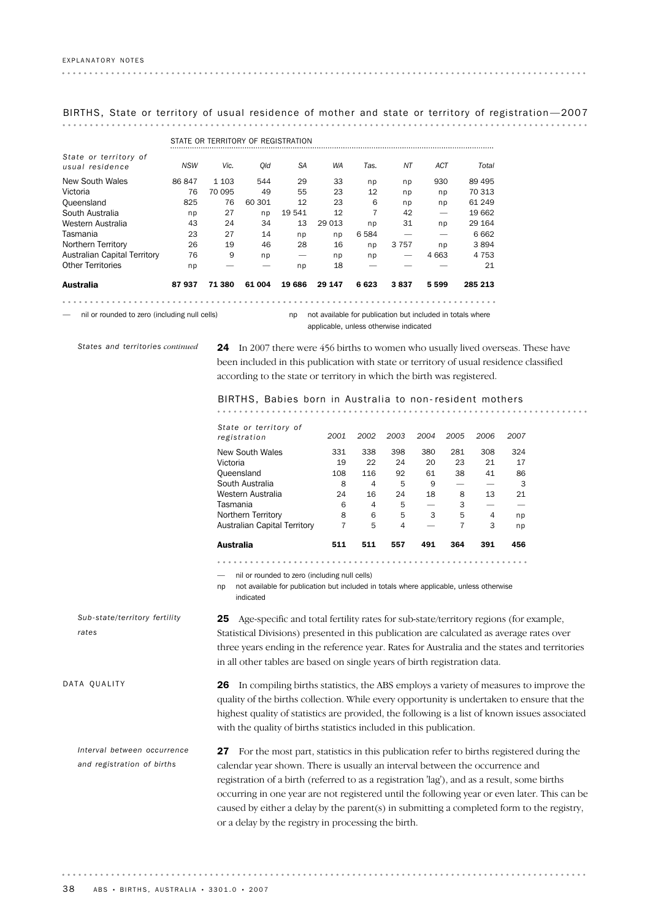EXPLANATORY NOTES

BIRTHS, State or territory of usual residence of mother and state or territory of registration—2007

| State or territory of usual residence | STATE OR TERRITORY OF REGISTRATION NSW | Vic. | Qld | SA | WA | Tas. | NT | ACT | Total |
|---|---|---|---|---|---|---|---|---|---|
| New South Wales | 86 847 | 1 103 | 544 | 29 | 33 | np | np | 930 | 89 495 |
| Victoria | 76 | 70 095 | 49 | 55 | 23 | 12 | np | np | 70 313 |
| Queensland | 825 | 76 | 60 301 | 12 | 23 | 6 | np | np | 61 249 |
| South Australia | np | 27 | np | 19 541 | 12 | 7 | 42 | — | 19 662 |
| Western Australia | 43 | 24 | 34 | 13 | 29 013 | np | 31 | np | 29 164 |
| Tasmania | 23 | 27 | 14 | np | np | 6 584 | — | — | 6 662 |
| Northern Territory | 26 | 19 | 46 | 28 | 16 | np | 3 757 | np | 3 894 |
| Australian Capital Territory | 76 | 9 | np | — | np | np | — | 4 663 | 4 753 |
| Other Territories | np | — | — | np | 18 | — | — | — | 21 |
| **Australia** | **87 937** | **71 380** | **61 004** | **19 686** | **29 147** | **6 623** | **3 837** | **5 599** | **285 213** |

— nil or rounded to zero (including null cells)

np not available for publication but included in totals where applicable, unless otherwise indicated

*States and territories continued*

**24** In 2007 there were 456 births to women who usually lived overseas. These have been included in this publication with state or territory of usual residence classified according to the state or territory in which the birth was registered.

BIRTHS, Babies born in Australia to non-resident mothers

| State or territory of registration | 2001 | 2002 | 2003 | 2004 | 2005 | 2006 | 2007 |
|---|---|---|---|---|---|---|---|
| New South Wales | 331 | 338 | 398 | 380 | 281 | 308 | 324 |
| Victoria | 19 | 22 | 24 | 20 | 23 | 21 | 17 |
| Queensland | 108 | 116 | 92 | 61 | 38 | 41 | 86 |
| South Australia | 8 | 4 | 5 | 9 | — | — | 3 |
| Western Australia | 24 | 16 | 24 | 18 | 8 | 13 | 21 |
| Tasmania | 6 | 4 | 5 | — | 3 | — | — |
| Northern Territory | 8 | 6 | 5 | 3 | 5 | 4 | np |
| Australian Capital Territory | 7 | 5 | 4 | — | 7 | 3 | np |
| **Australia** | **511** | **511** | **557** | **491** | **364** | **391** | **456** |

— nil or rounded to zero (including null cells)

np not available for publication but included in totals where applicable, unless otherwise indicated

*Sub-state/territory fertility rates*

**25** Age-specific and total fertility rates for sub-state/territory regions (for example, Statistical Divisions) presented in this publication are calculated as average rates over three years ending in the reference year. Rates for Australia and the states and territories in all other tables are based on single years of birth registration data.

DATA QUALITY

**26** In compiling births statistics, the ABS employs a variety of measures to improve the quality of the births collection. While every opportunity is undertaken to ensure that the highest quality of statistics are provided, the following is a list of known issues associated with the quality of births statistics included in this publication.

*Interval between occurrence and registration of births*

**27** For the most part, statistics in this publication refer to births registered during the calendar year shown. There is usually an interval between the occurrence and registration of a birth (referred to as a registration 'lag'), and as a result, some births occurring in one year are not registered until the following year or even later. This can be caused by either a delay by the parent(s) in submitting a completed form to the registry, or a delay by the registry in processing the birth.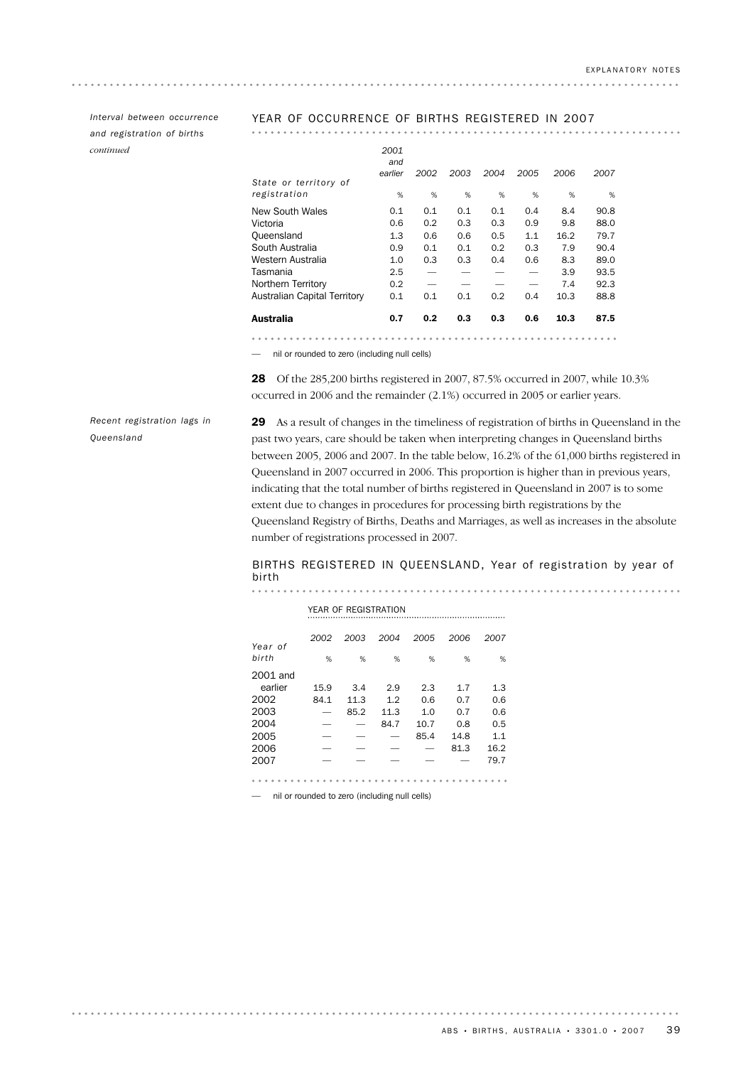*Interval between occurrence and registration of births continued*

YEAR OF OCCURRENCE OF BIRTHS REGISTERED IN 2007

| State or territory of registration | 2001 and earlier | 2002 | 2003 | 2004 | 2005 | 2006 | 2007 |
|---|---|---|---|---|---|---|---|
| | % | % | % | % | % | % | % |
| New South Wales | 0.1 | 0.1 | 0.1 | 0.1 | 0.4 | 8.4 | 90.8 |
| Victoria | 0.6 | 0.2 | 0.3 | 0.3 | 0.9 | 9.8 | 88.0 |
| Queensland | 1.3 | 0.6 | 0.6 | 0.5 | 1.1 | 16.2 | 79.7 |
| South Australia | 0.9 | 0.1 | 0.1 | 0.2 | 0.3 | 7.9 | 90.4 |
| Western Australia | 1.0 | 0.3 | 0.3 | 0.4 | 0.6 | 8.3 | 89.0 |
| Tasmania | 2.5 | — | — | — | — | 3.9 | 93.5 |
| Northern Territory | 0.2 | — | — | — | — | 7.4 | 92.3 |
| Australian Capital Territory | 0.1 | 0.1 | 0.1 | 0.2 | 0.4 | 10.3 | 88.8 |
| **Australia** | **0.7** | **0.2** | **0.3** | **0.3** | **0.6** | **10.3** | **87.5** |

— nil or rounded to zero (including null cells)

**28** Of the 285,200 births registered in 2007, 87.5% occurred in 2007, while 10.3% occurred in 2006 and the remainder (2.1%) occurred in 2005 or earlier years.

*Recent registration lags in Queensland*

**29** As a result of changes in the timeliness of registration of births in Queensland in the past two years, care should be taken when interpreting changes in Queensland births between 2005, 2006 and 2007. In the table below, 16.2% of the 61,000 births registered in Queensland in 2007 occurred in 2006. This proportion is higher than in previous years, indicating that the total number of births registered in Queensland in 2007 is to some extent due to changes in procedures for processing birth registrations by the Queensland Registry of Births, Deaths and Marriages, as well as increases in the absolute number of registrations processed in 2007.

BIRTHS REGISTERED IN QUEENSLAND, Year of registration by year of birth

| Year of birth | YEAR OF REGISTRATION | | | | | |
|---|---|---|---|---|---|---|
| | 2002 | 2003 | 2004 | 2005 | 2006 | 2007 |
| | % | % | % | % | % | % |
| 2001 and earlier | 15.9 | 3.4 | 2.9 | 2.3 | 1.7 | 1.3 |
| 2002 | 84.1 | 11.3 | 1.2 | 0.6 | 0.7 | 0.6 |
| 2003 | — | 85.2 | 11.3 | 1.0 | 0.7 | 0.6 |
| 2004 | — | — | 84.7 | 10.7 | 0.8 | 0.5 |
| 2005 | — | — | — | 85.4 | 14.8 | 1.1 |
| 2006 | — | — | — | — | 81.3 | 16.2 |
| 2007 | — | — | — | — | — | 79.7 |

— nil or rounded to zero (including null cells)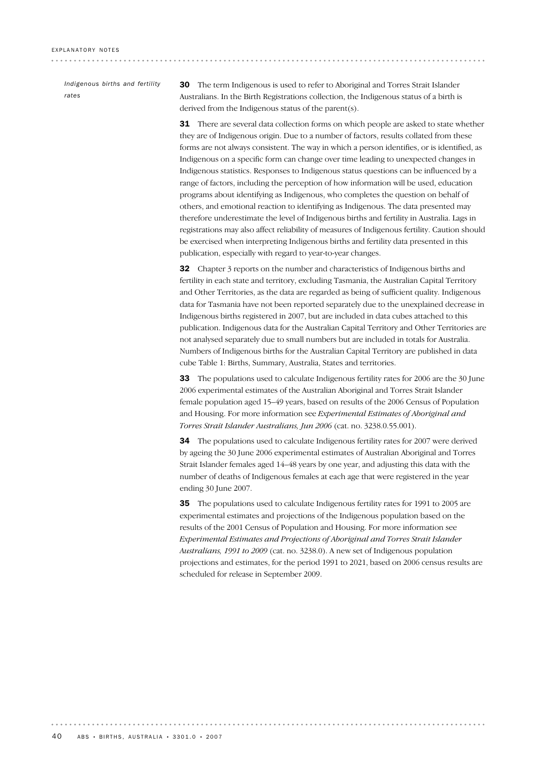### Indigenous births and fertility rates

**30** The term Indigenous is used to refer to Aboriginal and Torres Strait Islander Australians. In the Birth Registrations collection, the Indigenous status of a birth is derived from the Indigenous status of the parent(s).

**31** There are several data collection forms on which people are asked to state whether they are of Indigenous origin. Due to a number of factors, results collated from these forms are not always consistent. The way in which a person identifies, or is identified, as Indigenous on a specific form can change over time leading to unexpected changes in Indigenous statistics. Responses to Indigenous status questions can be influenced by a range of factors, including the perception of how information will be used, education programs about identifying as Indigenous, who completes the question on behalf of others, and emotional reaction to identifying as Indigenous. The data presented may therefore underestimate the level of Indigenous births and fertility in Australia. Lags in registrations may also affect reliability of measures of Indigenous fertility. Caution should be exercised when interpreting Indigenous births and fertility data presented in this publication, especially with regard to year-to-year changes.

**32** Chapter 3 reports on the number and characteristics of Indigenous births and fertility in each state and territory, excluding Tasmania, the Australian Capital Territory and Other Territories, as the data are regarded as being of sufficient quality. Indigenous data for Tasmania have not been reported separately due to the unexplained decrease in Indigenous births registered in 2007, but are included in data cubes attached to this publication. Indigenous data for the Australian Capital Territory and Other Territories are not analysed separately due to small numbers but are included in totals for Australia. Numbers of Indigenous births for the Australian Capital Territory are published in data cube Table 1: Births, Summary, Australia, States and territories.

**33** The populations used to calculate Indigenous fertility rates for 2006 are the 30 June 2006 experimental estimates of the Australian Aboriginal and Torres Strait Islander female population aged 15–49 years, based on results of the 2006 Census of Population and Housing. For more information see *Experimental Estimates of Aboriginal and Torres Strait Islander Australians, Jun 2006* (cat. no. 3238.0.55.001).

**34** The populations used to calculate Indigenous fertility rates for 2007 were derived by ageing the 30 June 2006 experimental estimates of Australian Aboriginal and Torres Strait Islander females aged 14–48 years by one year, and adjusting this data with the number of deaths of Indigenous females at each age that were registered in the year ending 30 June 2007.

**35** The populations used to calculate Indigenous fertility rates for 1991 to 2005 are experimental estimates and projections of the Indigenous population based on the results of the 2001 Census of Population and Housing. For more information see *Experimental Estimates and Projections of Aboriginal and Torres Strait Islander Australians, 1991 to 2009* (cat. no. 3238.0). A new set of Indigenous population projections and estimates, for the period 1991 to 2021, based on 2006 census results are scheduled for release in September 2009.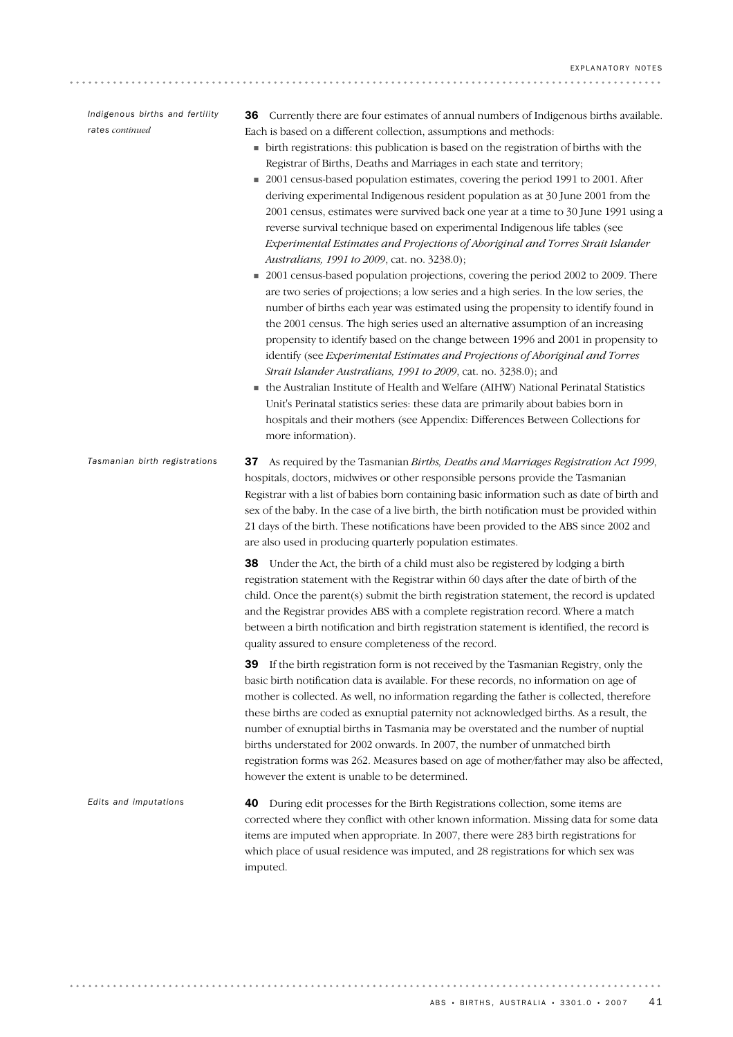### Indigenous births and fertility rates *continued*

**36** Currently there are four estimates of annual numbers of Indigenous births available. Each is based on a different collection, assumptions and methods:

- birth registrations: this publication is based on the registration of births with the Registrar of Births, Deaths and Marriages in each state and territory;
- 2001 census-based population estimates, covering the period 1991 to 2001. After deriving experimental Indigenous resident population as at 30 June 2001 from the 2001 census, estimates were survived back one year at a time to 30 June 1991 using a reverse survival technique based on experimental Indigenous life tables (see *Experimental Estimates and Projections of Aboriginal and Torres Strait Islander Australians, 1991 to 2009*, cat. no. 3238.0);
- 2001 census-based population projections, covering the period 2002 to 2009. There are two series of projections; a low series and a high series. In the low series, the number of births each year was estimated using the propensity to identify found in the 2001 census. The high series used an alternative assumption of an increasing propensity to identify based on the change between 1996 and 2001 in propensity to identify (see *Experimental Estimates and Projections of Aboriginal and Torres Strait Islander Australians, 1991 to 2009*, cat. no. 3238.0); and
- the Australian Institute of Health and Welfare (AIHW) National Perinatal Statistics Unit's Perinatal statistics series: these data are primarily about babies born in hospitals and their mothers (see Appendix: Differences Between Collections for more information).

### Tasmanian birth registrations

**37** As required by the Tasmanian *Births, Deaths and Marriages Registration Act 1999*, hospitals, doctors, midwives or other responsible persons provide the Tasmanian Registrar with a list of babies born containing basic information such as date of birth and sex of the baby. In the case of a live birth, the birth notification must be provided within 21 days of the birth. These notifications have been provided to the ABS since 2002 and are also used in producing quarterly population estimates.

**38** Under the Act, the birth of a child must also be registered by lodging a birth registration statement with the Registrar within 60 days after the date of birth of the child. Once the parent(s) submit the birth registration statement, the record is updated and the Registrar provides ABS with a complete registration record. Where a match between a birth notification and birth registration statement is identified, the record is quality assured to ensure completeness of the record.

**39** If the birth registration form is not received by the Tasmanian Registry, only the basic birth notification data is available. For these records, no information on age of mother is collected. As well, no information regarding the father is collected, therefore these births are coded as exnuptial paternity not acknowledged births. As a result, the number of exnuptial births in Tasmania may be overstated and the number of nuptial births understated for 2002 onwards. In 2007, the number of unmatched birth registration forms was 262. Measures based on age of mother/father may also be affected, however the extent is unable to be determined.

### Edits and imputations

**40** During edit processes for the Birth Registrations collection, some items are corrected where they conflict with other known information. Missing data for some data items are imputed when appropriate. In 2007, there were 283 birth registrations for which place of usual residence was imputed, and 28 registrations for which sex was imputed.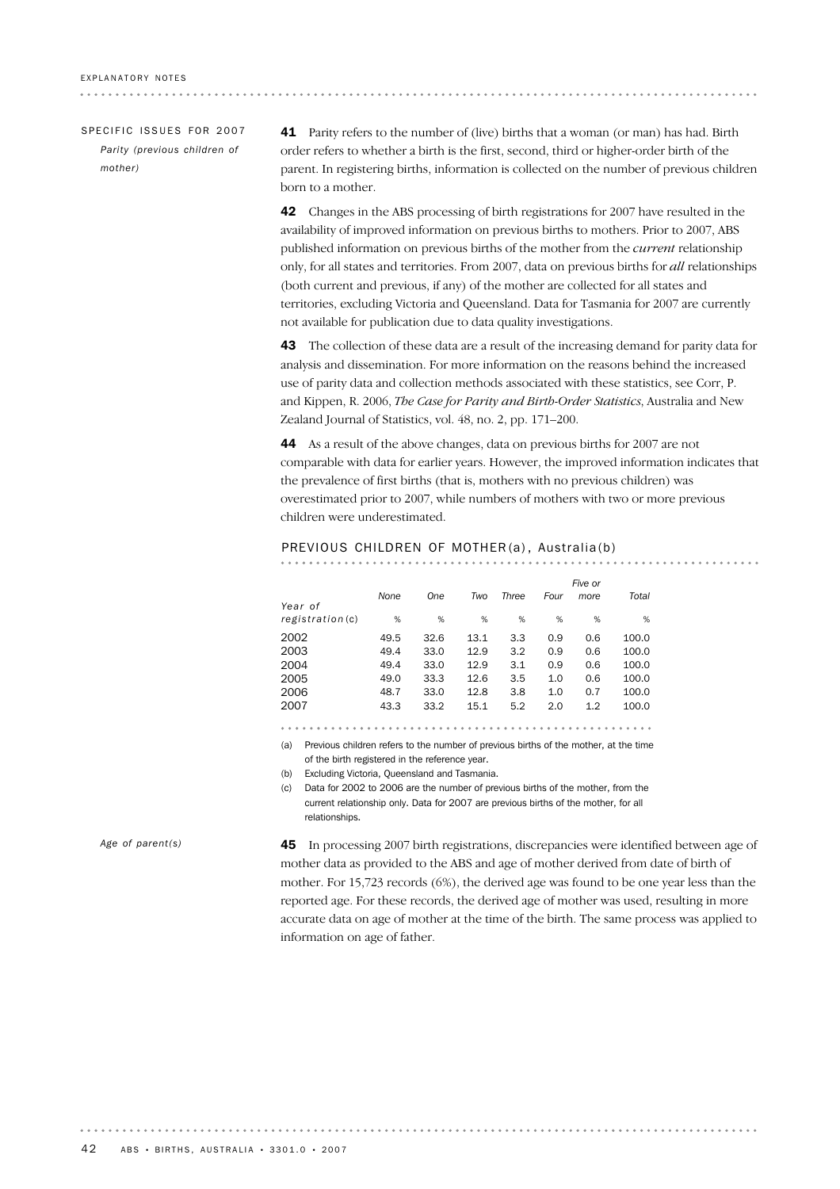## SPECIFIC ISSUES FOR 2007

### *Parity (previous children of mother)*

**41** Parity refers to the number of (live) births that a woman (or man) has had. Birth order refers to whether a birth is the first, second, third or higher-order birth of the parent. In registering births, information is collected on the number of previous children born to a mother.

**42** Changes in the ABS processing of birth registrations for 2007 have resulted in the availability of improved information on previous births to mothers. Prior to 2007, ABS published information on previous births of the mother from the *current* relationship only, for all states and territories. From 2007, data on previous births for ***all*** relationships (both current and previous, if any) of the mother are collected for all states and territories, excluding Victoria and Queensland. Data for Tasmania for 2007 are currently not available for publication due to data quality investigations.

**43** The collection of these data are a result of the increasing demand for parity data for analysis and dissemination. For more information on the reasons behind the increased use of parity data and collection methods associated with these statistics, see Corr, P. and Kippen, R. 2006, *The Case for Parity and Birth-Order Statistics*, Australia and New Zealand Journal of Statistics, vol. 48, no. 2, pp. 171–200.

**44** As a result of the above changes, data on previous births for 2007 are not comparable with data for earlier years. However, the improved information indicates that the prevalence of first births (that is, mothers with no previous children) was overestimated prior to 2007, while numbers of mothers with two or more previous children were underestimated.

PREVIOUS CHILDREN OF MOTHER(a), Australia(b)

| Year of registration(c) | None | One | Two | Three | Four | Five or more | Total |
|---|---|---|---|---|---|---|---|
| | % | % | % | % | % | % | % |
| 2002 | 49.5 | 32.6 | 13.1 | 3.3 | 0.9 | 0.6 | 100.0 |
| 2003 | 49.4 | 33.0 | 12.9 | 3.2 | 0.9 | 0.6 | 100.0 |
| 2004 | 49.4 | 33.0 | 12.9 | 3.1 | 0.9 | 0.6 | 100.0 |
| 2005 | 49.0 | 33.3 | 12.6 | 3.5 | 1.0 | 0.6 | 100.0 |
| 2006 | 48.7 | 33.0 | 12.8 | 3.8 | 1.0 | 0.7 | 100.0 |
| 2007 | 43.3 | 33.2 | 15.1 | 5.2 | 2.0 | 1.2 | 100.0 |

(a) Previous children refers to the number of previous births of the mother, at the time of the birth registered in the reference year.

(b) Excluding Victoria, Queensland and Tasmania.

(c) Data for 2002 to 2006 are the number of previous births of the mother, from the current relationship only. Data for 2007 are previous births of the mother, for all relationships.

### *Age of parent(s)*

**45** In processing 2007 birth registrations, discrepancies were identified between age of mother data as provided to the ABS and age of mother derived from date of birth of mother. For 15,723 records (6%), the derived age was found to be one year less than the reported age. For these records, the derived age of mother was used, resulting in more accurate data on age of mother at the time of the birth. The same process was applied to information on age of father.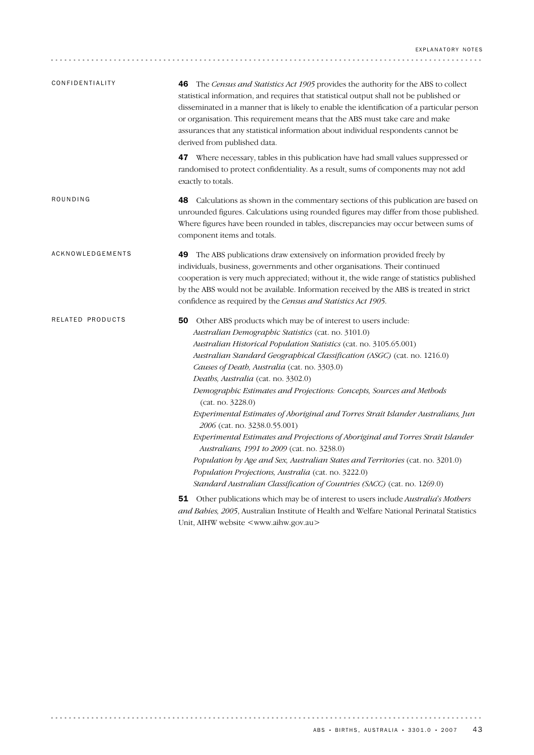## CONFIDENTIALITY

**46** The *Census and Statistics Act 1905* provides the authority for the ABS to collect statistical information, and requires that statistical output shall not be published or disseminated in a manner that is likely to enable the identification of a particular person or organisation. This requirement means that the ABS must take care and make assurances that any statistical information about individual respondents cannot be derived from published data.

**47** Where necessary, tables in this publication have had small values suppressed or randomised to protect confidentiality. As a result, sums of components may not add exactly to totals.

## ROUNDING

**48** Calculations as shown in the commentary sections of this publication are based on unrounded figures. Calculations using rounded figures may differ from those published. Where figures have been rounded in tables, discrepancies may occur between sums of component items and totals.

## ACKNOWLEDGEMENTS

**49** The ABS publications draw extensively on information provided freely by individuals, business, governments and other organisations. Their continued cooperation is very much appreciated; without it, the wide range of statistics published by the ABS would not be available. Information received by the ABS is treated in strict confidence as required by the *Census and Statistics Act 1905*.

## RELATED PRODUCTS

**50** Other ABS products which may be of interest to users include:

- *Australian Demographic Statistics* (cat. no. 3101.0)
- *Australian Historical Population Statistics* (cat. no. 3105.65.001)
- *Australian Standard Geographical Classification (ASGC)* (cat. no. 1216.0)
- *Causes of Death, Australia* (cat. no. 3303.0)
- *Deaths, Australia* (cat. no. 3302.0)
- *Demographic Estimates and Projections: Concepts, Sources and Methods* (cat. no. 3228.0)
- *Experimental Estimates of Aboriginal and Torres Strait Islander Australians, Jun 2006* (cat. no. 3238.0.55.001)
- *Experimental Estimates and Projections of Aboriginal and Torres Strait Islander Australians, 1991 to 2009* (cat. no. 3238.0)
- *Population by Age and Sex, Australian States and Territories* (cat. no. 3201.0)
- *Population Projections, Australia* (cat. no. 3222.0)
- *Standard Australian Classification of Countries (SACC)* (cat. no. 1269.0)

**51** Other publications which may be of interest to users include *Australia's Mothers and Babies, 2005*, Australian Institute of Health and Welfare National Perinatal Statistics Unit, AIHW website <www.aihw.gov.au>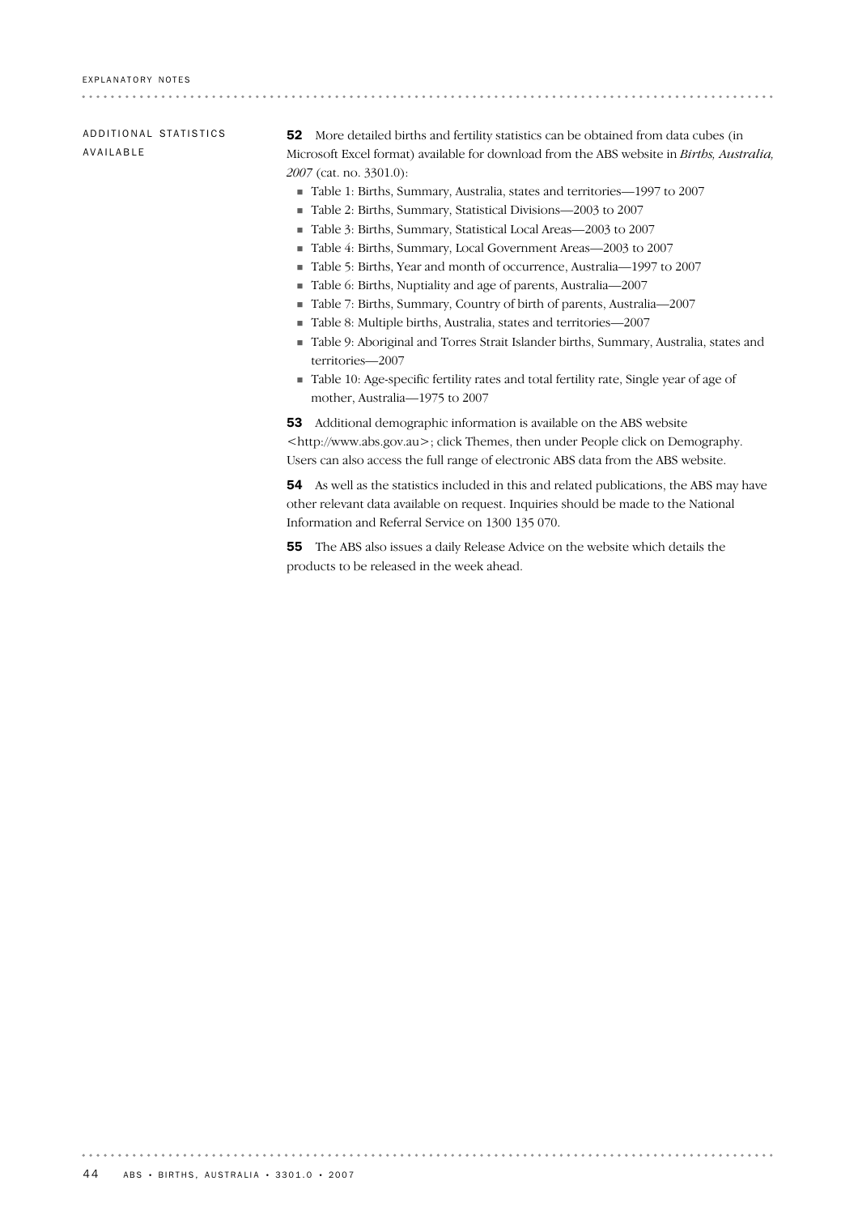## ADDITIONAL STATISTICS AVAILABLE

**52** More detailed births and fertility statistics can be obtained from data cubes (in Microsoft Excel format) available for download from the ABS website in *Births, Australia, 2007* (cat. no. 3301.0):

- Table 1: Births, Summary, Australia, states and territories—1997 to 2007
- Table 2: Births, Summary, Statistical Divisions—2003 to 2007
- Table 3: Births, Summary, Statistical Local Areas—2003 to 2007
- Table 4: Births, Summary, Local Government Areas—2003 to 2007
- Table 5: Births, Year and month of occurrence, Australia—1997 to 2007
- Table 6: Births, Nuptiality and age of parents, Australia—2007
- Table 7: Births, Summary, Country of birth of parents, Australia—2007
- Table 8: Multiple births, Australia, states and territories—2007
- Table 9: Aboriginal and Torres Strait Islander births, Summary, Australia, states and territories—2007
- Table 10: Age-specific fertility rates and total fertility rate, Single year of age of mother, Australia—1975 to 2007

**53** Additional demographic information is available on the ABS website <http://www.abs.gov.au>; click Themes, then under People click on Demography. Users can also access the full range of electronic ABS data from the ABS website.

**54** As well as the statistics included in this and related publications, the ABS may have other relevant data available on request. Inquiries should be made to the National Information and Referral Service on 1300 135 070.

**55** The ABS also issues a daily Release Advice on the website which details the products to be released in the week ahead.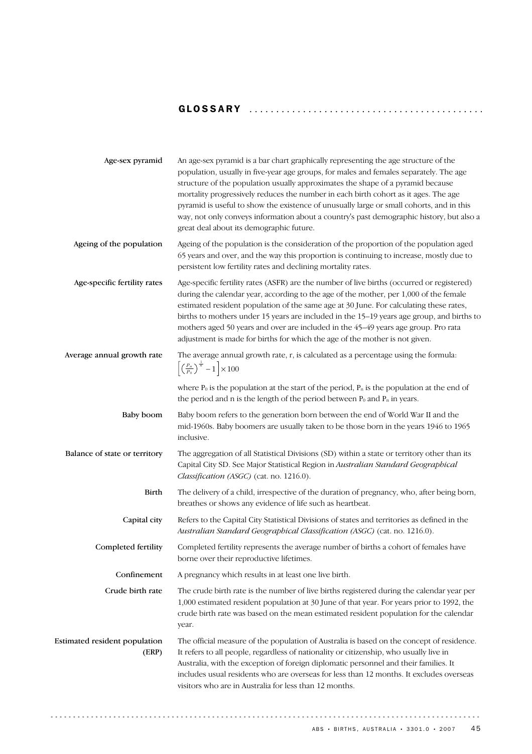# GLOSSARY

**Age-sex pyramid**

An age-sex pyramid is a bar chart graphically representing the age structure of the population, usually in five-year age groups, for males and females separately. The age structure of the population usually approximates the shape of a pyramid because mortality progressively reduces the number in each birth cohort as it ages. The age pyramid is useful to show the existence of unusually large or small cohorts, and in this way, not only conveys information about a country's past demographic history, but also a great deal about its demographic future.

**Ageing of the population**

Ageing of the population is the consideration of the proportion of the population aged 65 years and over, and the way this proportion is continuing to increase, mostly due to persistent low fertility rates and declining mortality rates.

**Age-specific fertility rates**

Age-specific fertility rates (ASFR) are the number of live births (occurred or registered) during the calendar year, according to the age of the mother, per 1,000 of the female estimated resident population of the same age at 30 June. For calculating these rates, births to mothers under 15 years are included in the 15–19 years age group, and births to mothers aged 50 years and over are included in the 45–49 years age group. Pro rata adjustment is made for births for which the age of the mother is not given.

**Average annual growth rate**

The average annual growth rate, r, is calculated as a percentage using the formula:

$$\left[\left(\frac{P_n}{P_0}\right)^{\frac{1}{n}} - 1\right] \times 100$$

where $P_0$ is the population at the start of the period, $P_n$ is the population at the end of the period and n is the length of the period between $P_0$ and $P_n$ in years.

**Baby boom**

Baby boom refers to the generation born between the end of World War II and the mid-1960s. Baby boomers are usually taken to be those born in the years 1946 to 1965 inclusive.

**Balance of state or territory**

The aggregation of all Statistical Divisions (SD) within a state or territory other than its Capital City SD. See Major Statistical Region in *Australian Standard Geographical Classification (ASGC)* (cat. no. 1216.0).

**Birth**

The delivery of a child, irrespective of the duration of pregnancy, who, after being born, breathes or shows any evidence of life such as heartbeat.

**Capital city**

Refers to the Capital City Statistical Divisions of states and territories as defined in the *Australian Standard Geographical Classification (ASGC)* (cat. no. 1216.0).

**Completed fertility**

Completed fertility represents the average number of births a cohort of females have borne over their reproductive lifetimes.

**Confinement**

A pregnancy which results in at least one live birth.

**Crude birth rate**

The crude birth rate is the number of live births registered during the calendar year per 1,000 estimated resident population at 30 June of that year. For years prior to 1992, the crude birth rate was based on the mean estimated resident population for the calendar year.

**Estimated resident population (ERP)**

The official measure of the population of Australia is based on the concept of residence. It refers to all people, regardless of nationality or citizenship, who usually live in Australia, with the exception of foreign diplomatic personnel and their families. It includes usual residents who are overseas for less than 12 months. It excludes overseas visitors who are in Australia for less than 12 months.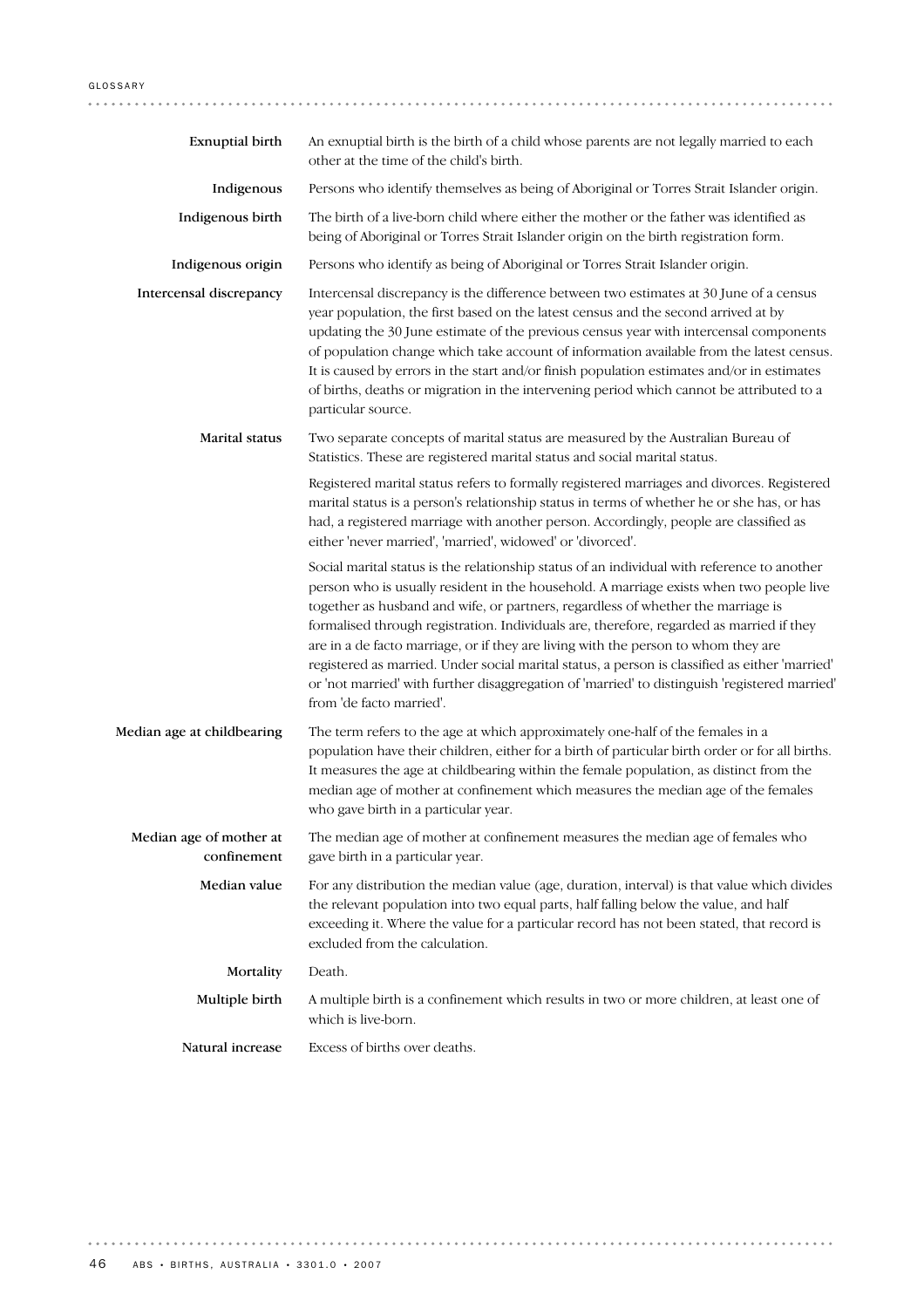**Exnuptial birth** An exnuptial birth is the birth of a child whose parents are not legally married to each other at the time of the child's birth.

**Indigenous** Persons who identify themselves as being of Aboriginal or Torres Strait Islander origin.

**Indigenous birth** The birth of a live-born child where either the mother or the father was identified as being of Aboriginal or Torres Strait Islander origin on the birth registration form.

**Indigenous origin** Persons who identify as being of Aboriginal or Torres Strait Islander origin.

**Intercensal discrepancy** Intercensal discrepancy is the difference between two estimates at 30 June of a census year population, the first based on the latest census and the second arrived at by updating the 30 June estimate of the previous census year with intercensal components of population change which take account of information available from the latest census. It is caused by errors in the start and/or finish population estimates and/or in estimates of births, deaths or migration in the intervening period which cannot be attributed to a particular source.

**Marital status** Two separate concepts of marital status are measured by the Australian Bureau of Statistics. These are registered marital status and social marital status.

Registered marital status refers to formally registered marriages and divorces. Registered marital status is a person's relationship status in terms of whether he or she has, or has had, a registered marriage with another person. Accordingly, people are classified as either 'never married', 'married', widowed' or 'divorced'.

Social marital status is the relationship status of an individual with reference to another person who is usually resident in the household. A marriage exists when two people live together as husband and wife, or partners, regardless of whether the marriage is formalised through registration. Individuals are, therefore, regarded as married if they are in a de facto marriage, or if they are living with the person to whom they are registered as married. Under social marital status, a person is classified as either 'married' or 'not married' with further disaggregation of 'married' to distinguish 'registered married' from 'de facto married'.

**Median age at childbearing** The term refers to the age at which approximately one-half of the females in a population have their children, either for a birth of particular birth order or for all births. It measures the age at childbearing within the female population, as distinct from the median age of mother at confinement which measures the median age of the females who gave birth in a particular year.

**Median age of mother at confinement** The median age of mother at confinement measures the median age of females who gave birth in a particular year.

**Median value** For any distribution the median value (age, duration, interval) is that value which divides the relevant population into two equal parts, half falling below the value, and half exceeding it. Where the value for a particular record has not been stated, that record is excluded from the calculation.

**Mortality** Death.

**Multiple birth** A multiple birth is a confinement which results in two or more children, at least one of which is live-born.

**Natural increase** Excess of births over deaths.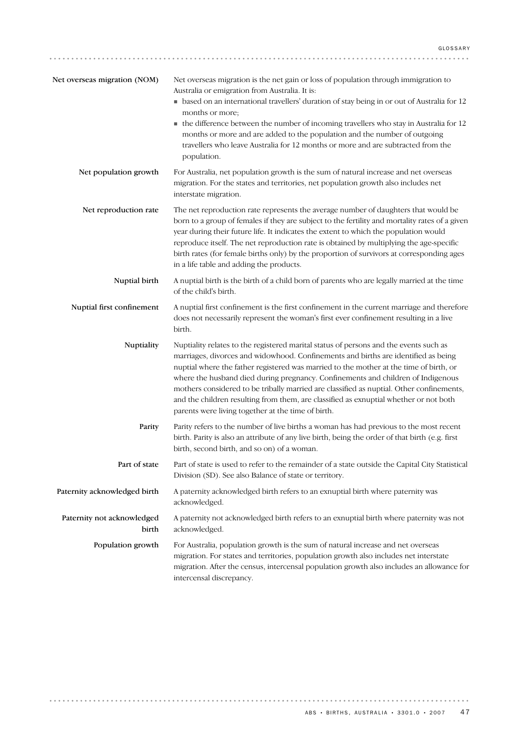**Net overseas migration (NOM)**

Net overseas migration is the net gain or loss of population through immigration to Australia or emigration from Australia. It is:

- based on an international travellers' duration of stay being in or out of Australia for 12 months or more;
- the difference between the number of incoming travellers who stay in Australia for 12 months or more and are added to the population and the number of outgoing travellers who leave Australia for 12 months or more and are subtracted from the population.

**Net population growth**

For Australia, net population growth is the sum of natural increase and net overseas migration. For the states and territories, net population growth also includes net interstate migration.

**Net reproduction rate**

The net reproduction rate represents the average number of daughters that would be born to a group of females if they are subject to the fertility and mortality rates of a given year during their future life. It indicates the extent to which the population would reproduce itself. The net reproduction rate is obtained by multiplying the age-specific birth rates (for female births only) by the proportion of survivors at corresponding ages in a life table and adding the products.

**Nuptial birth**

A nuptial birth is the birth of a child born of parents who are legally married at the time of the child's birth.

**Nuptial first confinement**

A nuptial first confinement is the first confinement in the current marriage and therefore does not necessarily represent the woman's first ever confinement resulting in a live birth.

**Nuptiality**

Nuptiality relates to the registered marital status of persons and the events such as marriages, divorces and widowhood. Confinements and births are identified as being nuptial where the father registered was married to the mother at the time of birth, or where the husband died during pregnancy. Confinements and children of Indigenous mothers considered to be tribally married are classified as nuptial. Other confinements, and the children resulting from them, are classified as exnuptial whether or not both parents were living together at the time of birth.

**Parity**

Parity refers to the number of live births a woman has had previous to the most recent birth. Parity is also an attribute of any live birth, being the order of that birth (e.g. first birth, second birth, and so on) of a woman.

**Part of state**

Part of state is used to refer to the remainder of a state outside the Capital City Statistical Division (SD). See also Balance of state or territory.

**Paternity acknowledged birth**

A paternity acknowledged birth refers to an exnuptial birth where paternity was acknowledged.

**Paternity not acknowledged birth**

A paternity not acknowledged birth refers to an exnuptial birth where paternity was not acknowledged.

**Population growth**

For Australia, population growth is the sum of natural increase and net overseas migration. For states and territories, population growth also includes net interstate migration. After the census, intercensal population growth also includes an allowance for intercensal discrepancy.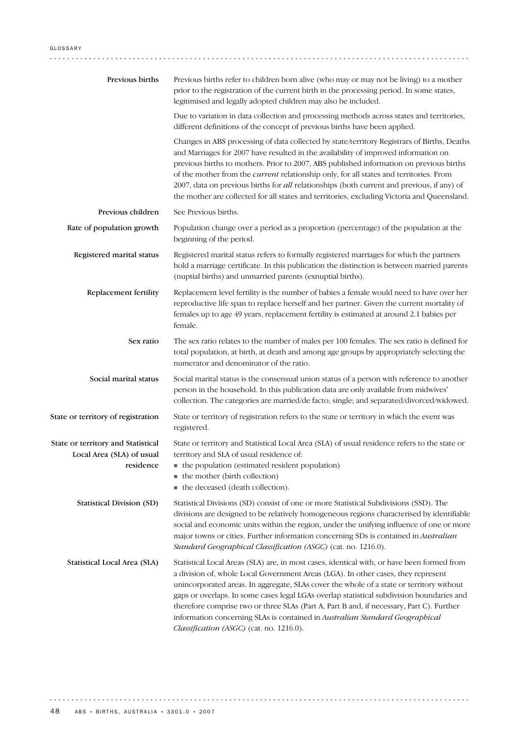**Previous births**

Previous births refer to children born alive (who may or may not be living) to a mother prior to the registration of the current birth in the processing period. In some states, legitimised and legally adopted children may also be included.

Due to variation in data collection and processing methods across states and territories, different definitions of the concept of previous births have been applied.

Changes in ABS processing of data collected by state/territory Registrars of Births, Deaths and Marriages for 2007 have resulted in the availability of improved information on previous births to mothers. Prior to 2007, ABS published information on previous births of the mother from the *current* relationship only, for all states and territories. From 2007, data on previous births for *all* relationships (both current and previous, if any) of the mother are collected for all states and territories, excluding Victoria and Queensland.

**Previous children**

See Previous births.

**Rate of population growth**

Population change over a period as a proportion (percentage) of the population at the beginning of the period.

**Registered marital status**

Registered marital status refers to formally registered marriages for which the partners hold a marriage certificate. In this publication the distinction is between married parents (nuptial births) and unmarried parents (exnuptial births).

**Replacement fertility**

Replacement level fertility is the number of babies a female would need to have over her reproductive life span to replace herself and her partner. Given the current mortality of females up to age 49 years, replacement fertility is estimated at around 2.1 babies per female.

**Sex ratio**

The sex ratio relates to the number of males per 100 females. The sex ratio is defined for total population, at birth, at death and among age groups by appropriately selecting the numerator and denominator of the ratio.

**Social marital status**

Social marital status is the consensual union status of a person with reference to another person in the household. In this publication data are only available from midwives' collection. The categories are married/de facto; single; and separated/divorced/widowed.

**State or territory of registration**

State or territory of registration refers to the state or territory in which the event was registered.

**State or territory and Statistical Local Area (SLA) of usual residence**

State or territory and Statistical Local Area (SLA) of usual residence refers to the state or territory and SLA of usual residence of:

- the population (estimated resident population)
- the mother (birth collection)
- the deceased (death collection).

**Statistical Division (SD)**

Statistical Divisions (SD) consist of one or more Statistical Subdivisions (SSD). The divisions are designed to be relatively homogeneous regions characterised by identifiable social and economic units within the region, under the unifying influence of one or more major towns or cities. Further information concerning SDs is contained in *Australian Standard Geographical Classification (ASGC)* (cat. no. 1216.0).

**Statistical Local Area (SLA)**

Statistical Local Areas (SLA) are, in most cases, identical with, or have been formed from a division of, whole Local Government Areas (LGA). In other cases, they represent unincorporated areas. In aggregate, SLAs cover the whole of a state or territory without gaps or overlaps. In some cases legal LGAs overlap statistical subdivision boundaries and therefore comprise two or three SLAs (Part A, Part B and, if necessary, Part C). Further information concerning SLAs is contained in *Australian Standard Geographical Classification (ASGC)* (cat. no. 1216.0).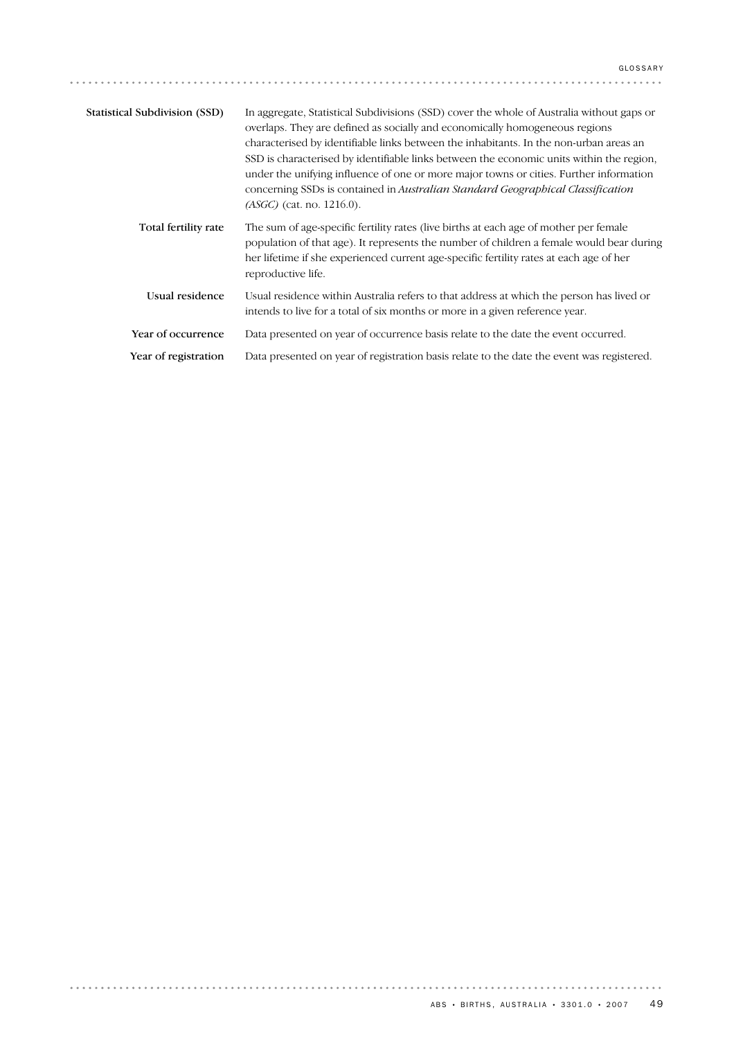**Statistical Subdivision (SSD)** In aggregate, Statistical Subdivisions (SSD) cover the whole of Australia without gaps or overlaps. They are defined as socially and economically homogeneous regions characterised by identifiable links between the inhabitants. In the non-urban areas an SSD is characterised by identifiable links between the economic units within the region, under the unifying influence of one or more major towns or cities. Further information concerning SSDs is contained in *Australian Standard Geographical Classification (ASGC)* (cat. no. 1216.0).

**Total fertility rate** The sum of age-specific fertility rates (live births at each age of mother per female population of that age). It represents the number of children a female would bear during her lifetime if she experienced current age-specific fertility rates at each age of her reproductive life.

**Usual residence** Usual residence within Australia refers to that address at which the person has lived or intends to live for a total of six months or more in a given reference year.

**Year of occurrence** Data presented on year of occurrence basis relate to the date the event occurred.

**Year of registration** Data presented on year of registration basis relate to the date the event was registered.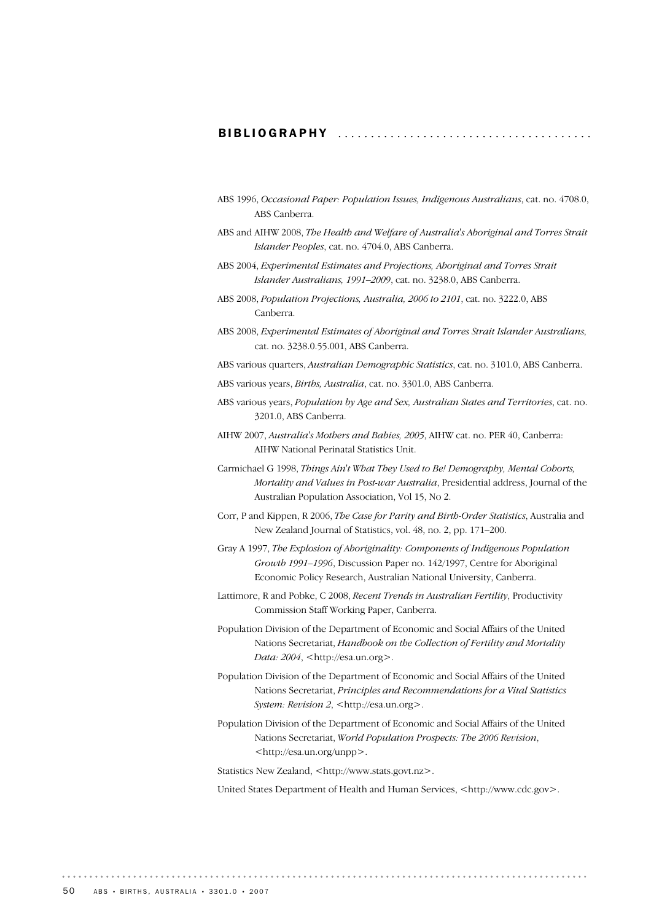# BIBLIOGRAPHY

ABS 1996, *Occasional Paper: Population Issues, Indigenous Australians*, cat. no. 4708.0, ABS Canberra.

ABS and AIHW 2008, *The Health and Welfare of Australia's Aboriginal and Torres Strait Islander Peoples*, cat. no. 4704.0, ABS Canberra.

ABS 2004, *Experimental Estimates and Projections, Aboriginal and Torres Strait Islander Australians, 1991–2009*, cat. no. 3238.0, ABS Canberra.

ABS 2008, *Population Projections, Australia, 2006 to 2101*, cat. no. 3222.0, ABS Canberra.

ABS 2008, *Experimental Estimates of Aboriginal and Torres Strait Islander Australians*, cat. no. 3238.0.55.001, ABS Canberra.

ABS various quarters, *Australian Demographic Statistics*, cat. no. 3101.0, ABS Canberra.

ABS various years, *Births, Australia*, cat. no. 3301.0, ABS Canberra.

ABS various years, *Population by Age and Sex, Australian States and Territories*, cat. no. 3201.0, ABS Canberra.

AIHW 2007, *Australia's Mothers and Babies, 2005*, AIHW cat. no. PER 40, Canberra: AIHW National Perinatal Statistics Unit.

Carmichael G 1998, *Things Ain't What They Used to Be! Demography, Mental Cohorts, Mortality and Values in Post-war Australia*, Presidential address, Journal of the Australian Population Association, Vol 15, No 2.

Corr, P and Kippen, R 2006, *The Case for Parity and Birth-Order Statistics*, Australia and New Zealand Journal of Statistics, vol. 48, no. 2, pp. 171–200.

Gray A 1997, *The Explosion of Aboriginality: Components of Indigenous Population Growth 1991–1996*, Discussion Paper no. 142/1997, Centre for Aboriginal Economic Policy Research, Australian National University, Canberra.

Lattimore, R and Pobke, C 2008, *Recent Trends in Australian Fertility*, Productivity Commission Staff Working Paper, Canberra.

Population Division of the Department of Economic and Social Affairs of the United Nations Secretariat, *Handbook on the Collection of Fertility and Mortality Data: 2004*, <http://esa.un.org>.

Population Division of the Department of Economic and Social Affairs of the United Nations Secretariat, *Principles and Recommendations for a Vital Statistics System: Revision 2*, <http://esa.un.org>.

Population Division of the Department of Economic and Social Affairs of the United Nations Secretariat, *World Population Prospects: The 2006 Revision*, <http://esa.un.org/unpp>.

Statistics New Zealand, <http://www.stats.govt.nz>.

United States Department of Health and Human Services, <http://www.cdc.gov>.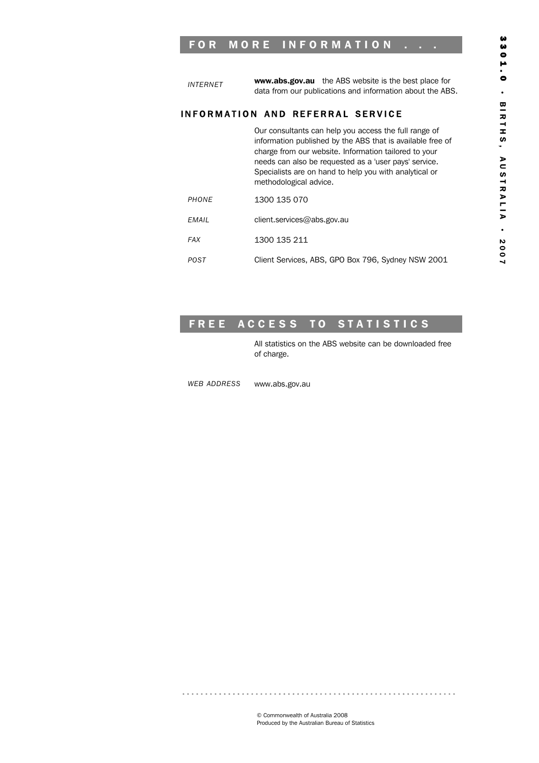## FOR MORE INFORMATION . . .

*INTERNET* **www.abs.gov.au** the ABS website is the best place for data from our publications and information about the ABS.

### INFORMATION AND REFERRAL SERVICE

Our consultants can help you access the full range of information published by the ABS that is available free of charge from our website. Information tailored to your needs can also be requested as a 'user pays' service. Specialists are on hand to help you with analytical or methodological advice.

| | |
|---|---|
| *PHONE* | 1300 135 070 |
| *EMAIL* | client.services@abs.gov.au |
| *FAX* | 1300 135 211 |
| *POST* | Client Services, ABS, GPO Box 796, Sydney NSW 2001 |

## FREE ACCESS TO STATISTICS

All statistics on the ABS website can be downloaded free of charge.

*WEB ADDRESS* www.abs.gov.au

© Commonwealth of Australia 2008
Produced by the Australian Bureau of Statistics